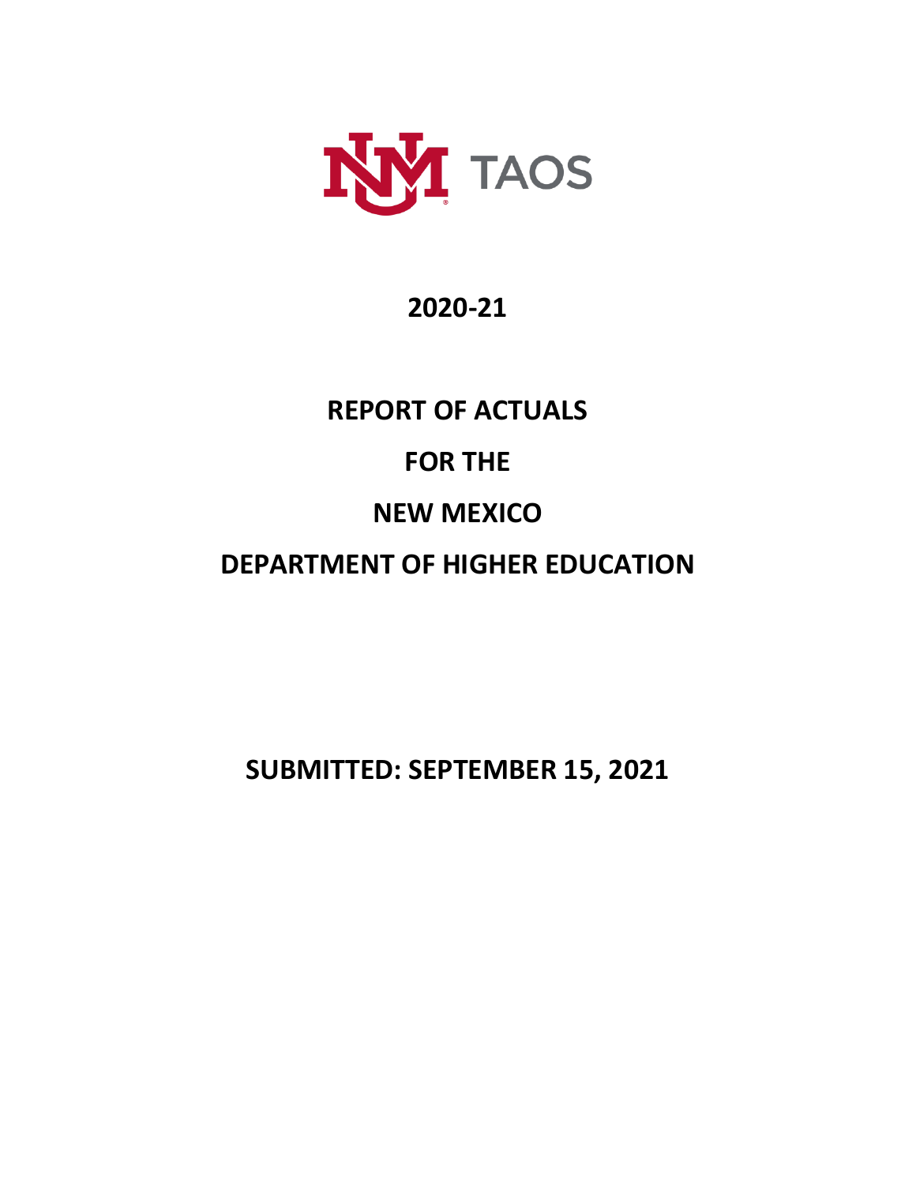UNM TAOS

# 2020-21

# REPORT OF ACTUALS

# FOR THE

# NEW MEXICO

# DEPARTMENT OF HIGHER EDUCATION

**SUBMITTED: SEPTEMBER 15, 2021**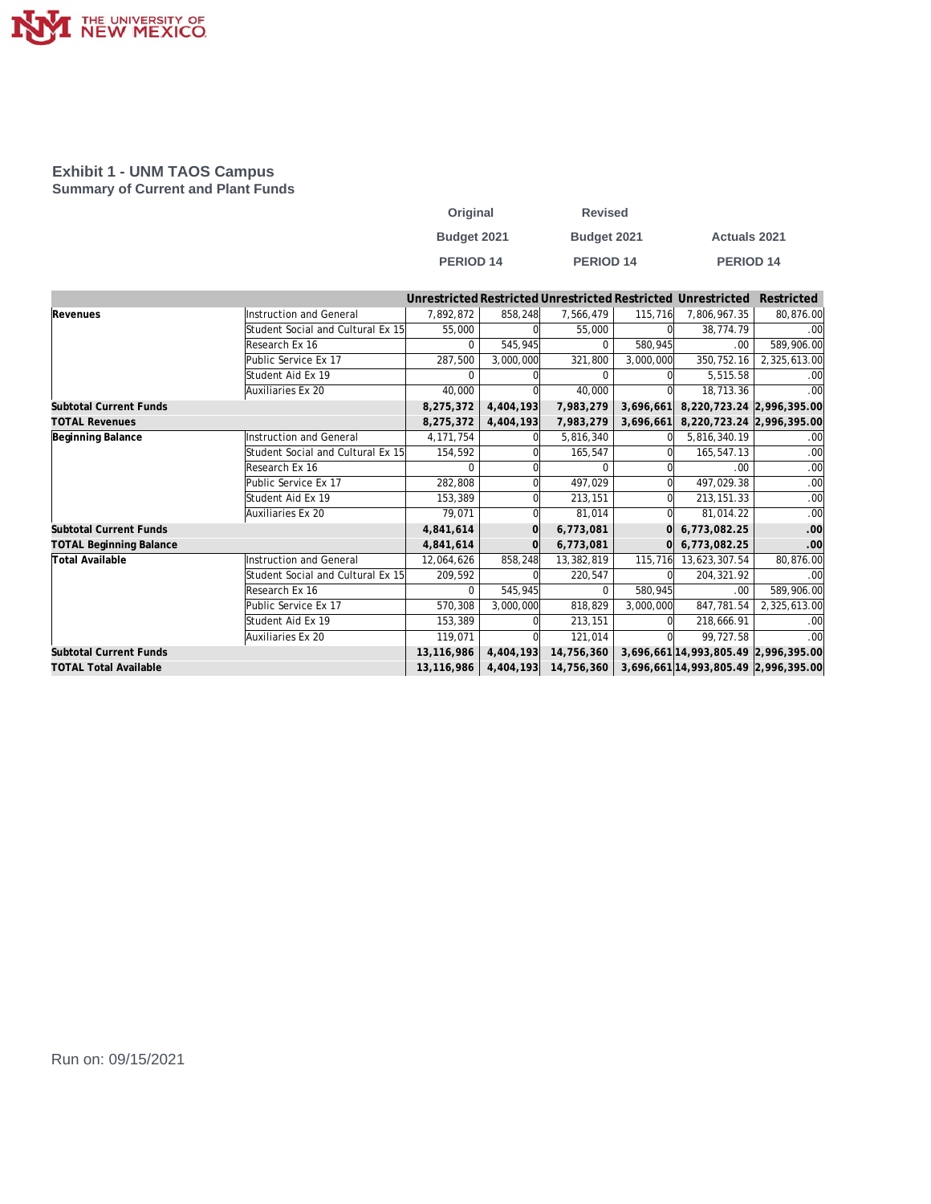THE UNIVERSITY OF NEW MEXICO

## Exhibit 1 - UNM TAOS Campus

### Summary of Current and Plant Funds

| | | Original Budget 2021 PERIOD 14 | | Revised Budget 2021 PERIOD 14 | | Actuals 2021 PERIOD 14 | |
|---|---|---|---|---|---|---|---|
| | | Unrestricted | Restricted | Unrestricted | Restricted | Unrestricted | Restricted |
| **Revenues** | Instruction and General | 7,892,872 | 858,248 | 7,566,479 | 115,716 | 7,806,967.35 | 80,876.00 |
| | Student Social and Cultural Ex 15 | 55,000 | 0 | 55,000 | 0 | 38,774.79 | .00 |
| | Research Ex 16 | 0 | 545,945 | 0 | 580,945 | .00 | 589,906.00 |
| | Public Service Ex 17 | 287,500 | 3,000,000 | 321,800 | 3,000,000 | 350,752.16 | 2,325,613.00 |
| | Student Aid Ex 19 | 0 | 0 | 0 | 0 | 5,515.58 | .00 |
| | Auxiliaries Ex 20 | 40,000 | 0 | 40,000 | 0 | 18,713.36 | .00 |
| **Subtotal Current Funds** | | **8,275,372** | **4,404,193** | **7,983,279** | **3,696,661** | **8,220,723.24** | **2,996,395.00** |
| **TOTAL Revenues** | | **8,275,372** | **4,404,193** | **7,983,279** | **3,696,661** | **8,220,723.24** | **2,996,395.00** |
| **Beginning Balance** | Instruction and General | 4,171,754 | 0 | 5,816,340 | 0 | 5,816,340.19 | .00 |
| | Student Social and Cultural Ex 15 | 154,592 | 0 | 165,547 | 0 | 165,547.13 | .00 |
| | Research Ex 16 | 0 | 0 | 0 | 0 | .00 | .00 |
| | Public Service Ex 17 | 282,808 | 0 | 497,029 | 0 | 497,029.38 | .00 |
| | Student Aid Ex 19 | 153,389 | 0 | 213,151 | 0 | 213,151.33 | .00 |
| | Auxiliaries Ex 20 | 79,071 | 0 | 81,014 | 0 | 81,014.22 | .00 |
| **Subtotal Current Funds** | | **4,841,614** | **0** | **6,773,081** | **0** | **6,773,082.25** | **.00** |
| **TOTAL Beginning Balance** | | **4,841,614** | **0** | **6,773,081** | **0** | **6,773,082.25** | **.00** |
| **Total Available** | Instruction and General | 12,064,626 | 858,248 | 13,382,819 | 115,716 | 13,623,307.54 | 80,876.00 |
| | Student Social and Cultural Ex 15 | 209,592 | 0 | 220,547 | 0 | 204,321.92 | .00 |
| | Research Ex 16 | 0 | 545,945 | 0 | 580,945 | .00 | 589,906.00 |
| | Public Service Ex 17 | 570,308 | 3,000,000 | 818,829 | 3,000,000 | 847,781.54 | 2,325,613.00 |
| | Student Aid Ex 19 | 153,389 | 0 | 213,151 | 0 | 218,666.91 | .00 |
| | Auxiliaries Ex 20 | 119,071 | 0 | 121,014 | 0 | 99,727.58 | .00 |
| **Subtotal Current Funds** | | **13,116,986** | **4,404,193** | **14,756,360** | **3,696,661** | **14,993,805.49** | **2,996,395.00** |
| **TOTAL Total Available** | | **13,116,986** | **4,404,193** | **14,756,360** | **3,696,661** | **14,993,805.49** | **2,996,395.00** |

Run on: 09/15/2021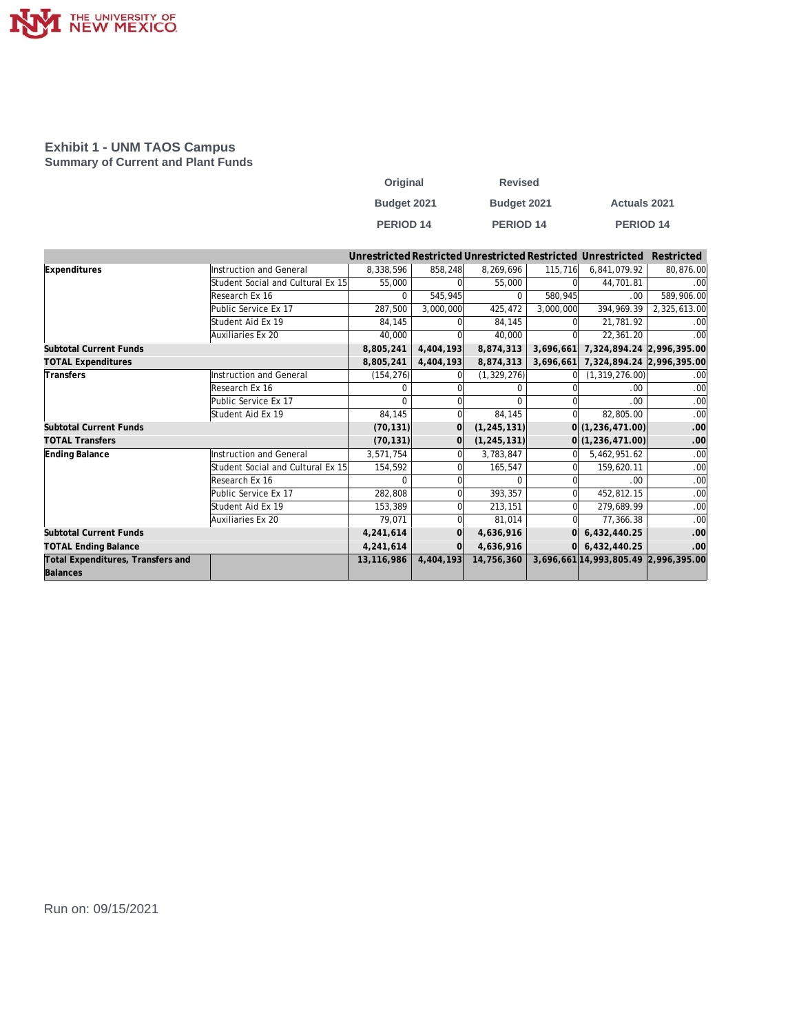## Exhibit 1 - UNM TAOS Campus

### Summary of Current and Plant Funds

| | | Original Budget 2021 PERIOD 14 | | Revised Budget 2021 PERIOD 14 | | Actuals 2021 PERIOD 14 | |
|---|---|---|---|---|---|---|---|
| | | Unrestricted | Restricted | Unrestricted | Restricted | Unrestricted | Restricted |
| **Expenditures** | Instruction and General | 8,338,596 | 858,248 | 8,269,696 | 115,716 | 6,841,079.92 | 80,876.00 |
| | Student Social and Cultural Ex 15 | 55,000 | 0 | 55,000 | 0 | 44,701.81 | .00 |
| | Research Ex 16 | 0 | 545,945 | 0 | 580,945 | .00 | 589,906.00 |
| | Public Service Ex 17 | 287,500 | 3,000,000 | 425,472 | 3,000,000 | 394,969.39 | 2,325,613.00 |
| | Student Aid Ex 19 | 84,145 | 0 | 84,145 | 0 | 21,781.92 | .00 |
| | Auxiliaries Ex 20 | 40,000 | 0 | 40,000 | 0 | 22,361.20 | .00 |
| **Subtotal Current Funds** | | **8,805,241** | **4,404,193** | **8,874,313** | **3,696,661** | **7,324,894.24** | **2,996,395.00** |
| **TOTAL Expenditures** | | **8,805,241** | **4,404,193** | **8,874,313** | **3,696,661** | **7,324,894.24** | **2,996,395.00** |
| **Transfers** | Instruction and General | (154,276) | 0 | (1,329,276) | 0 | (1,319,276.00) | .00 |
| | Research Ex 16 | 0 | 0 | 0 | 0 | .00 | .00 |
| | Public Service Ex 17 | 0 | 0 | 0 | 0 | .00 | .00 |
| | Student Aid Ex 19 | 84,145 | 0 | 84,145 | 0 | 82,805.00 | .00 |
| **Subtotal Current Funds** | | **(70,131)** | **0** | **(1,245,131)** | **0** | **(1,236,471.00)** | **.00** |
| **TOTAL Transfers** | | **(70,131)** | **0** | **(1,245,131)** | **0** | **(1,236,471.00)** | **.00** |
| **Ending Balance** | Instruction and General | 3,571,754 | 0 | 3,783,847 | 0 | 5,462,951.62 | .00 |
| | Student Social and Cultural Ex 15 | 154,592 | 0 | 165,547 | 0 | 159,620.11 | .00 |
| | Research Ex 16 | 0 | 0 | 0 | 0 | .00 | .00 |
| | Public Service Ex 17 | 282,808 | 0 | 393,357 | 0 | 452,812.15 | .00 |
| | Student Aid Ex 19 | 153,389 | 0 | 213,151 | 0 | 279,689.99 | .00 |
| | Auxiliaries Ex 20 | 79,071 | 0 | 81,014 | 0 | 77,366.38 | .00 |
| **Subtotal Current Funds** | | **4,241,614** | **0** | **4,636,916** | **0** | **6,432,440.25** | **.00** |
| **TOTAL Ending Balance** | | **4,241,614** | **0** | **4,636,916** | **0** | **6,432,440.25** | **.00** |
| **Total Expenditures, Transfers and Balances** | | **13,116,986** | **4,404,193** | **14,756,360** | **3,696,661** | **14,993,805.49** | **2,996,395.00** |

Run on: 09/15/2021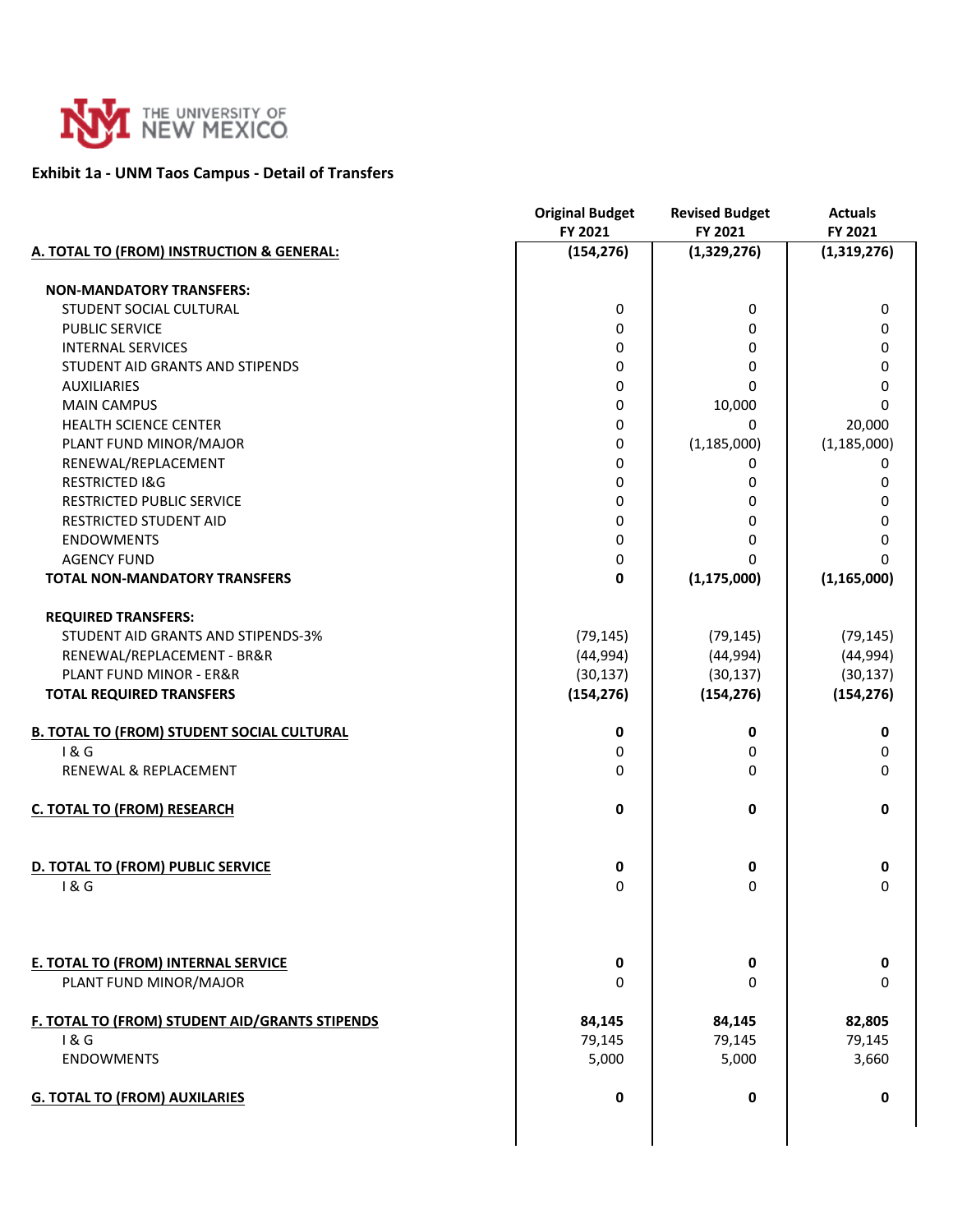THE UNIVERSITY OF NEW MEXICO

**Exhibit 1a - UNM Taos Campus - Detail of Transfers**

| | Original Budget FY 2021 | Revised Budget FY 2021 | Actuals FY 2021 |
|---|---|---|---|
| **A. TOTAL TO (FROM) INSTRUCTION & GENERAL:** | **(154,276)** | **(1,329,276)** | **(1,319,276)** |
| **NON-MANDATORY TRANSFERS:** | | | |
| STUDENT SOCIAL CULTURAL | 0 | 0 | 0 |
| PUBLIC SERVICE | 0 | 0 | 0 |
| INTERNAL SERVICES | 0 | 0 | 0 |
| STUDENT AID GRANTS AND STIPENDS | 0 | 0 | 0 |
| AUXILIARIES | 0 | 0 | 0 |
| MAIN CAMPUS | 0 | 10,000 | 0 |
| HEALTH SCIENCE CENTER | 0 | 0 | 20,000 |
| PLANT FUND MINOR/MAJOR | 0 | (1,185,000) | (1,185,000) |
| RENEWAL/REPLACEMENT | 0 | 0 | 0 |
| RESTRICTED I&G | 0 | 0 | 0 |
| RESTRICTED PUBLIC SERVICE | 0 | 0 | 0 |
| RESTRICTED STUDENT AID | 0 | 0 | 0 |
| ENDOWMENTS | 0 | 0 | 0 |
| AGENCY FUND | 0 | 0 | 0 |
| **TOTAL NON-MANDATORY TRANSFERS** | **0** | **(1,175,000)** | **(1,165,000)** |
| **REQUIRED TRANSFERS:** | | | |
| STUDENT AID GRANTS AND STIPENDS-3% | (79,145) | (79,145) | (79,145) |
| RENEWAL/REPLACEMENT - BR&R | (44,994) | (44,994) | (44,994) |
| PLANT FUND MINOR - ER&R | (30,137) | (30,137) | (30,137) |
| **TOTAL REQUIRED TRANSFERS** | **(154,276)** | **(154,276)** | **(154,276)** |
| **B. TOTAL TO (FROM) STUDENT SOCIAL CULTURAL** | **0** | **0** | **0** |
| I & G | 0 | 0 | 0 |
| RENEWAL & REPLACEMENT | 0 | 0 | 0 |
| **C. TOTAL TO (FROM) RESEARCH** | **0** | **0** | **0** |
| **D. TOTAL TO (FROM) PUBLIC SERVICE** | **0** | **0** | **0** |
| I & G | 0 | 0 | 0 |
| **E. TOTAL TO (FROM) INTERNAL SERVICE** | **0** | **0** | **0** |
| PLANT FUND MINOR/MAJOR | 0 | 0 | 0 |
| **F. TOTAL TO (FROM) STUDENT AID/GRANTS STIPENDS** | **84,145** | **84,145** | **82,805** |
| I & G | 79,145 | 79,145 | 79,145 |
| ENDOWMENTS | 5,000 | 5,000 | 3,660 |
| **G. TOTAL TO (FROM) AUXILARIES** | **0** | **0** | **0** |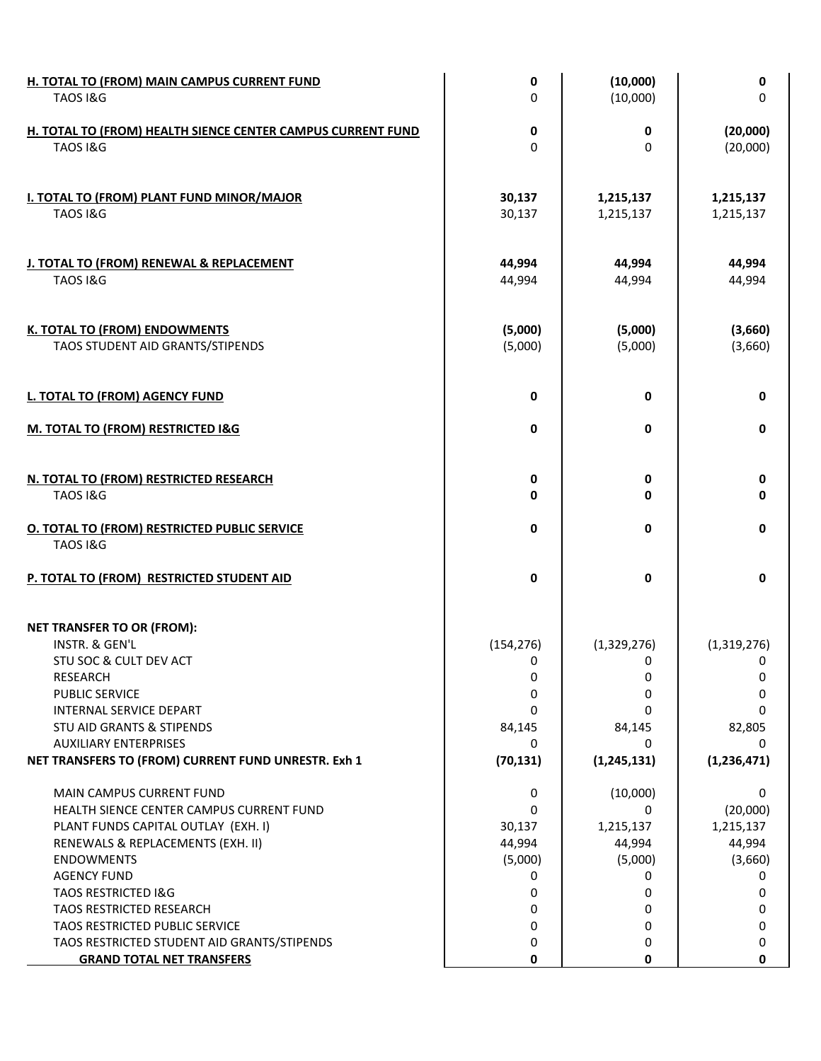| | | | |
|---|---|---|---|
| **H. TOTAL TO (FROM) MAIN CAMPUS CURRENT FUND** | **0** | **(10,000)** | **0** |
| TAOS I&G | 0 | (10,000) | 0 |
| **H. TOTAL TO (FROM) HEALTH SIENCE CENTER CAMPUS CURRENT FUND** | **0** | **0** | **(20,000)** |
| TAOS I&G | 0 | 0 | (20,000) |
| **I. TOTAL TO (FROM) PLANT FUND MINOR/MAJOR** | **30,137** | **1,215,137** | **1,215,137** |
| TAOS I&G | 30,137 | 1,215,137 | 1,215,137 |
| **J. TOTAL TO (FROM) RENEWAL & REPLACEMENT** | **44,994** | **44,994** | **44,994** |
| TAOS I&G | 44,994 | 44,994 | 44,994 |
| **K. TOTAL TO (FROM) ENDOWMENTS** | **(5,000)** | **(5,000)** | **(3,660)** |
| TAOS STUDENT AID GRANTS/STIPENDS | (5,000) | (5,000) | (3,660) |
| **L. TOTAL TO (FROM) AGENCY FUND** | **0** | **0** | **0** |
| **M. TOTAL TO (FROM) RESTRICTED I&G** | **0** | **0** | **0** |
| **N. TOTAL TO (FROM) RESTRICTED RESEARCH** | **0** | **0** | **0** |
| TAOS I&G | **0** | **0** | **0** |
| **O. TOTAL TO (FROM) RESTRICTED PUBLIC SERVICE** | **0** | **0** | **0** |
| TAOS I&G | | | |
| **P. TOTAL TO (FROM) RESTRICTED STUDENT AID** | **0** | **0** | **0** |
| **NET TRANSFER TO OR (FROM):** | | | |
| INSTR. & GEN'L | (154,276) | (1,329,276) | (1,319,276) |
| STU SOC & CULT DEV ACT | 0 | 0 | 0 |
| RESEARCH | 0 | 0 | 0 |
| PUBLIC SERVICE | 0 | 0 | 0 |
| INTERNAL SERVICE DEPART | 0 | 0 | 0 |
| STU AID GRANTS & STIPENDS | 84,145 | 84,145 | 82,805 |
| AUXILIARY ENTERPRISES | 0 | 0 | 0 |
| **NET TRANSFERS TO (FROM) CURRENT FUND UNRESTR. Exh 1** | **(70,131)** | **(1,245,131)** | **(1,236,471)** |
| MAIN CAMPUS CURRENT FUND | 0 | (10,000) | 0 |
| HEALTH SIENCE CENTER CAMPUS CURRENT FUND | 0 | 0 | (20,000) |
| PLANT FUNDS CAPITAL OUTLAY (EXH. I) | 30,137 | 1,215,137 | 1,215,137 |
| RENEWALS & REPLACEMENTS (EXH. II) | 44,994 | 44,994 | 44,994 |
| ENDOWMENTS | (5,000) | (5,000) | (3,660) |
| AGENCY FUND | 0 | 0 | 0 |
| TAOS RESTRICTED I&G | 0 | 0 | 0 |
| TAOS RESTRICTED RESEARCH | 0 | 0 | 0 |
| TAOS RESTRICTED PUBLIC SERVICE | 0 | 0 | 0 |
| TAOS RESTRICTED STUDENT AID GRANTS/STIPENDS | 0 | 0 | 0 |
| **GRAND TOTAL NET TRANSFERS** | **0** | **0** | **0** |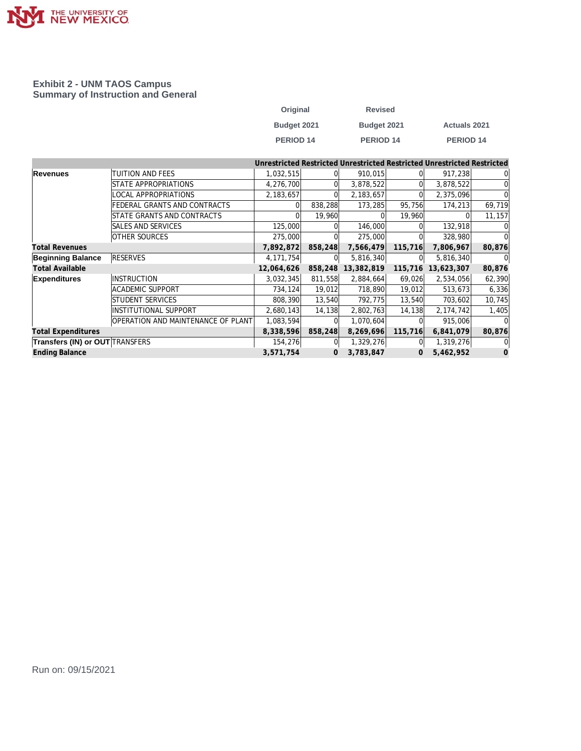# Exhibit 2 - UNM TAOS Campus
## Summary of Instruction and General

| | | Original Budget 2021 PERIOD 14 | | Revised Budget 2021 PERIOD 14 | | Actuals 2021 PERIOD 14 | |
|---|---|---|---|---|---|---|---|
| | | Unrestricted | Restricted | Unrestricted | Restricted | Unrestricted | Restricted |
| **Revenues** | TUITION AND FEES | 1,032,515 | 0 | 910,015 | 0 | 917,238 | 0 |
| | STATE APPROPRIATIONS | 4,276,700 | 0 | 3,878,522 | 0 | 3,878,522 | 0 |
| | LOCAL APPROPRIATIONS | 2,183,657 | 0 | 2,183,657 | 0 | 2,375,096 | 0 |
| | FEDERAL GRANTS AND CONTRACTS | 0 | 838,288 | 173,285 | 95,756 | 174,213 | 69,719 |
| | STATE GRANTS AND CONTRACTS | 0 | 19,960 | 0 | 19,960 | 0 | 11,157 |
| | SALES AND SERVICES | 125,000 | 0 | 146,000 | 0 | 132,918 | 0 |
| | OTHER SOURCES | 275,000 | 0 | 275,000 | 0 | 328,980 | 0 |
| **Total Revenues** | | **7,892,872** | **858,248** | **7,566,479** | **115,716** | **7,806,967** | **80,876** |
| **Beginning Balance** | RESERVES | 4,171,754 | 0 | 5,816,340 | 0 | 5,816,340 | 0 |
| **Total Available** | | **12,064,626** | **858,248** | **13,382,819** | **115,716** | **13,623,307** | **80,876** |
| **Expenditures** | INSTRUCTION | 3,032,345 | 811,558 | 2,884,664 | 69,026 | 2,534,056 | 62,390 |
| | ACADEMIC SUPPORT | 734,124 | 19,012 | 718,890 | 19,012 | 513,673 | 6,336 |
| | STUDENT SERVICES | 808,390 | 13,540 | 792,775 | 13,540 | 703,602 | 10,745 |
| | INSTITUTIONAL SUPPORT | 2,680,143 | 14,138 | 2,802,763 | 14,138 | 2,174,742 | 1,405 |
| | OPERATION AND MAINTENANCE OF PLANT | 1,083,594 | 0 | 1,070,604 | 0 | 915,006 | 0 |
| **Total Expenditures** | | **8,338,596** | **858,248** | **8,269,696** | **115,716** | **6,841,079** | **80,876** |
| **Transfers (IN) or OUT** | TRANSFERS | 154,276 | 0 | 1,329,276 | 0 | 1,319,276 | 0 |
| **Ending Balance** | | **3,571,754** | **0** | **3,783,847** | **0** | **5,462,952** | **0** |

Run on: 09/15/2021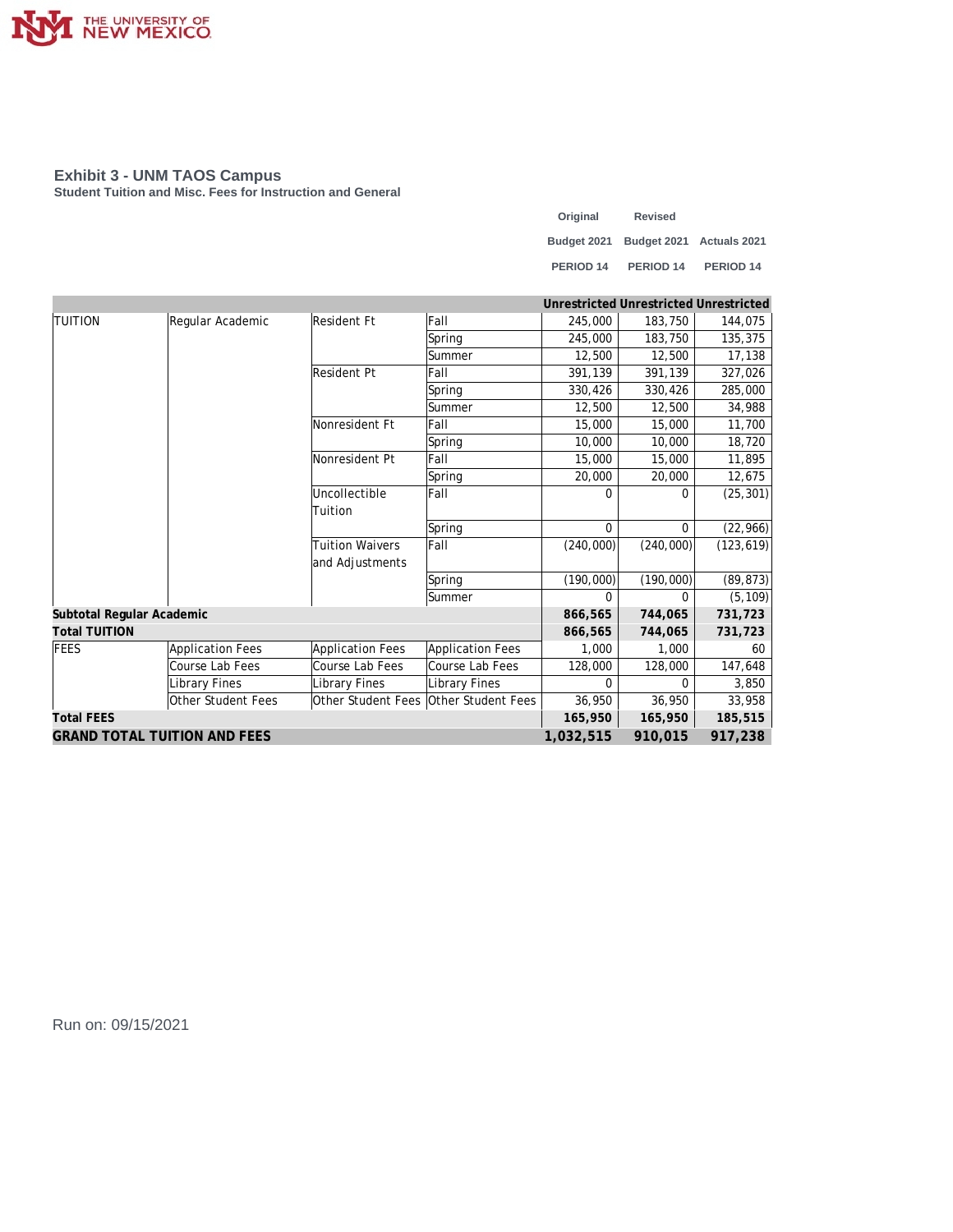## Exhibit 3 - UNM TAOS Campus

**Student Tuition and Misc. Fees for Instruction and General**

| | | | | Original Budget 2021 PERIOD 14 | Revised Budget 2021 PERIOD 14 | Actuals 2021 PERIOD 14 |
|---|---|---|---|---|---|---|
| | | | | Unrestricted | Unrestricted | Unrestricted |
| TUITION | Regular Academic | Resident Ft | Fall | 245,000 | 183,750 | 144,075 |
| | | | Spring | 245,000 | 183,750 | 135,375 |
| | | | Summer | 12,500 | 12,500 | 17,138 |
| | | Resident Pt | Fall | 391,139 | 391,139 | 327,026 |
| | | | Spring | 330,426 | 330,426 | 285,000 |
| | | | Summer | 12,500 | 12,500 | 34,988 |
| | | Nonresident Ft | Fall | 15,000 | 15,000 | 11,700 |
| | | | Spring | 10,000 | 10,000 | 18,720 |
| | | Nonresident Pt | Fall | 15,000 | 15,000 | 11,895 |
| | | | Spring | 20,000 | 20,000 | 12,675 |
| | | Uncollectible Tuition | Fall | 0 | 0 | (25,301) |
| | | | Spring | 0 | 0 | (22,966) |
| | | Tuition Waivers and Adjustments | Fall | (240,000) | (240,000) | (123,619) |
| | | | Spring | (190,000) | (190,000) | (89,873) |
| | | | Summer | 0 | 0 | (5,109) |
| **Subtotal Regular Academic** | | | | **866,565** | **744,065** | **731,723** |
| **Total TUITION** | | | | **866,565** | **744,065** | **731,723** |
| FEES | Application Fees | Application Fees | Application Fees | 1,000 | 1,000 | 60 |
| | Course Lab Fees | Course Lab Fees | Course Lab Fees | 128,000 | 128,000 | 147,648 |
| | Library Fines | Library Fines | Library Fines | 0 | 0 | 3,850 |
| | Other Student Fees | Other Student Fees | Other Student Fees | 36,950 | 36,950 | 33,958 |
| **Total FEES** | | | | **165,950** | **165,950** | **185,515** |
| **GRAND TOTAL TUITION AND FEES** | | | | **1,032,515** | **910,015** | **917,238** |

Run on: 09/15/2021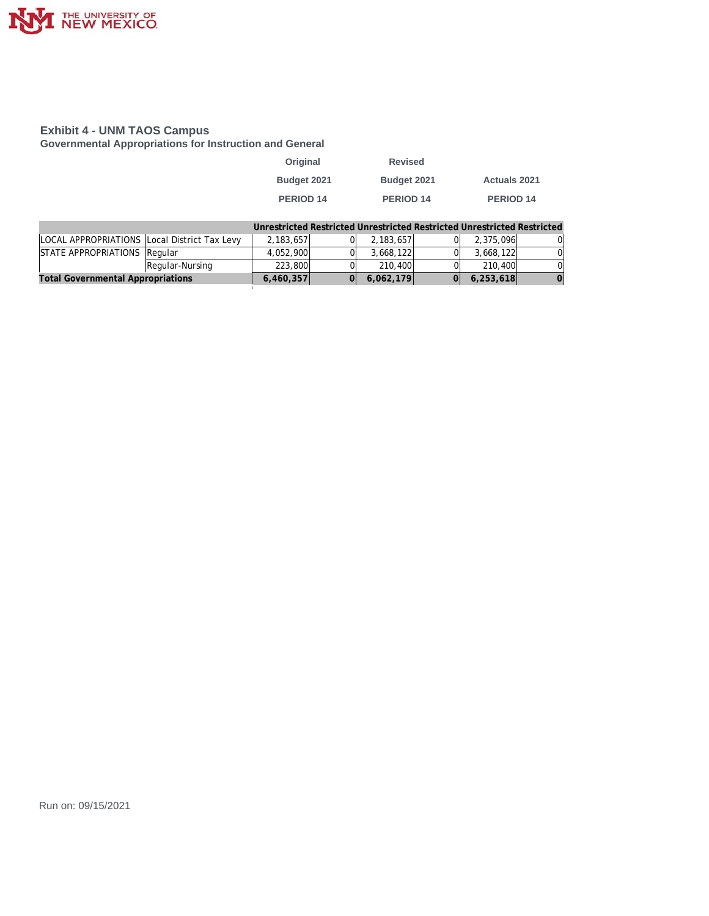## Exhibit 4 - UNM TAOS Campus

### Governmental Appropriations for Instruction and General

| | | Original Budget 2021 PERIOD 14 | | Revised Budget 2021 PERIOD 14 | | Actuals 2021 PERIOD 14 | |
|---|---|---|---|---|---|---|---|
| | | Unrestricted | Restricted | Unrestricted | Restricted | Unrestricted | Restricted |
| LOCAL APPROPRIATIONS | Local District Tax Levy | 2,183,657 | 0 | 2,183,657 | 0 | 2,375,096 | 0 |
| STATE APPROPRIATIONS | Regular | 4,052,900 | 0 | 3,668,122 | 0 | 3,668,122 | 0 |
| | Regular-Nursing | 223,800 | 0 | 210,400 | 0 | 210,400 | 0 |
| **Total Governmental Appropriations** | | **6,460,357** | **0** | **6,062,179** | **0** | **6,253,618** | **0** |

Run on: 09/15/2021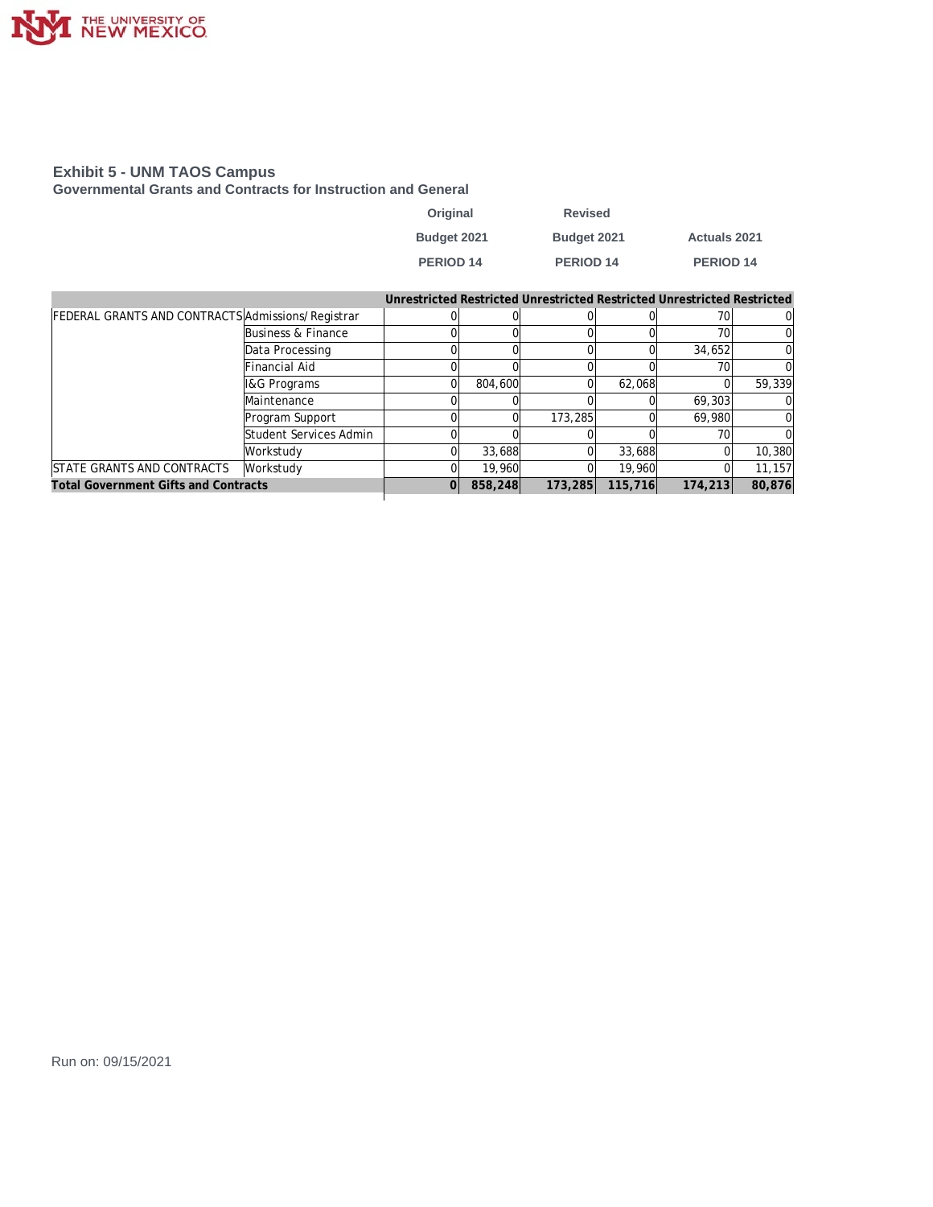## Exhibit 5 - UNM TAOS Campus

### Governmental Grants and Contracts for Instruction and General

| | | Original Budget 2021 PERIOD 14 | | Revised Budget 2021 PERIOD 14 | | Actuals 2021 PERIOD 14 | |
|---|---|---|---|---|---|---|---|
| | | Unrestricted | Restricted | Unrestricted | Restricted | Unrestricted | Restricted |
| FEDERAL GRANTS AND CONTRACTS | Admissions/Registrar | 0 | 0 | 0 | 0 | 70 | 0 |
| | Business & Finance | 0 | 0 | 0 | 0 | 70 | 0 |
| | Data Processing | 0 | 0 | 0 | 0 | 34,652 | 0 |
| | Financial Aid | 0 | 0 | 0 | 0 | 70 | 0 |
| | I&G Programs | 0 | 804,600 | 0 | 62,068 | 0 | 59,339 |
| | Maintenance | 0 | 0 | 0 | 0 | 69,303 | 0 |
| | Program Support | 0 | 0 | 173,285 | 0 | 69,980 | 0 |
| | Student Services Admin | 0 | 0 | 0 | 0 | 70 | 0 |
| | Workstudy | 0 | 33,688 | 0 | 33,688 | 0 | 10,380 |
| STATE GRANTS AND CONTRACTS | Workstudy | 0 | 19,960 | 0 | 19,960 | 0 | 11,157 |
| **Total Government Gifts and Contracts** | | **0** | **858,248** | **173,285** | **115,716** | **174,213** | **80,876** |

Run on: 09/15/2021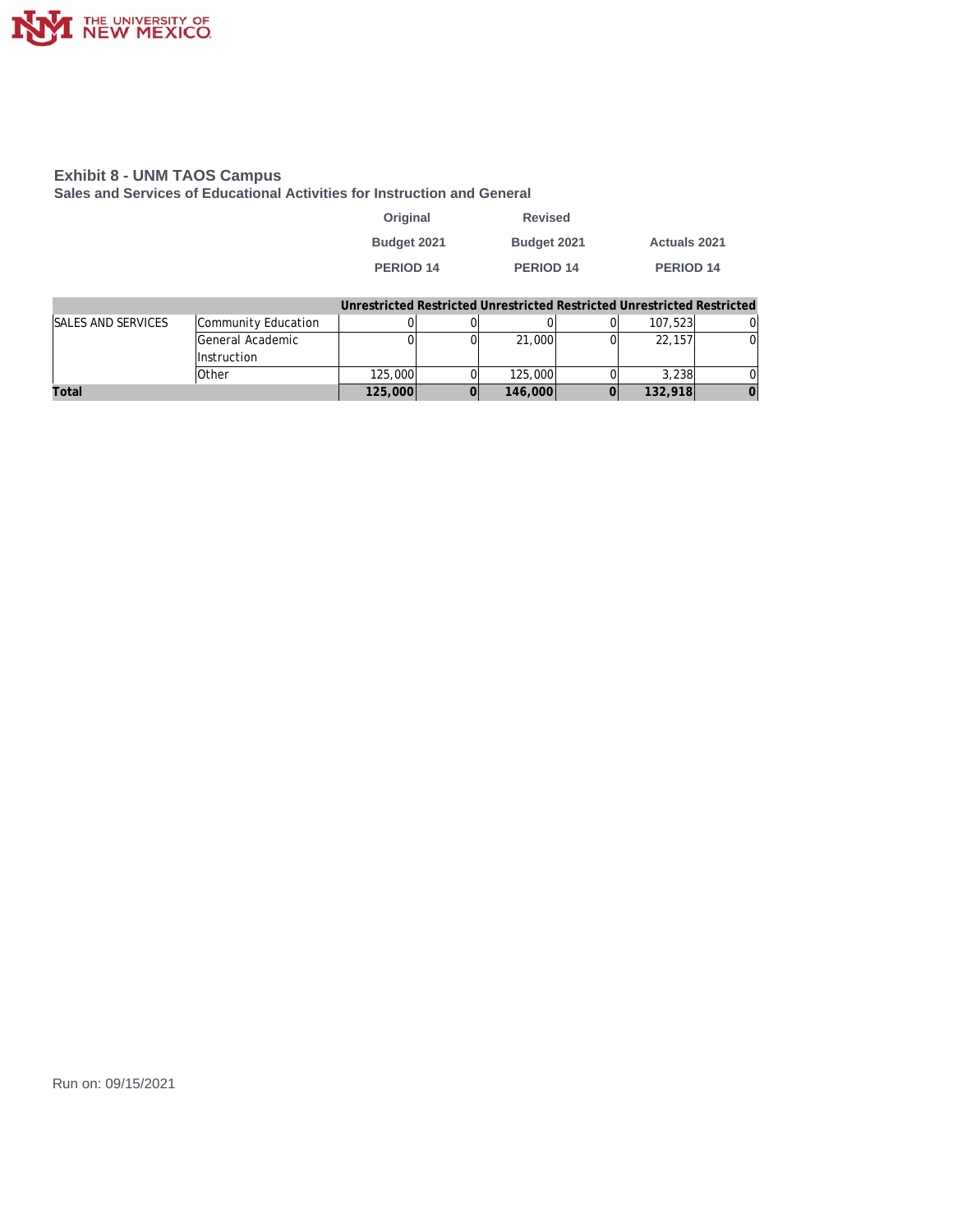## Exhibit 8 - UNM TAOS Campus

### Sales and Services of Educational Activities for Instruction and General

| | | Original Budget 2021 PERIOD 14 | | Revised Budget 2021 PERIOD 14 | | Actuals 2021 PERIOD 14 | |
|---|---|---|---|---|---|---|---|
| | | Unrestricted | Restricted | Unrestricted | Restricted | Unrestricted | Restricted |
| SALES AND SERVICES | Community Education | 0 | 0 | 0 | 0 | 107,523 | 0 |
| | General Academic Instruction | 0 | 0 | 21,000 | 0 | 22,157 | 0 |
| | Other | 125,000 | 0 | 125,000 | 0 | 3,238 | 0 |
| **Total** | | **125,000** | **0** | **146,000** | **0** | **132,918** | **0** |

Run on: 09/15/2021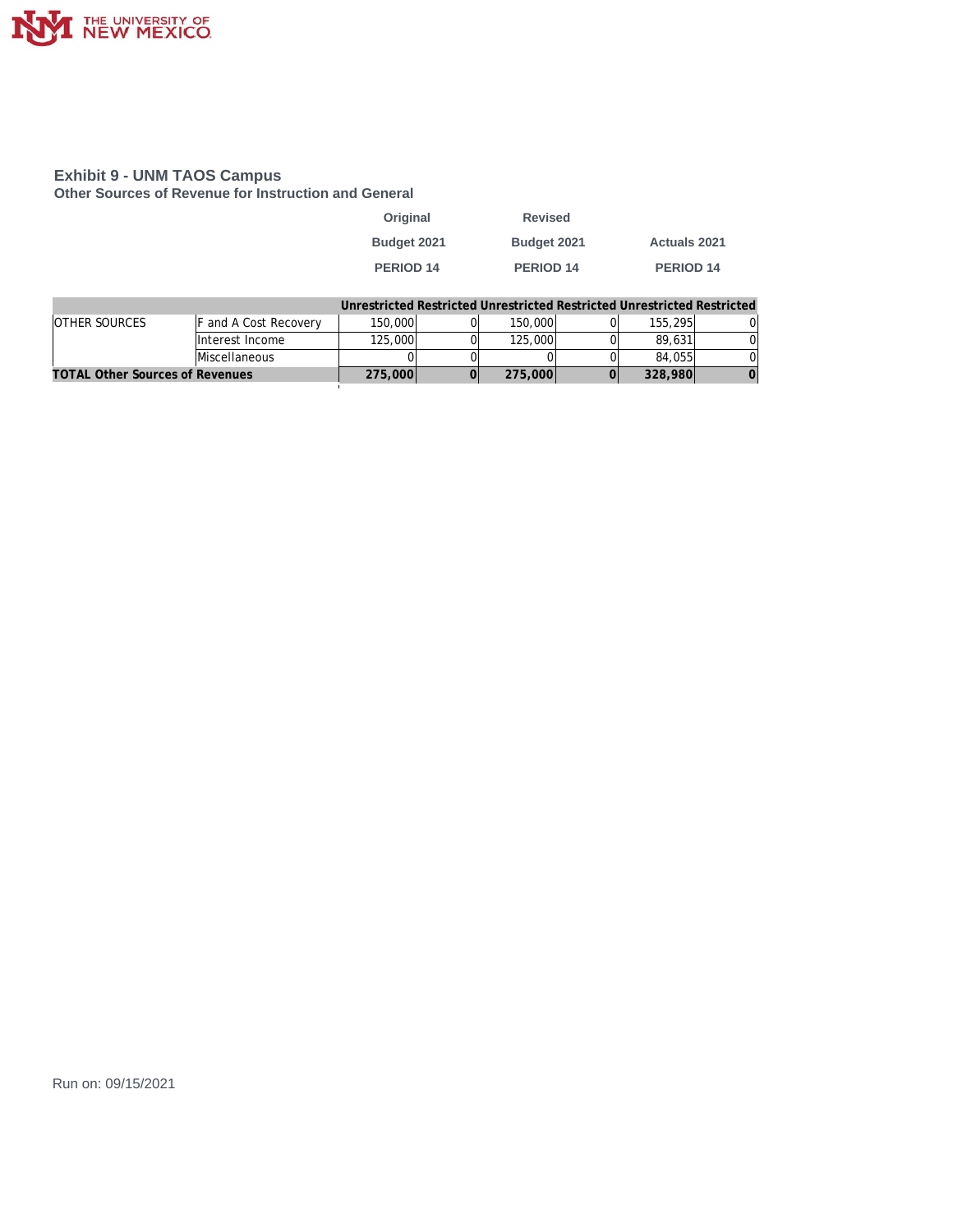## Exhibit 9 - UNM TAOS Campus

### Other Sources of Revenue for Instruction and General

| | | Original Budget 2021 PERIOD 14 | | Revised Budget 2021 PERIOD 14 | | Actuals 2021 PERIOD 14 | |
|---|---|---|---|---|---|---|---|
| | | **Unrestricted** | **Restricted** | **Unrestricted** | **Restricted** | **Unrestricted** | **Restricted** |
| OTHER SOURCES | F and A Cost Recovery | 150,000 | 0 | 150,000 | 0 | 155,295 | 0 |
| | Interest Income | 125,000 | 0 | 125,000 | 0 | 89,631 | 0 |
| | Miscellaneous | 0 | 0 | 0 | 0 | 84,055 | 0 |
| **TOTAL Other Sources of Revenues** | | **275,000** | **0** | **275,000** | **0** | **328,980** | **0** |

Run on: 09/15/2021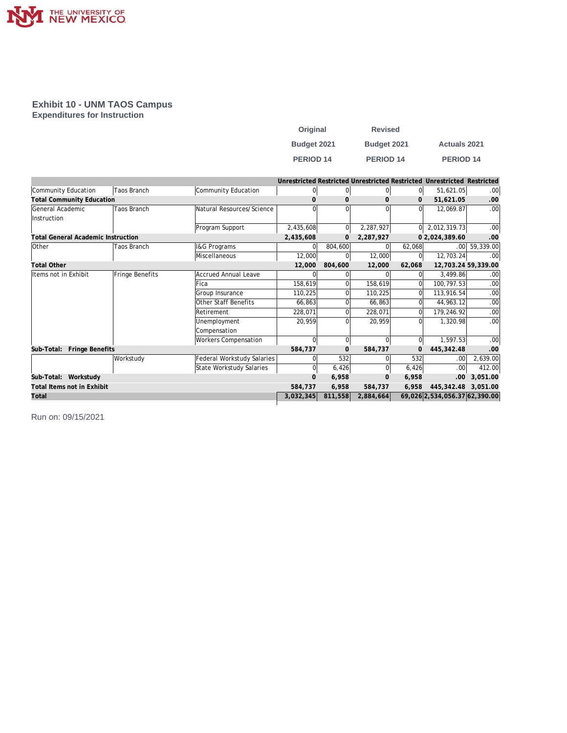# Exhibit 10 - UNM TAOS Campus
## Expenditures for Instruction

| | | | Original Budget 2021 PERIOD 14 | | Revised Budget 2021 PERIOD 14 | | Actuals 2021 PERIOD 14 | |
|---|---|---|---|---|---|---|---|---|
| | | | Unrestricted | Restricted | Unrestricted | Restricted | Unrestricted | Restricted |
| Community Education | Taos Branch | Community Education | 0 | 0 | 0 | 0 | 51,621.05 | .00 |
| **Total Community Education** | | | **0** | **0** | **0** | **0** | **51,621.05** | **.00** |
| General Academic Instruction | Taos Branch | Natural Resources/ Science | 0 | 0 | 0 | 0 | 12,069.87 | .00 |
| | | Program Support | 2,435,608 | 0 | 2,287,927 | 0 | 2,012,319.73 | .00 |
| **Total General Academic Instruction** | | | **2,435,608** | **0** | **2,287,927** | **0** | **2,024,389.60** | **.00** |
| Other | Taos Branch | I&G Programs | 0 | 804,600 | 0 | 62,068 | .00 | 59,339.00 |
| | | Miscellaneous | 12,000 | 0 | 12,000 | 0 | 12,703.24 | .00 |
| **Total Other** | | | **12,000** | **804,600** | **12,000** | **62,068** | **12,703.24** | **59,339.00** |
| Items not in Exhibit | Fringe Benefits | Accrued Annual Leave | 0 | 0 | 0 | 0 | 3,499.86 | .00 |
| | | Fica | 158,619 | 0 | 158,619 | 0 | 100,797.53 | .00 |
| | | Group Insurance | 110,225 | 0 | 110,225 | 0 | 113,916.54 | .00 |
| | | Other Staff Benefits | 66,863 | 0 | 66,863 | 0 | 44,963.12 | .00 |
| | | Retirement | 228,071 | 0 | 228,071 | 0 | 179,246.92 | .00 |
| | | Unemployment Compensation | 20,959 | 0 | 20,959 | 0 | 1,320.98 | .00 |
| | | Workers Compensation | 0 | 0 | 0 | 0 | 1,597.53 | .00 |
| **Sub-Total: Fringe Benefits** | | | **584,737** | **0** | **584,737** | **0** | **445,342.48** | **.00** |
| | Workstudy | Federal Workstudy Salaries | 0 | 532 | 0 | 532 | .00 | 2,639.00 |
| | | State Workstudy Salaries | 0 | 6,426 | 0 | 6,426 | .00 | 412.00 |
| **Sub-Total: Workstudy** | | | **0** | **6,958** | **0** | **6,958** | **.00** | **3,051.00** |
| **Total Items not in Exhibit** | | | **584,737** | **6,958** | **584,737** | **6,958** | **445,342.48** | **3,051.00** |
| **Total** | | | **3,032,345** | **811,558** | **2,884,664** | **69,026** | **2,534,056.37** | **62,390.00** |

Run on: 09/15/2021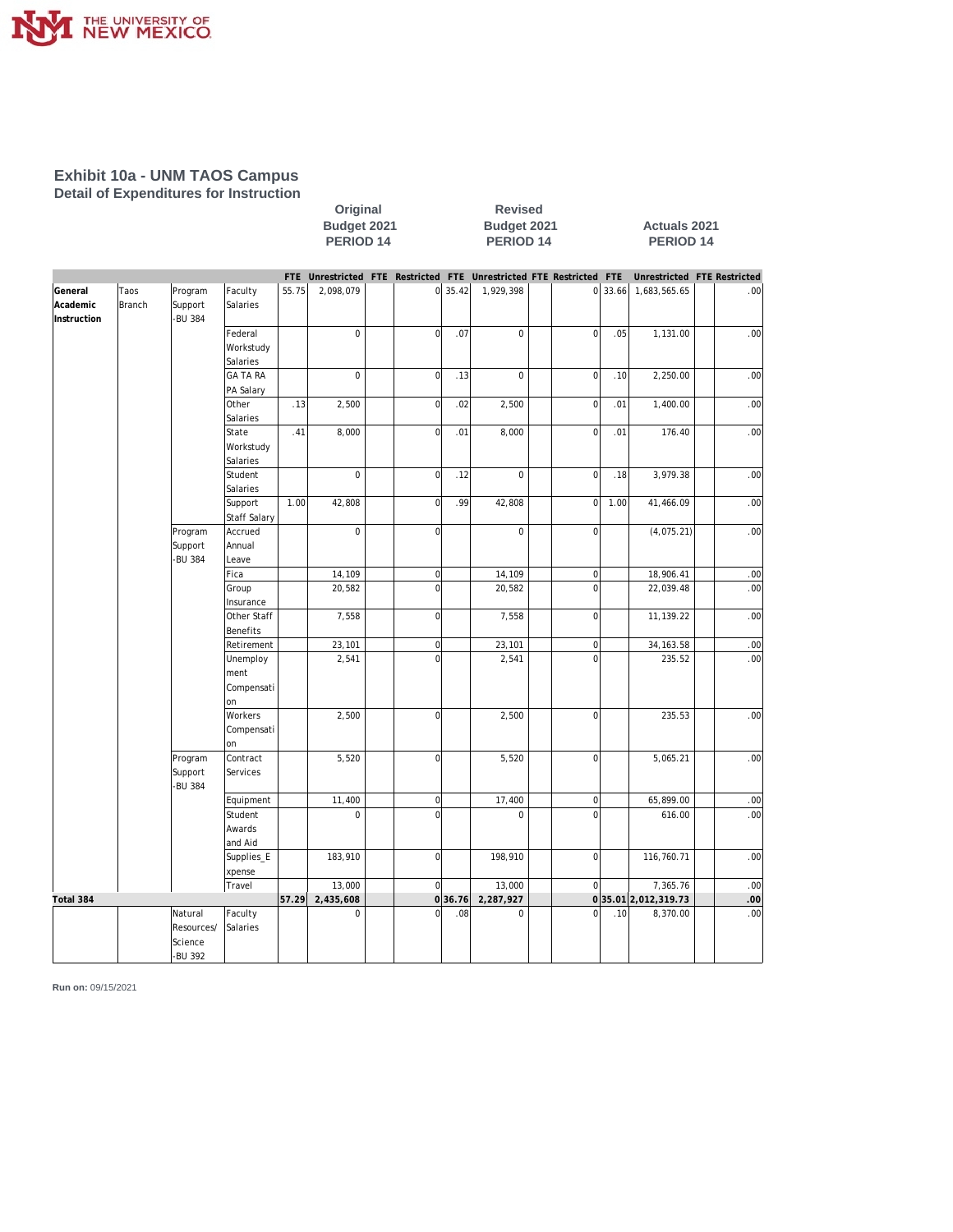## Exhibit 10a - UNM TAOS Campus

### Detail of Expenditures for Instruction

| | | | | Original Budget 2021 PERIOD 14 | | | | Revised Budget 2021 PERIOD 14 | | | | Actuals 2021 PERIOD 14 | | | |
|---|---|---|---|---|---|---|---|---|---|---|---|---|---|---|---|
| | | | | FTE | Unrestricted | FTE | Restricted | FTE | Unrestricted | FTE | Restricted | FTE | Unrestricted | FTE | Restricted |
| General Academic Instruction | Taos Branch | Program Support -BU 384 | Faculty Salaries | 55.75 | 2,098,079 | | 0 | 35.42 | 1,929,398 | | 0 | 33.66 | 1,683,565.65 | | .00 |
| | | | Federal Workstudy Salaries | | 0 | | 0 | .07 | 0 | | 0 | .05 | 1,131.00 | | .00 |
| | | | GA TA RA PA Salary | | 0 | | 0 | .13 | 0 | | 0 | .10 | 2,250.00 | | .00 |
| | | | Other Salaries | .13 | 2,500 | | 0 | .02 | 2,500 | | 0 | .01 | 1,400.00 | | .00 |
| | | | State Workstudy Salaries | .41 | 8,000 | | 0 | .01 | 8,000 | | 0 | .01 | 176.40 | | .00 |
| | | | Student Salaries | | 0 | | 0 | .12 | 0 | | 0 | .18 | 3,979.38 | | .00 |
| | | | Support Staff Salary | 1.00 | 42,808 | | 0 | .99 | 42,808 | | 0 | 1.00 | 41,466.09 | | .00 |
| | | Program Support -BU 384 | Accrued Annual Leave | | 0 | | 0 | | 0 | | 0 | | (4,075.21) | | .00 |
| | | | Fica | | 14,109 | | 0 | | 14,109 | | 0 | | 18,906.41 | | .00 |
| | | | Group Insurance | | 20,582 | | 0 | | 20,582 | | 0 | | 22,039.48 | | .00 |
| | | | Other Staff Benefits | | 7,558 | | 0 | | 7,558 | | 0 | | 11,139.22 | | .00 |
| | | | Retirement | | 23,101 | | 0 | | 23,101 | | 0 | | 34,163.58 | | .00 |
| | | | Unemployment Compensation | | 2,541 | | 0 | | 2,541 | | 0 | | 235.52 | | .00 |
| | | | Workers Compensation | | 2,500 | | 0 | | 2,500 | | 0 | | 235.53 | | .00 |
| | | Program Support -BU 384 | Contract Services | | 5,520 | | 0 | | 5,520 | | 0 | | 5,065.21 | | .00 |
| | | | Equipment | | 11,400 | | 0 | | 17,400 | | 0 | | 65,899.00 | | .00 |
| | | | Student Awards and Aid | | 0 | | 0 | | 0 | | 0 | | 616.00 | | .00 |
| | | | Supplies_Expense | | 183,910 | | 0 | | 198,910 | | 0 | | 116,760.71 | | .00 |
| | | | Travel | | 13,000 | | 0 | | 13,000 | | 0 | | 7,365.76 | | .00 |
| **Total 384** | | | | **57.29** | **2,435,608** | | **0** | **36.76** | **2,287,927** | | **0** | **35.01** | **2,012,319.73** | | **.00** |
| | | Natural Resources/ Science -BU 392 | Faculty Salaries | | 0 | | 0 | .08 | 0 | | 0 | .10 | 8,370.00 | | .00 |

**Run on:** 09/15/2021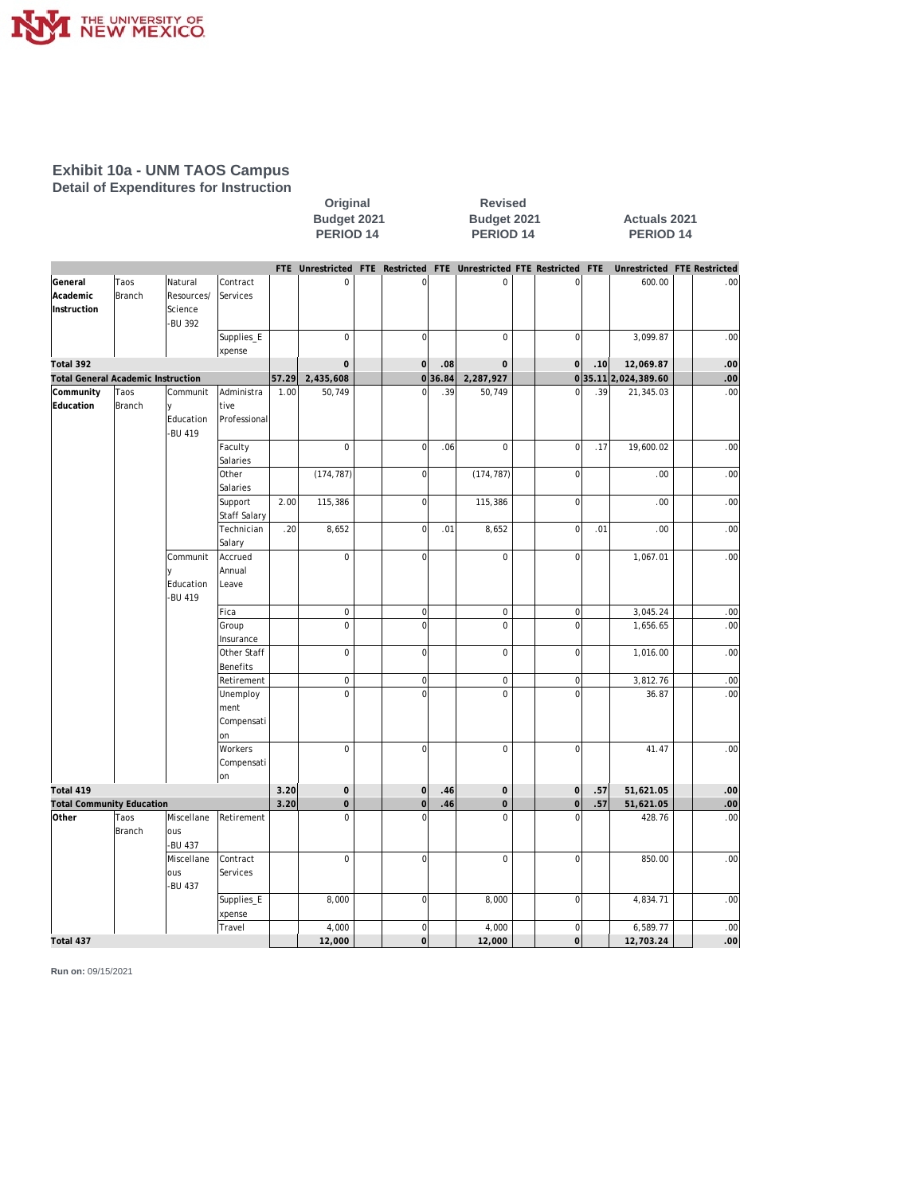## Exhibit 10a - UNM TAOS Campus

### Detail of Expenditures for Instruction

| | | | | Original Budget 2021 PERIOD 14 | | | | Revised Budget 2021 PERIOD 14 | | | | Actuals 2021 PERIOD 14 | | | |
|---|---|---|---|---|---|---|---|---|---|---|---|---|---|---|---|
| | | | | FTE | Unrestricted | FTE | Restricted | FTE | Unrestricted | FTE | Restricted | FTE | Unrestricted | FTE | Restricted |
| General Academic Instruction | Taos Branch | Natural Resources/ Science -BU 392 | Contract Services | | 0 | | 0 | | 0 | | 0 | | 600.00 | | .00 |
| | | | Supplies_Expense | | 0 | | 0 | | 0 | | 0 | | 3,099.87 | | .00 |
| **Total 392** | | | | | **0** | | **0** | **.08** | **0** | | **0** | **.10** | **12,069.87** | | **.00** |
| **Total General Academic Instruction** | | | | **57.29** | **2,435,608** | | **0** | **36.84** | **2,287,927** | | **0** | **35.11** | **2,024,389.60** | | **.00** |
| Community Education | Taos Branch | Community Education -BU 419 | Administrative Professional | 1.00 | 50,749 | | 0 | .39 | 50,749 | | 0 | .39 | 21,345.03 | | .00 |
| | | | Faculty Salaries | | 0 | | 0 | .06 | 0 | | 0 | .17 | 19,600.02 | | .00 |
| | | | Other Salaries | | (174,787) | | 0 | | (174,787) | | 0 | | .00 | | .00 |
| | | | Support Staff Salary | 2.00 | 115,386 | | 0 | | 115,386 | | 0 | | .00 | | .00 |
| | | | Technician Salary | .20 | 8,652 | | 0 | .01 | 8,652 | | 0 | .01 | .00 | | .00 |
| | | Community Education -BU 419 | Accrued Annual Leave | | 0 | | 0 | | 0 | | 0 | | 1,067.01 | | .00 |
| | | | Fica | | 0 | | 0 | | 0 | | 0 | | 3,045.24 | | .00 |
| | | | Group Insurance | | 0 | | 0 | | 0 | | 0 | | 1,656.65 | | .00 |
| | | | Other Staff Benefits | | 0 | | 0 | | 0 | | 0 | | 1,016.00 | | .00 |
| | | | Retirement | | 0 | | 0 | | 0 | | 0 | | 3,812.76 | | .00 |
| | | | Unemployment Compensation | | 0 | | 0 | | 0 | | 0 | | 36.87 | | .00 |
| | | | Workers Compensation | | 0 | | 0 | | 0 | | 0 | | 41.47 | | .00 |
| **Total 419** | | | | **3.20** | **0** | | **0** | **.46** | **0** | | **0** | **.57** | **51,621.05** | | **.00** |
| **Total Community Education** | | | | **3.20** | **0** | | **0** | **.46** | **0** | | **0** | **.57** | **51,621.05** | | **.00** |
| Other | Taos Branch | Miscellaneous -BU 437 | Retirement | | 0 | | 0 | | 0 | | 0 | | 428.76 | | .00 |
| | | Miscellaneous -BU 437 | Contract Services | | 0 | | 0 | | 0 | | 0 | | 850.00 | | .00 |
| | | | Supplies_Expense | | 8,000 | | 0 | | 8,000 | | 0 | | 4,834.71 | | .00 |
| | | | Travel | | 4,000 | | 0 | | 4,000 | | 0 | | 6,589.77 | | .00 |
| **Total 437** | | | | | **12,000** | | **0** | | **12,000** | | **0** | | **12,703.24** | | **.00** |

**Run on:** 09/15/2021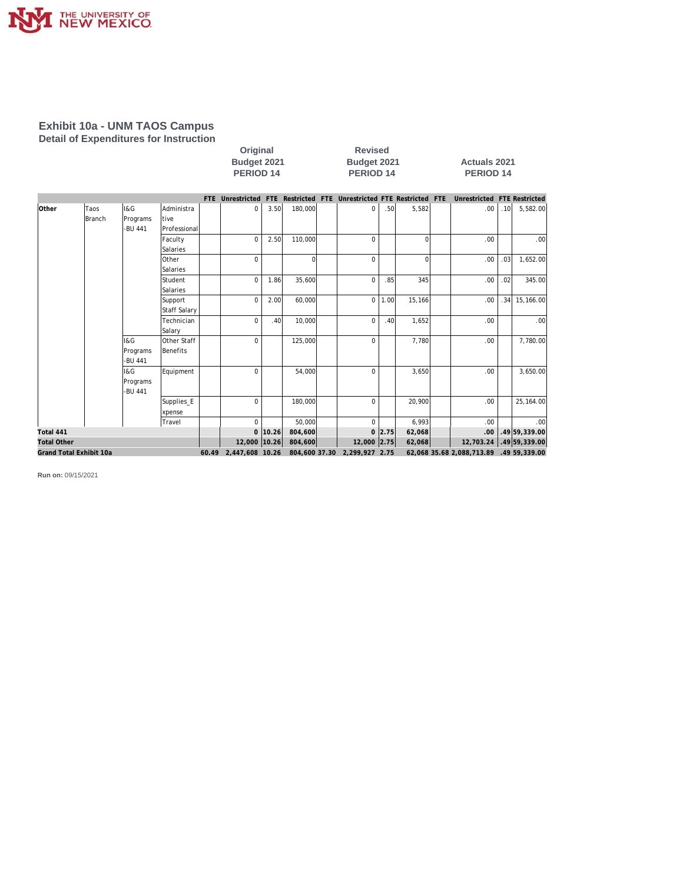# Exhibit 10a - UNM TAOS Campus

## Detail of Expenditures for Instruction

| | | | | Original Budget 2021 PERIOD 14 | | | | Revised Budget 2021 PERIOD 14 | | | | Actuals 2021 PERIOD 14 | | | |
|---|---|---|---|---|---|---|---|---|---|---|---|---|---|---|---|
| | | | | FTE | Unrestricted | FTE | Restricted | FTE | Unrestricted | FTE | Restricted | FTE | Unrestricted | FTE | Restricted |
| **Other** | Taos Branch | I&G Programs -BU 441 | Administrative Professional | | 0 | 3.50 | 180,000 | | 0 | .50 | 5,582 | | .00 | .10 | 5,582.00 |
| | | | Faculty Salaries | | 0 | 2.50 | 110,000 | | 0 | | 0 | | .00 | | .00 |
| | | | Other Salaries | | 0 | | 0 | | 0 | | 0 | | .00 | .03 | 1,652.00 |
| | | | Student Salaries | | 0 | 1.86 | 35,600 | | 0 | .85 | 345 | | .00 | .02 | 345.00 |
| | | | Support Staff Salary | | 0 | 2.00 | 60,000 | | 0 | 1.00 | 15,166 | | .00 | .34 | 15,166.00 |
| | | | Technician Salary | | 0 | .40 | 10,000 | | 0 | .40 | 1,652 | | .00 | | .00 |
| | | I&G Programs -BU 441 | Other Staff Benefits | | 0 | | 125,000 | | 0 | | 7,780 | | .00 | | 7,780.00 |
| | | I&G Programs -BU 441 | Equipment | | 0 | | 54,000 | | 0 | | 3,650 | | .00 | | 3,650.00 |
| | | | Supplies_Expense | | 0 | | 180,000 | | 0 | | 20,900 | | .00 | | 25,164.00 |
| | | | Travel | | 0 | | 50,000 | | 0 | | 6,993 | | .00 | | .00 |
| **Total 441** | | | | | **0** | **10.26** | **804,600** | | **0** | **2.75** | **62,068** | | **.00** | **.49** | **59,339.00** |
| **Total Other** | | | | | **12,000** | **10.26** | **804,600** | | **12,000** | **2.75** | **62,068** | | **12,703.24** | **.49** | **59,339.00** |
| **Grand Total Exhibit 10a** | | | | **60.49** | **2,447,608** | **10.26** | **804,600** | **37.30** | **2,299,927** | **2.75** | **62,068** | **35.68** | **2,088,713.89** | **.49** | **59,339.00** |

**Run on:** 09/15/2021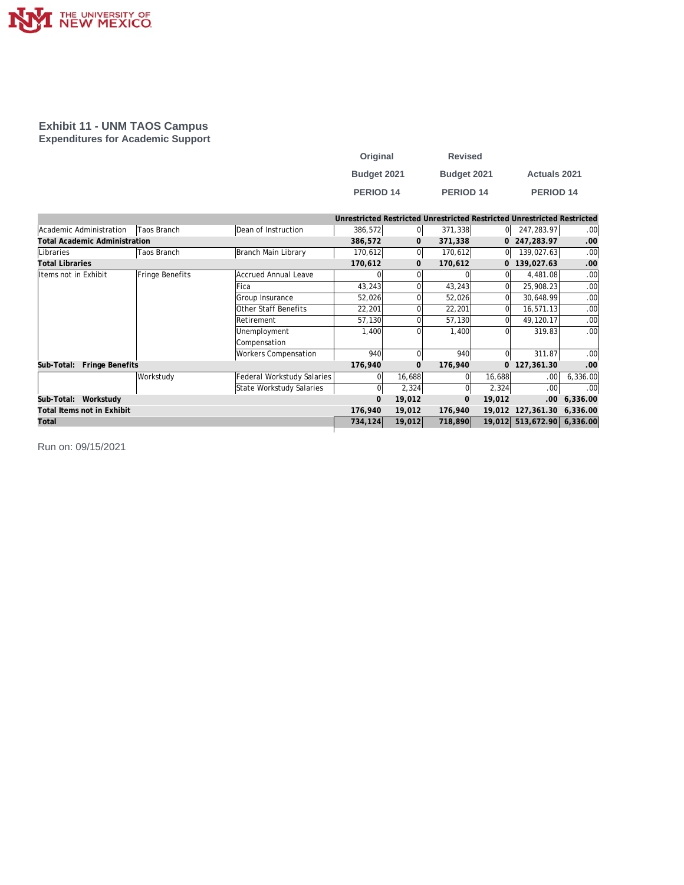THE UNIVERSITY OF NEW MEXICO

## Exhibit 11 - UNM TAOS Campus
### Expenditures for Academic Support

| | | | Original Budget 2021 PERIOD 14 | | Revised Budget 2021 PERIOD 14 | | Actuals 2021 PERIOD 14 | |
|---|---|---|---|---|---|---|---|---|
| | | | Unrestricted | Restricted | Unrestricted | Restricted | Unrestricted | Restricted |
| Academic Administration | Taos Branch | Dean of Instruction | 386,572 | 0 | 371,338 | 0 | 247,283.97 | .00 |
| **Total Academic Administration** | | | **386,572** | **0** | **371,338** | **0** | **247,283.97** | **.00** |
| Libraries | Taos Branch | Branch Main Library | 170,612 | 0 | 170,612 | 0 | 139,027.63 | .00 |
| **Total Libraries** | | | **170,612** | **0** | **170,612** | **0** | **139,027.63** | **.00** |
| Items not in Exhibit | Fringe Benefits | Accrued Annual Leave | 0 | 0 | 0 | 0 | 4,481.08 | .00 |
| | | Fica | 43,243 | 0 | 43,243 | 0 | 25,908.23 | .00 |
| | | Group Insurance | 52,026 | 0 | 52,026 | 0 | 30,648.99 | .00 |
| | | Other Staff Benefits | 22,201 | 0 | 22,201 | 0 | 16,571.13 | .00 |
| | | Retirement | 57,130 | 0 | 57,130 | 0 | 49,120.17 | .00 |
| | | Unemployment Compensation | 1,400 | 0 | 1,400 | 0 | 319.83 | .00 |
| | | Workers Compensation | 940 | 0 | 940 | 0 | 311.87 | .00 |
| **Sub-Total: Fringe Benefits** | | | **176,940** | **0** | **176,940** | **0** | **127,361.30** | **.00** |
| | Workstudy | Federal Workstudy Salaries | 0 | 16,688 | 0 | 16,688 | .00 | 6,336.00 |
| | | State Workstudy Salaries | 0 | 2,324 | 0 | 2,324 | .00 | .00 |
| **Sub-Total: Workstudy** | | | **0** | **19,012** | **0** | **19,012** | **.00** | **6,336.00** |
| **Total Items not in Exhibit** | | | **176,940** | **19,012** | **176,940** | **19,012** | **127,361.30** | **6,336.00** |
| **Total** | | | **734,124** | **19,012** | **718,890** | **19,012** | **513,672.90** | **6,336.00** |

Run on: 09/15/2021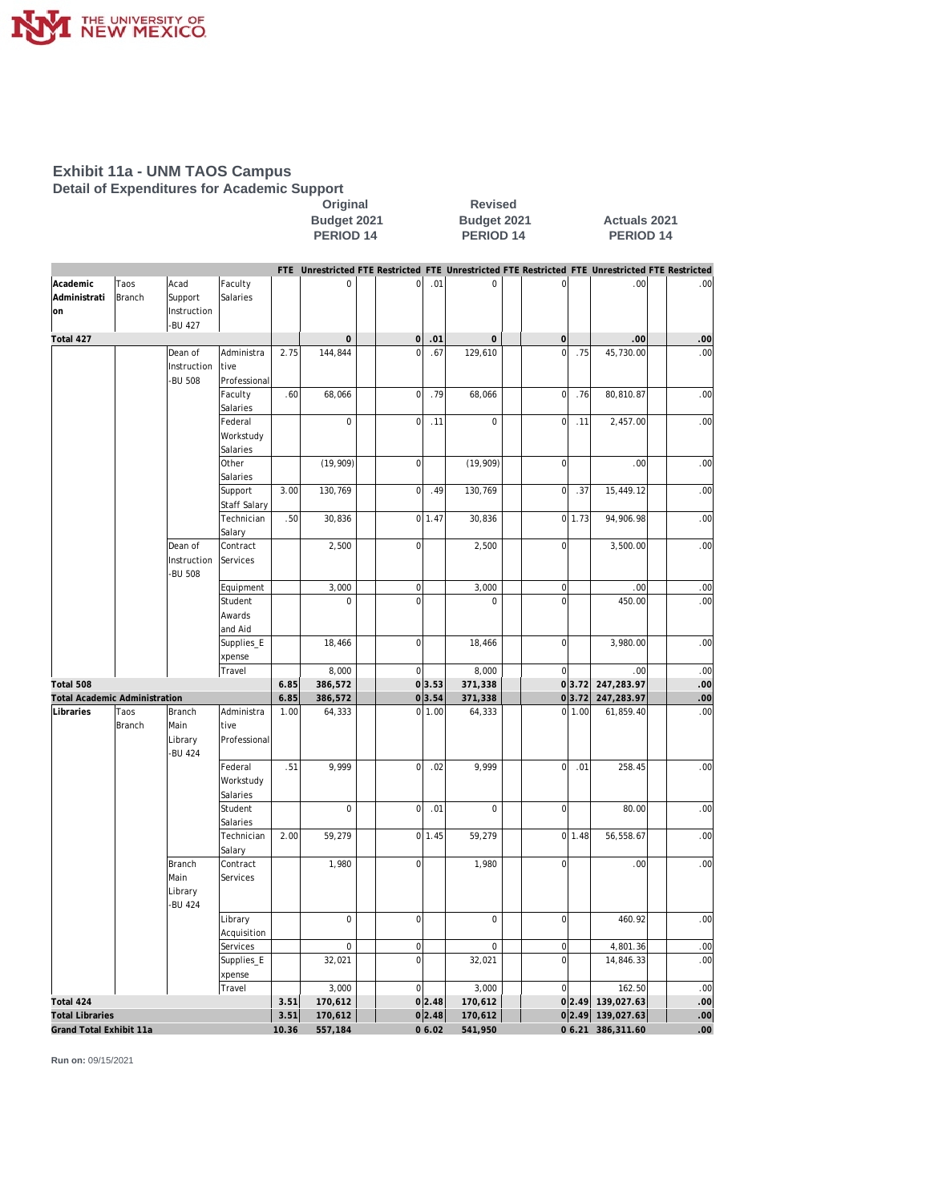# Exhibit 11a - UNM TAOS Campus

## Detail of Expenditures for Academic Support

| | | | | Original Budget 2021 PERIOD 14 | | | | Revised Budget 2021 PERIOD 14 | | | | Actuals 2021 PERIOD 14 | | | |
|---|---|---|---|---|---|---|---|---|---|---|---|---|---|---|---|
| | | | | FTE | Unrestricted | FTE | Restricted | FTE | Unrestricted | FTE | Restricted | FTE | Unrestricted | FTE | Restricted |
| Academic Administration | Taos Branch | Acad Support Instruction -BU 427 | Faculty Salaries | | 0 | | 0 | .01 | 0 | | 0 | | .00 | | .00 |
| **Total 427** | | | | | **0** | | **0** | **.01** | **0** | | **0** | | **.00** | | **.00** |
| | | Dean of Instruction -BU 508 | Administrative Professional | 2.75 | 144,844 | | 0 | .67 | 129,610 | | 0 | .75 | 45,730.00 | | .00 |
| | | | Faculty Salaries | .60 | 68,066 | | 0 | .79 | 68,066 | | 0 | .76 | 80,810.87 | | .00 |
| | | | Federal Workstudy Salaries | | 0 | | 0 | .11 | 0 | | 0 | .11 | 2,457.00 | | .00 |
| | | | Other Salaries | | (19,909) | | 0 | | (19,909) | | 0 | | .00 | | .00 |
| | | | Support Staff Salary | 3.00 | 130,769 | | 0 | .49 | 130,769 | | 0 | .37 | 15,449.12 | | .00 |
| | | | Technician Salary | .50 | 30,836 | | 0 | 1.47 | 30,836 | | 0 | 1.73 | 94,906.98 | | .00 |
| | | Dean of Instruction -BU 508 | Contract Services | | 2,500 | | 0 | | 2,500 | | 0 | | 3,500.00 | | .00 |
| | | | Equipment | | 3,000 | | 0 | | 3,000 | | 0 | | .00 | | .00 |
| | | | Student Awards and Aid | | 0 | | 0 | | 0 | | 0 | | 450.00 | | .00 |
| | | | Supplies_Expense | | 18,466 | | 0 | | 18,466 | | 0 | | 3,980.00 | | .00 |
| | | | Travel | | 8,000 | | 0 | | 8,000 | | 0 | | .00 | | .00 |
| **Total 508** | | | | **6.85** | **386,572** | | **0** | **3.53** | **371,338** | | **0** | **3.72** | **247,283.97** | | **.00** |
| **Total Academic Administration** | | | | **6.85** | **386,572** | | **0** | **3.54** | **371,338** | | **0** | **3.72** | **247,283.97** | | **.00** |
| Libraries | Taos Branch | Branch Main Library -BU 424 | Administrative Professional | 1.00 | 64,333 | | 0 | 1.00 | 64,333 | | 0 | 1.00 | 61,859.40 | | .00 |
| | | | Federal Workstudy Salaries | .51 | 9,999 | | 0 | .02 | 9,999 | | 0 | .01 | 258.45 | | .00 |
| | | | Student Salaries | | 0 | | 0 | .01 | 0 | | 0 | | 80.00 | | .00 |
| | | | Technician Salary | 2.00 | 59,279 | | 0 | 1.45 | 59,279 | | 0 | 1.48 | 56,558.67 | | .00 |
| | | Branch Main Library -BU 424 | Contract Services | | 1,980 | | 0 | | 1,980 | | 0 | | .00 | | .00 |
| | | | Library Acquisition | | 0 | | 0 | | 0 | | 0 | | 460.92 | | .00 |
| | | | Services | | 0 | | 0 | | 0 | | 0 | | 4,801.36 | | .00 |
| | | | Supplies_Expense | | 32,021 | | 0 | | 32,021 | | 0 | | 14,846.33 | | .00 |
| | | | Travel | | 3,000 | | 0 | | 3,000 | | 0 | | 162.50 | | .00 |
| **Total 424** | | | | **3.51** | **170,612** | | **0** | **2.48** | **170,612** | | **0** | **2.49** | **139,027.63** | | **.00** |
| **Total Libraries** | | | | **3.51** | **170,612** | | **0** | **2.48** | **170,612** | | **0** | **2.49** | **139,027.63** | | **.00** |
| **Grand Total Exhibit 11a** | | | | **10.36** | **557,184** | | **0** | **6.02** | **541,950** | | **0** | **6.21** | **386,311.60** | | **.00** |

**Run on:** 09/15/2021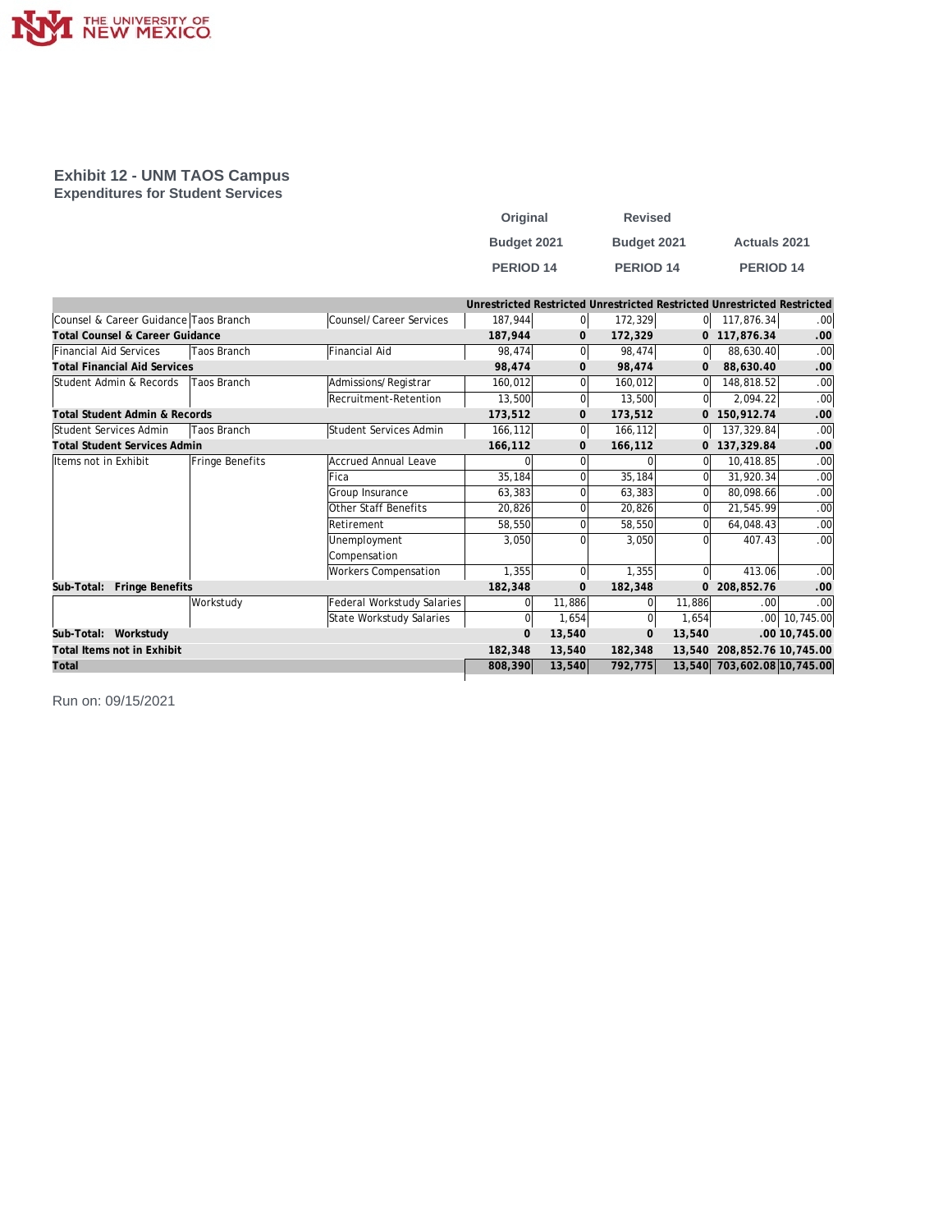## Exhibit 12 - UNM TAOS Campus

### Expenditures for Student Services

| | | | Original Budget 2021 PERIOD 14 | | Revised Budget 2021 PERIOD 14 | | Actuals 2021 PERIOD 14 | |
|---|---|---|---|---|---|---|---|---|
| | | | Unrestricted | Restricted | Unrestricted | Restricted | Unrestricted | Restricted |
| Counsel & Career Guidance | Taos Branch | Counsel/Career Services | 187,944 | 0 | 172,329 | 0 | 117,876.34 | .00 |
| **Total Counsel & Career Guidance** | | | **187,944** | **0** | **172,329** | **0** | **117,876.34** | **.00** |
| Financial Aid Services | Taos Branch | Financial Aid | 98,474 | 0 | 98,474 | 0 | 88,630.40 | .00 |
| **Total Financial Aid Services** | | | **98,474** | **0** | **98,474** | **0** | **88,630.40** | **.00** |
| Student Admin & Records | Taos Branch | Admissions/Registrar | 160,012 | 0 | 160,012 | 0 | 148,818.52 | .00 |
| | | Recruitment-Retention | 13,500 | 0 | 13,500 | 0 | 2,094.22 | .00 |
| **Total Student Admin & Records** | | | **173,512** | **0** | **173,512** | **0** | **150,912.74** | **.00** |
| Student Services Admin | Taos Branch | Student Services Admin | 166,112 | 0 | 166,112 | 0 | 137,329.84 | .00 |
| **Total Student Services Admin** | | | **166,112** | **0** | **166,112** | **0** | **137,329.84** | **.00** |
| Items not in Exhibit | Fringe Benefits | Accrued Annual Leave | 0 | 0 | 0 | 0 | 10,418.85 | .00 |
| | | Fica | 35,184 | 0 | 35,184 | 0 | 31,920.34 | .00 |
| | | Group Insurance | 63,383 | 0 | 63,383 | 0 | 80,098.66 | .00 |
| | | Other Staff Benefits | 20,826 | 0 | 20,826 | 0 | 21,545.99 | .00 |
| | | Retirement | 58,550 | 0 | 58,550 | 0 | 64,048.43 | .00 |
| | | Unemployment Compensation | 3,050 | 0 | 3,050 | 0 | 407.43 | .00 |
| | | Workers Compensation | 1,355 | 0 | 1,355 | 0 | 413.06 | .00 |
| **Sub-Total: Fringe Benefits** | | | **182,348** | **0** | **182,348** | **0** | **208,852.76** | **.00** |
| | Workstudy | Federal Workstudy Salaries | 0 | 11,886 | 0 | 11,886 | .00 | .00 |
| | | State Workstudy Salaries | 0 | 1,654 | 0 | 1,654 | .00 | 10,745.00 |
| **Sub-Total: Workstudy** | | | **0** | **13,540** | **0** | **13,540** | **.00** | **10,745.00** |
| **Total Items not in Exhibit** | | | **182,348** | **13,540** | **182,348** | **13,540** | **208,852.76** | **10,745.00** |
| **Total** | | | **808,390** | **13,540** | **792,775** | **13,540** | **703,602.08** | **10,745.00** |

Run on: 09/15/2021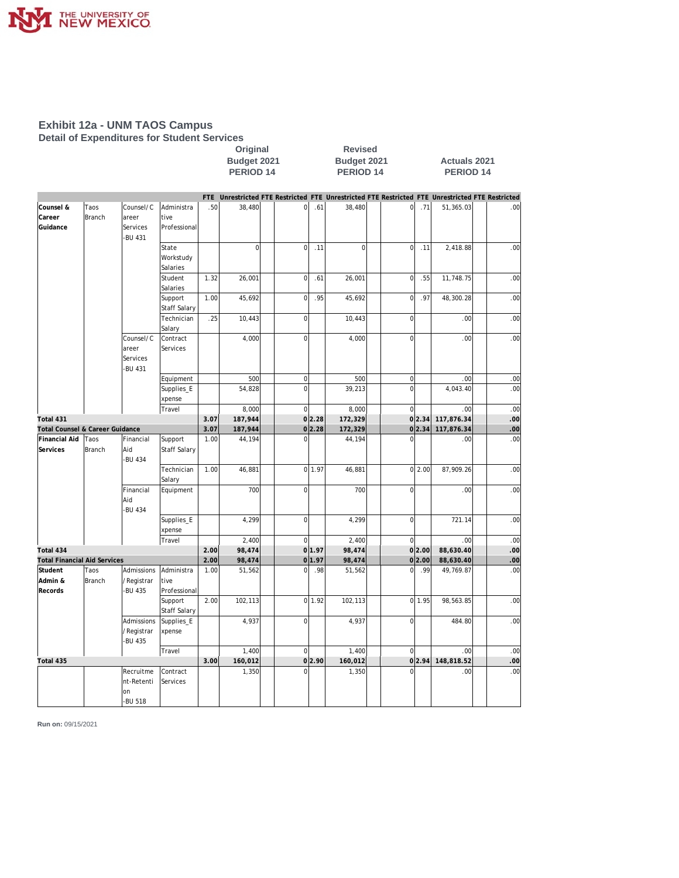# Exhibit 12a - UNM TAOS Campus

## Detail of Expenditures for Student Services

| | | | | Original Budget 2021 PERIOD 14 | | | | Revised Budget 2021 PERIOD 14 | | | | Actuals 2021 PERIOD 14 | | | |
|---|---|---|---|---|---|---|---|---|---|---|---|---|---|---|---|
| | | | | FTE | Unrestricted | FTE | Restricted | FTE | Unrestricted | FTE | Restricted | FTE | Unrestricted | FTE | Restricted |
| Counsel & Career Guidance | Taos Branch | Counsel/Career Services -BU 431 | Administrative Professional | .50 | 38,480 | | 0 | .61 | 38,480 | | 0 | .71 | 51,365.03 | | .00 |
| | | | State Workstudy Salaries | | 0 | | 0 | .11 | 0 | | 0 | .11 | 2,418.88 | | .00 |
| | | | Student Salaries | 1.32 | 26,001 | | 0 | .61 | 26,001 | | 0 | .55 | 11,748.75 | | .00 |
| | | | Support Staff Salary | 1.00 | 45,692 | | 0 | .95 | 45,692 | | 0 | .97 | 48,300.28 | | .00 |
| | | | Technician Salary | .25 | 10,443 | | 0 | | 10,443 | | 0 | | .00 | | .00 |
| | | Counsel/Career Services -BU 431 | Contract Services | | 4,000 | | 0 | | 4,000 | | 0 | | .00 | | .00 |
| | | | Equipment | | 500 | | 0 | | 500 | | 0 | | .00 | | .00 |
| | | | Supplies_Expense | | 54,828 | | 0 | | 39,213 | | 0 | | 4,043.40 | | .00 |
| | | | Travel | | 8,000 | | 0 | | 8,000 | | 0 | | .00 | | .00 |
| **Total 431** | | | | **3.07** | **187,944** | | **0** | **2.28** | **172,329** | | **0** | **2.34** | **117,876.34** | | **.00** |
| **Total Counsel & Career Guidance** | | | | **3.07** | **187,944** | | **0** | **2.28** | **172,329** | | **0** | **2.34** | **117,876.34** | | **.00** |
| Financial Aid Services | Taos Branch | Financial Aid -BU 434 | Support Staff Salary | 1.00 | 44,194 | | 0 | | 44,194 | | 0 | | .00 | | .00 |
| | | | Technician Salary | 1.00 | 46,881 | | 0 | 1.97 | 46,881 | | 0 | 2.00 | 87,909.26 | | .00 |
| | | Financial Aid -BU 434 | Equipment | | 700 | | 0 | | 700 | | 0 | | .00 | | .00 |
| | | | Supplies_Expense | | 4,299 | | 0 | | 4,299 | | 0 | | 721.14 | | .00 |
| | | | Travel | | 2,400 | | 0 | | 2,400 | | 0 | | .00 | | .00 |
| **Total 434** | | | | **2.00** | **98,474** | | **0** | **1.97** | **98,474** | | **0** | **2.00** | **88,630.40** | | **.00** |
| **Total Financial Aid Services** | | | | **2.00** | **98,474** | | **0** | **1.97** | **98,474** | | **0** | **2.00** | **88,630.40** | | **.00** |
| Student Admin & Records | Taos Branch | Admissions/Registrar -BU 435 | Administrative Professional | 1.00 | 51,562 | | 0 | .98 | 51,562 | | 0 | .99 | 49,769.87 | | .00 |
| | | | Support Staff Salary | 2.00 | 102,113 | | 0 | 1.92 | 102,113 | | 0 | 1.95 | 98,563.85 | | .00 |
| | | Admissions/Registrar -BU 435 | Supplies_Expense | | 4,937 | | 0 | | 4,937 | | 0 | | 484.80 | | .00 |
| | | | Travel | | 1,400 | | 0 | | 1,400 | | 0 | | .00 | | .00 |
| **Total 435** | | | | **3.00** | **160,012** | | **0** | **2.90** | **160,012** | | **0** | **2.94** | **148,818.52** | | **.00** |
| | | Recruitment-Retention -BU 518 | Contract Services | | 1,350 | | 0 | | 1,350 | | 0 | | .00 | | .00 |

**Run on:** 09/15/2021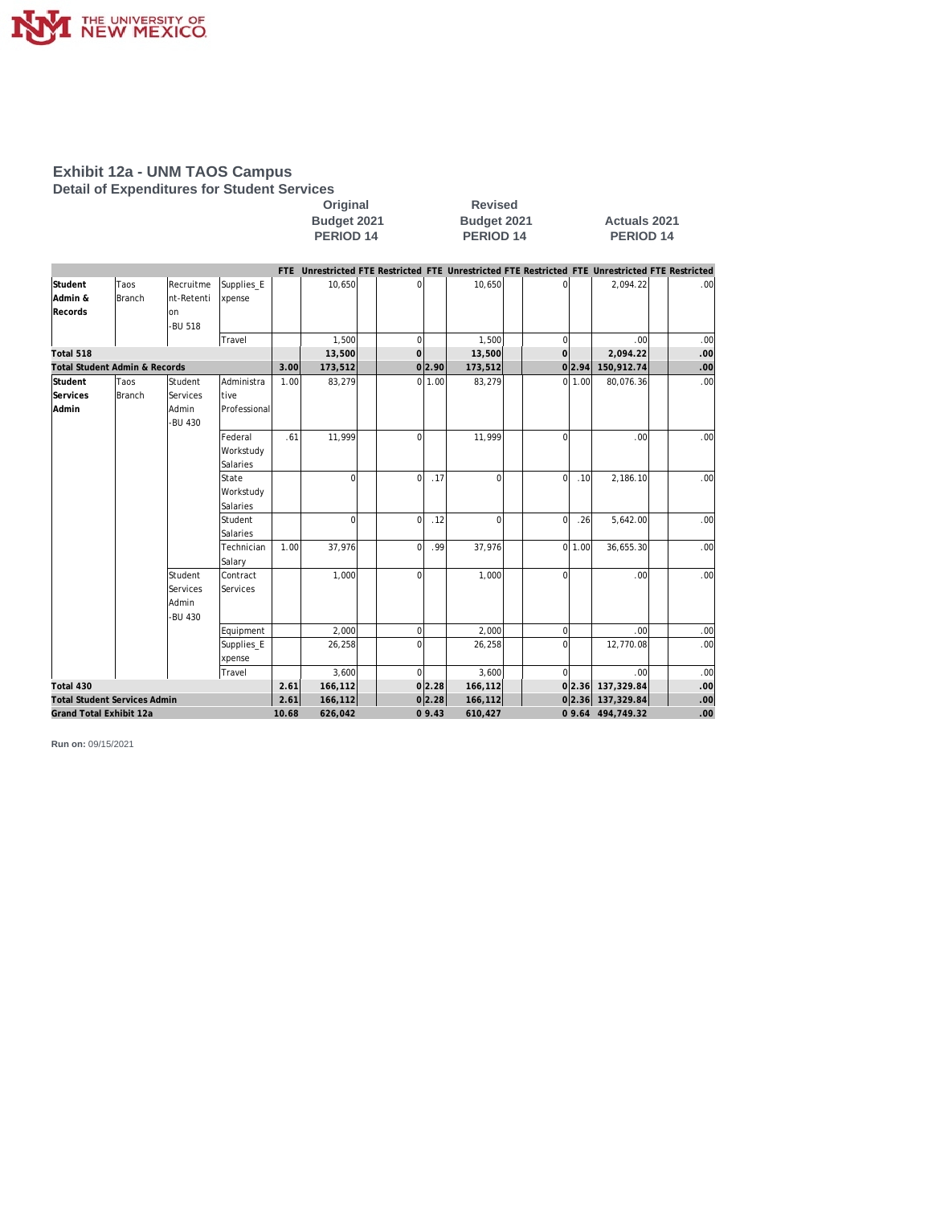# Exhibit 12a - UNM TAOS Campus

## Detail of Expenditures for Student Services

| | | | | Original Budget 2021 PERIOD 14 | | | | Revised Budget 2021 PERIOD 14 | | | | Actuals 2021 PERIOD 14 | | | |
|---|---|---|---|---|---|---|---|---|---|---|---|---|---|---|---|
| | | | | FTE | Unrestricted | FTE | Restricted | FTE | Unrestricted | FTE | Restricted | FTE | Unrestricted | FTE | Restricted |
| Student Admin & Records | Taos Branch | Recruitment-Retention -BU 518 | Supplies_Expense | | 10,650 | | 0 | | 10,650 | | 0 | | 2,094.22 | | .00 |
| | | | Travel | | 1,500 | | 0 | | 1,500 | | 0 | | .00 | | .00 |
| **Total 518** | | | | | **13,500** | | **0** | | **13,500** | | **0** | | **2,094.22** | | **.00** |
| **Total Student Admin & Records** | | | | **3.00** | **173,512** | | **0** | **2.90** | **173,512** | | **0** | **2.94** | **150,912.74** | | **.00** |
| Student Services Admin | Taos Branch | Student Services Admin -BU 430 | Administrative Professional | 1.00 | 83,279 | | 0 | 1.00 | 83,279 | | 0 | 1.00 | 80,076.36 | | .00 |
| | | | Federal Workstudy Salaries | .61 | 11,999 | | 0 | | 11,999 | | 0 | | .00 | | .00 |
| | | | State Workstudy Salaries | | 0 | | 0 | .17 | 0 | | 0 | .10 | 2,186.10 | | .00 |
| | | | Student Salaries | | 0 | | 0 | .12 | 0 | | 0 | .26 | 5,642.00 | | .00 |
| | | | Technician Salary | 1.00 | 37,976 | | 0 | .99 | 37,976 | | 0 | 1.00 | 36,655.30 | | .00 |
| | | Student Services Admin -BU 430 | Contract Services | | 1,000 | | 0 | | 1,000 | | 0 | | .00 | | .00 |
| | | | Equipment | | 2,000 | | 0 | | 2,000 | | 0 | | .00 | | .00 |
| | | | Supplies_Expense | | 26,258 | | 0 | | 26,258 | | 0 | | 12,770.08 | | .00 |
| | | | Travel | | 3,600 | | 0 | | 3,600 | | 0 | | .00 | | .00 |
| **Total 430** | | | | **2.61** | **166,112** | | **0** | **2.28** | **166,112** | | **0** | **2.36** | **137,329.84** | | **.00** |
| **Total Student Services Admin** | | | | **2.61** | **166,112** | | **0** | **2.28** | **166,112** | | **0** | **2.36** | **137,329.84** | | **.00** |
| **Grand Total Exhibit 12a** | | | | **10.68** | **626,042** | | **0** | **9.43** | **610,427** | | **0** | **9.64** | **494,749.32** | | **.00** |

**Run on:** 09/15/2021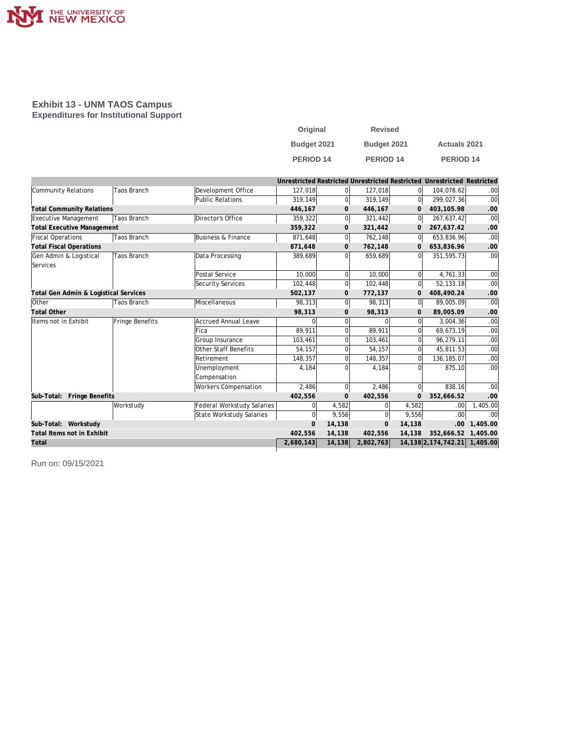# Exhibit 13 - UNM TAOS Campus

## Expenditures for Institutional Support

| | | | Original Budget 2021 PERIOD 14 | | Revised Budget 2021 PERIOD 14 | | Actuals 2021 PERIOD 14 | |
|---|---|---|---|---|---|---|---|---|
| | | | Unrestricted | Restricted | Unrestricted | Restricted | Unrestricted | Restricted |
| Community Relations | Taos Branch | Development Office | 127,018 | 0 | 127,018 | 0 | 104,078.62 | .00 |
| | | Public Relations | 319,149 | 0 | 319,149 | 0 | 299,027.36 | .00 |
| **Total Community Relations** | | | **446,167** | **0** | **446,167** | **0** | **403,105.98** | **.00** |
| Executive Management | Taos Branch | Director's Office | 359,322 | 0 | 321,442 | 0 | 267,637.42 | .00 |
| **Total Executive Management** | | | **359,322** | **0** | **321,442** | **0** | **267,637.42** | **.00** |
| Fiscal Operations | Taos Branch | Business & Finance | 871,648 | 0 | 762,148 | 0 | 653,836.96 | .00 |
| **Total Fiscal Operations** | | | **871,648** | **0** | **762,148** | **0** | **653,836.96** | **.00** |
| Gen Admin & Logistical Services | Taos Branch | Data Processing | 389,689 | 0 | 659,689 | 0 | 351,595.73 | .00 |
| | | Postal Service | 10,000 | 0 | 10,000 | 0 | 4,761.33 | .00 |
| | | Security Services | 102,448 | 0 | 102,448 | 0 | 52,133.18 | .00 |
| **Total Gen Admin & Logistical Services** | | | **502,137** | **0** | **772,137** | **0** | **408,490.24** | **.00** |
| Other | Taos Branch | Miscellaneous | 98,313 | 0 | 98,313 | 0 | 89,005.09 | .00 |
| **Total Other** | | | **98,313** | **0** | **98,313** | **0** | **89,005.09** | **.00** |
| Items not in Exhibit | Fringe Benefits | Accrued Annual Leave | 0 | 0 | 0 | 0 | 3,004.36 | .00 |
| | | Fica | 89,911 | 0 | 89,911 | 0 | 69,673.19 | .00 |
| | | Group Insurance | 103,461 | 0 | 103,461 | 0 | 96,279.11 | .00 |
| | | Other Staff Benefits | 54,157 | 0 | 54,157 | 0 | 45,811.53 | .00 |
| | | Retirement | 148,357 | 0 | 148,357 | 0 | 136,185.07 | .00 |
| | | Unemployment Compensation | 4,184 | 0 | 4,184 | 0 | 875.10 | .00 |
| | | Workers Compensation | 2,486 | 0 | 2,486 | 0 | 838.16 | .00 |
| **Sub-Total: Fringe Benefits** | | | **402,556** | **0** | **402,556** | **0** | **352,666.52** | **.00** |
| | Workstudy | Federal Workstudy Salaries | 0 | 4,582 | 0 | 4,582 | .00 | 1,405.00 |
| | | State Workstudy Salaries | 0 | 9,556 | 0 | 9,556 | .00 | .00 |
| **Sub-Total: Workstudy** | | | **0** | **14,138** | **0** | **14,138** | **.00** | **1,405.00** |
| **Total Items not in Exhibit** | | | **402,556** | **14,138** | **402,556** | **14,138** | **352,666.52** | **1,405.00** |
| **Total** | | | **2,680,143** | **14,138** | **2,802,763** | **14,138** | **2,174,742.21** | **1,405.00** |

Run on: 09/15/2021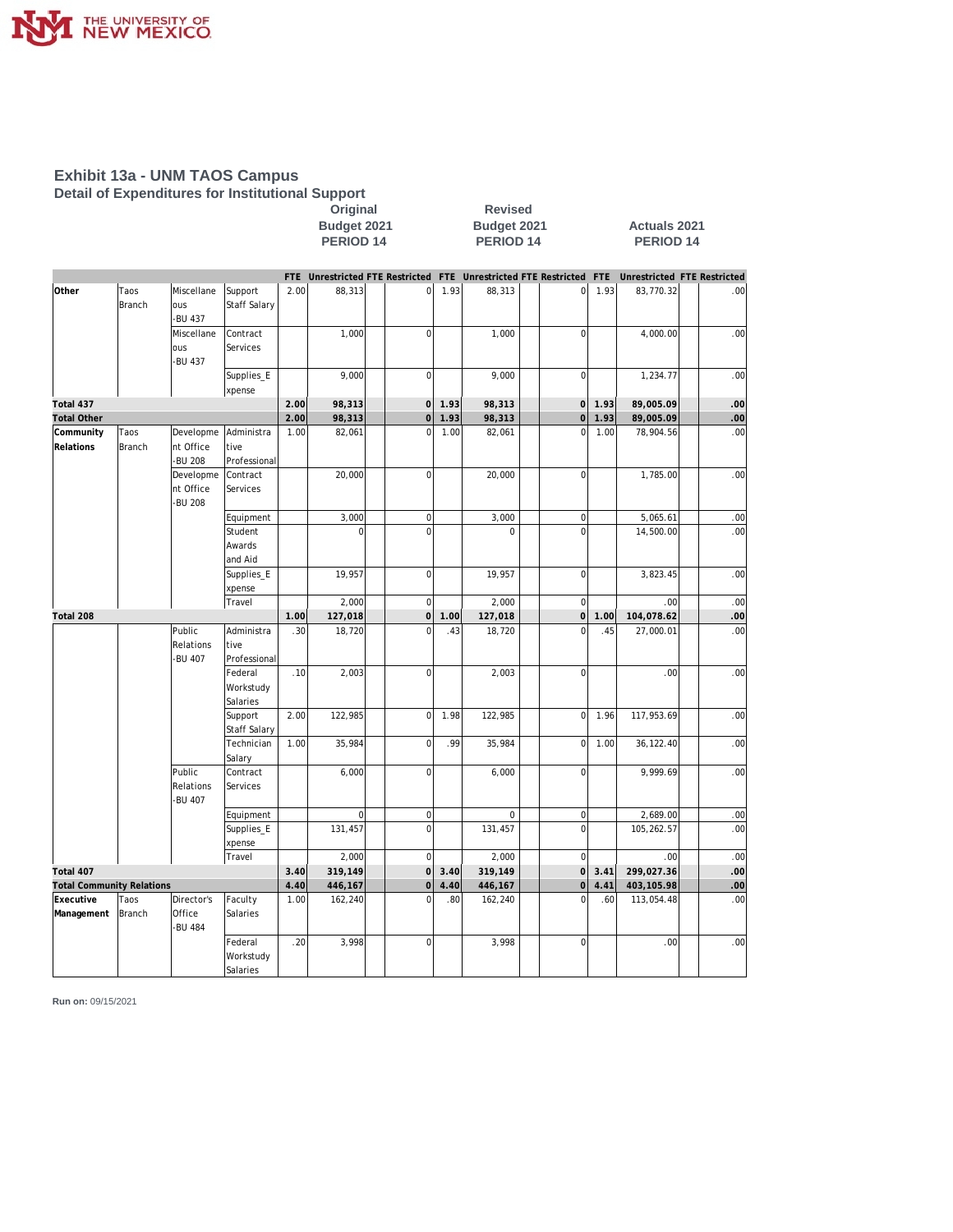# Exhibit 13a - UNM TAOS Campus

## Detail of Expenditures for Institutional Support

| | | | | Original Budget 2021 PERIOD 14 | | | | Revised Budget 2021 PERIOD 14 | | | | Actuals 2021 PERIOD 14 | | | |
|---|---|---|---|---|---|---|---|---|---|---|---|---|---|---|---|
| | | | | FTE | Unrestricted | FTE | Restricted | FTE | Unrestricted | FTE | Restricted | FTE | Unrestricted | FTE | Restricted |
| **Other** | Taos Branch | Miscellaneous -BU 437 | Support Staff Salary | 2.00 | 88,313 | | 0 | 1.93 | 88,313 | | 0 | 1.93 | 83,770.32 | | .00 |
| | | Miscellaneous -BU 437 | Contract Services | | 1,000 | | 0 | | 1,000 | | 0 | | 4,000.00 | | .00 |
| | | | Supplies_Expense | | 9,000 | | 0 | | 9,000 | | 0 | | 1,234.77 | | .00 |
| **Total 437** | | | | **2.00** | **98,313** | | **0** | **1.93** | **98,313** | | **0** | **1.93** | **89,005.09** | | **.00** |
| **Total Other** | | | | **2.00** | **98,313** | | **0** | **1.93** | **98,313** | | **0** | **1.93** | **89,005.09** | | **.00** |
| **Community Relations** | Taos Branch | Development Office -BU 208 | Administrative Professional | 1.00 | 82,061 | | 0 | 1.00 | 82,061 | | 0 | 1.00 | 78,904.56 | | .00 |
| | | Development Office -BU 208 | Contract Services | | 20,000 | | 0 | | 20,000 | | 0 | | 1,785.00 | | .00 |
| | | | Equipment | | 3,000 | | 0 | | 3,000 | | 0 | | 5,065.61 | | .00 |
| | | | Student Awards and Aid | | 0 | | 0 | | 0 | | 0 | | 14,500.00 | | .00 |
| | | | Supplies_Expense | | 19,957 | | 0 | | 19,957 | | 0 | | 3,823.45 | | .00 |
| | | | Travel | | 2,000 | | 0 | | 2,000 | | 0 | | .00 | | .00 |
| **Total 208** | | | | **1.00** | **127,018** | | **0** | **1.00** | **127,018** | | **0** | **1.00** | **104,078.62** | | **.00** |
| | | Public Relations -BU 407 | Administrative Professional | .30 | 18,720 | | 0 | .43 | 18,720 | | 0 | .45 | 27,000.01 | | .00 |
| | | | Federal Workstudy Salaries | .10 | 2,003 | | 0 | | 2,003 | | 0 | | .00 | | .00 |
| | | | Support Staff Salary | 2.00 | 122,985 | | 0 | 1.98 | 122,985 | | 0 | 1.96 | 117,953.69 | | .00 |
| | | | Technician Salary | 1.00 | 35,984 | | 0 | .99 | 35,984 | | 0 | 1.00 | 36,122.40 | | .00 |
| | | Public Relations -BU 407 | Contract Services | | 6,000 | | 0 | | 6,000 | | 0 | | 9,999.69 | | .00 |
| | | | Equipment | | 0 | | 0 | | 0 | | 0 | | 2,689.00 | | .00 |
| | | | Supplies_Expense | | 131,457 | | 0 | | 131,457 | | 0 | | 105,262.57 | | .00 |
| | | | Travel | | 2,000 | | 0 | | 2,000 | | 0 | | .00 | | .00 |
| **Total 407** | | | | **3.40** | **319,149** | | **0** | **3.40** | **319,149** | | **0** | **3.41** | **299,027.36** | | **.00** |
| **Total Community Relations** | | | | **4.40** | **446,167** | | **0** | **4.40** | **446,167** | | **0** | **4.41** | **403,105.98** | | **.00** |
| **Executive Management** | Taos Branch | Director's Office -BU 484 | Faculty Salaries | 1.00 | 162,240 | | 0 | .80 | 162,240 | | 0 | .60 | 113,054.48 | | .00 |
| | | | Federal Workstudy Salaries | .20 | 3,998 | | 0 | | 3,998 | | 0 | | .00 | | .00 |

**Run on:** 09/15/2021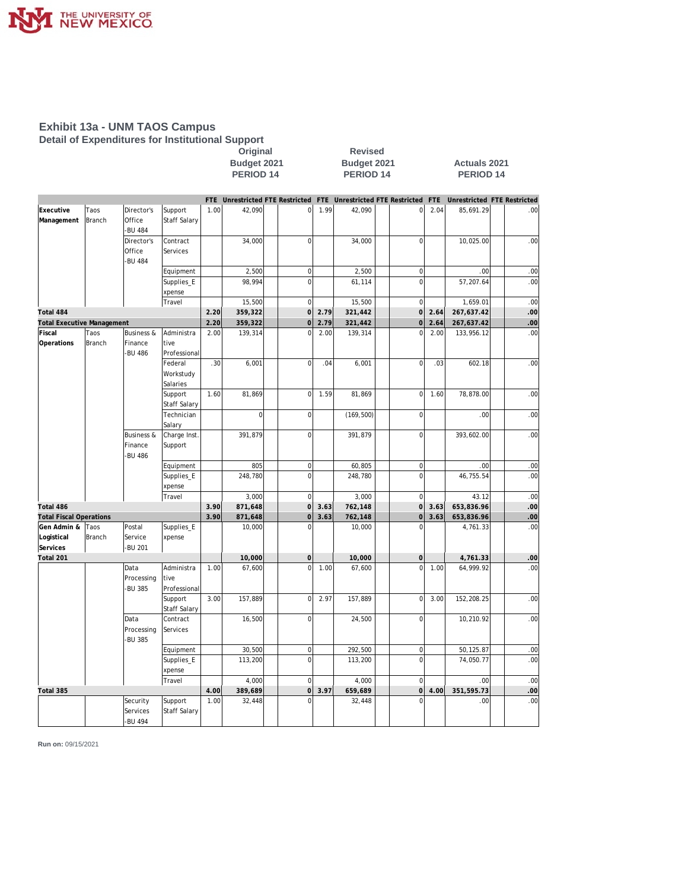# Exhibit 13a - UNM TAOS Campus

## Detail of Expenditures for Institutional Support

| | | | | Original Budget 2021 PERIOD 14 | | | | Revised Budget 2021 PERIOD 14 | | | | Actuals 2021 PERIOD 14 | | | |
|---|---|---|---|---|---|---|---|---|---|---|---|---|---|---|---|
| | | | | FTE | Unrestricted | FTE | Restricted | FTE | Unrestricted | FTE | Restricted | FTE | Unrestricted | FTE | Restricted |
| **Executive Management** | Taos Branch | Director's Office -BU 484 | Support Staff Salary | 1.00 | 42,090 | | 0 | 1.99 | 42,090 | | 0 | 2.04 | 85,691.29 | | .00 |
| | | Director's Office -BU 484 | Contract Services | | 34,000 | | 0 | | 34,000 | | 0 | | 10,025.00 | | .00 |
| | | | Equipment | | 2,500 | | 0 | | 2,500 | | 0 | | .00 | | .00 |
| | | | Supplies_Expense | | 98,994 | | 0 | | 61,114 | | 0 | | 57,207.64 | | .00 |
| | | | Travel | | 15,500 | | 0 | | 15,500 | | 0 | | 1,659.01 | | .00 |
| **Total 484** | | | | **2.20** | **359,322** | | **0** | **2.79** | **321,442** | | **0** | **2.64** | **267,637.42** | | **.00** |
| **Total Executive Management** | | | | **2.20** | **359,322** | | **0** | **2.79** | **321,442** | | **0** | **2.64** | **267,637.42** | | **.00** |
| **Fiscal Operations** | Taos Branch | Business & Finance -BU 486 | Administrative Professional | 2.00 | 139,314 | | 0 | 2.00 | 139,314 | | 0 | 2.00 | 133,956.12 | | .00 |
| | | | Federal Workstudy Salaries | .30 | 6,001 | | 0 | .04 | 6,001 | | 0 | .03 | 602.18 | | .00 |
| | | | Support Staff Salary | 1.60 | 81,869 | | 0 | 1.59 | 81,869 | | 0 | 1.60 | 78,878.00 | | .00 |
| | | | Technician Salary | | 0 | | 0 | | (169,500) | | 0 | | .00 | | .00 |
| | | Business & Finance -BU 486 | Charge Inst. Support | | 391,879 | | 0 | | 391,879 | | 0 | | 393,602.00 | | .00 |
| | | | Equipment | | 805 | | 0 | | 60,805 | | 0 | | .00 | | .00 |
| | | | Supplies_Expense | | 248,780 | | 0 | | 248,780 | | 0 | | 46,755.54 | | .00 |
| | | | Travel | | 3,000 | | 0 | | 3,000 | | 0 | | 43.12 | | .00 |
| **Total 486** | | | | **3.90** | **871,648** | | **0** | **3.63** | **762,148** | | **0** | **3.63** | **653,836.96** | | **.00** |
| **Total Fiscal Operations** | | | | **3.90** | **871,648** | | **0** | **3.63** | **762,148** | | **0** | **3.63** | **653,836.96** | | **.00** |
| **Gen Admin & Logistical Services** | Taos Branch | Postal Service -BU 201 | Supplies_Expense | | 10,000 | | 0 | | 10,000 | | 0 | | 4,761.33 | | .00 |
| **Total 201** | | | | | **10,000** | | **0** | | **10,000** | | **0** | | **4,761.33** | | **.00** |
| | | Data Processing -BU 385 | Administrative Professional | 1.00 | 67,600 | | 0 | 1.00 | 67,600 | | 0 | 1.00 | 64,999.92 | | .00 |
| | | | Support Staff Salary | 3.00 | 157,889 | | 0 | 2.97 | 157,889 | | 0 | 3.00 | 152,208.25 | | .00 |
| | | Data Processing -BU 385 | Contract Services | | 16,500 | | 0 | | 24,500 | | 0 | | 10,210.92 | | .00 |
| | | | Equipment | | 30,500 | | 0 | | 292,500 | | 0 | | 50,125.87 | | .00 |
| | | | Supplies_Expense | | 113,200 | | 0 | | 113,200 | | 0 | | 74,050.77 | | .00 |
| | | | Travel | | 4,000 | | 0 | | 4,000 | | 0 | | .00 | | .00 |
| **Total 385** | | | | **4.00** | **389,689** | | **0** | **3.97** | **659,689** | | **0** | **4.00** | **351,595.73** | | **.00** |
| | | Security Services -BU 494 | Support Staff Salary | 1.00 | 32,448 | | 0 | | 32,448 | | 0 | | .00 | | .00 |

**Run on:** 09/15/2021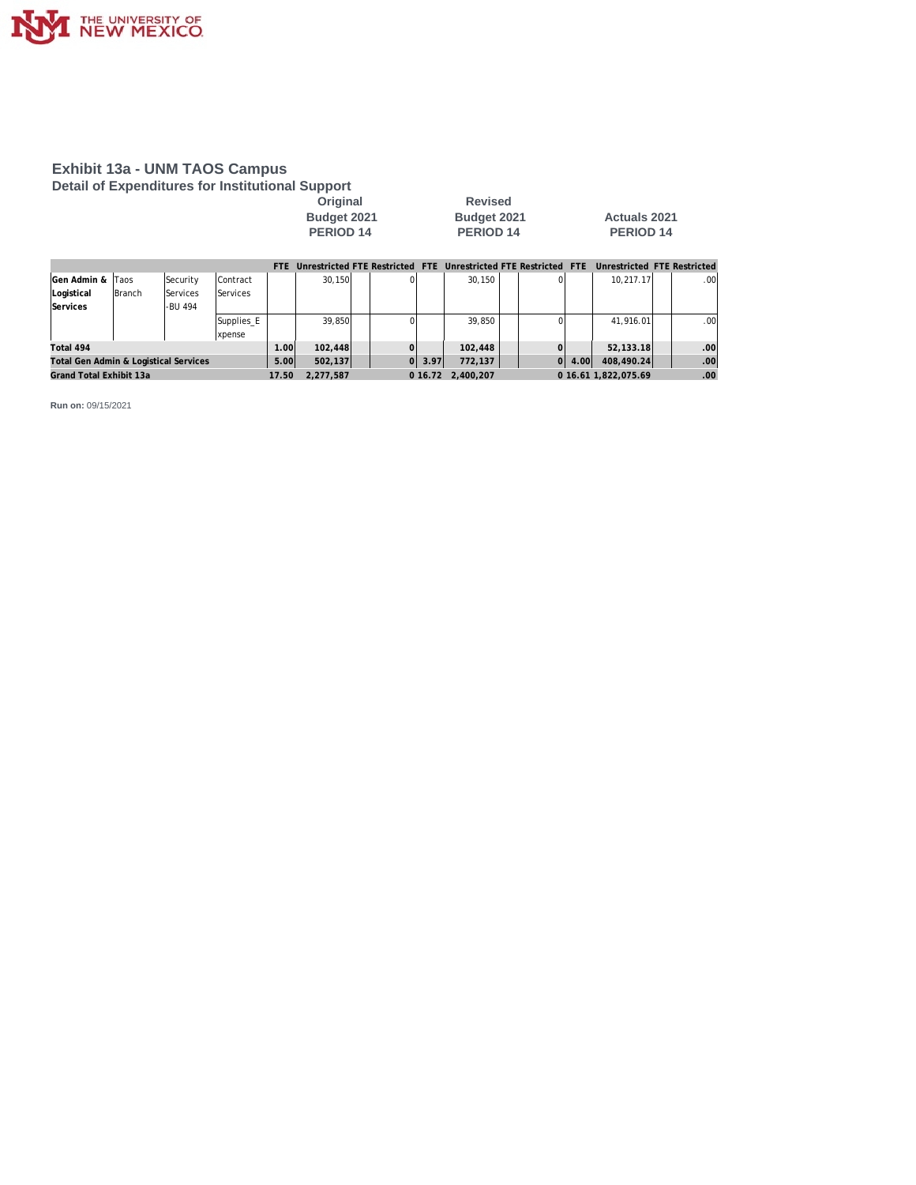THE UNIVERSITY OF NEW MEXICO

# Exhibit 13a - UNM TAOS Campus

## Detail of Expenditures for Institutional Support

| | | | | Original Budget 2021 PERIOD 14 | | | | Revised Budget 2021 PERIOD 14 | | | | Actuals 2021 PERIOD 14 | | | |
|---|---|---|---|---|---|---|---|---|---|---|---|---|---|---|---|
| | | | | FTE | Unrestricted | FTE | Restricted | FTE | Unrestricted | FTE | Restricted | FTE | Unrestricted | FTE | Restricted |
| Gen Admin & Logistical Services | Taos Branch | Security Services -BU 494 | Contract Services | | 30,150 | | 0 | | 30,150 | | 0 | | 10,217.17 | | .00 |
| | | | Supplies_Expense | | 39,850 | | 0 | | 39,850 | | 0 | | 41,916.01 | | .00 |
| **Total 494** | | | | **1.00** | **102,448** | | **0** | | **102,448** | | **0** | | **52,133.18** | | **.00** |
| **Total Gen Admin & Logistical Services** | | | | **5.00** | **502,137** | | **0** | **3.97** | **772,137** | | **0** | **4.00** | **408,490.24** | | **.00** |
| **Grand Total Exhibit 13a** | | | | **17.50** | **2,277,587** | | **0** | **16.72** | **2,400,207** | | **0** | **16.61** | **1,822,075.69** | | **.00** |

**Run on:** 09/15/2021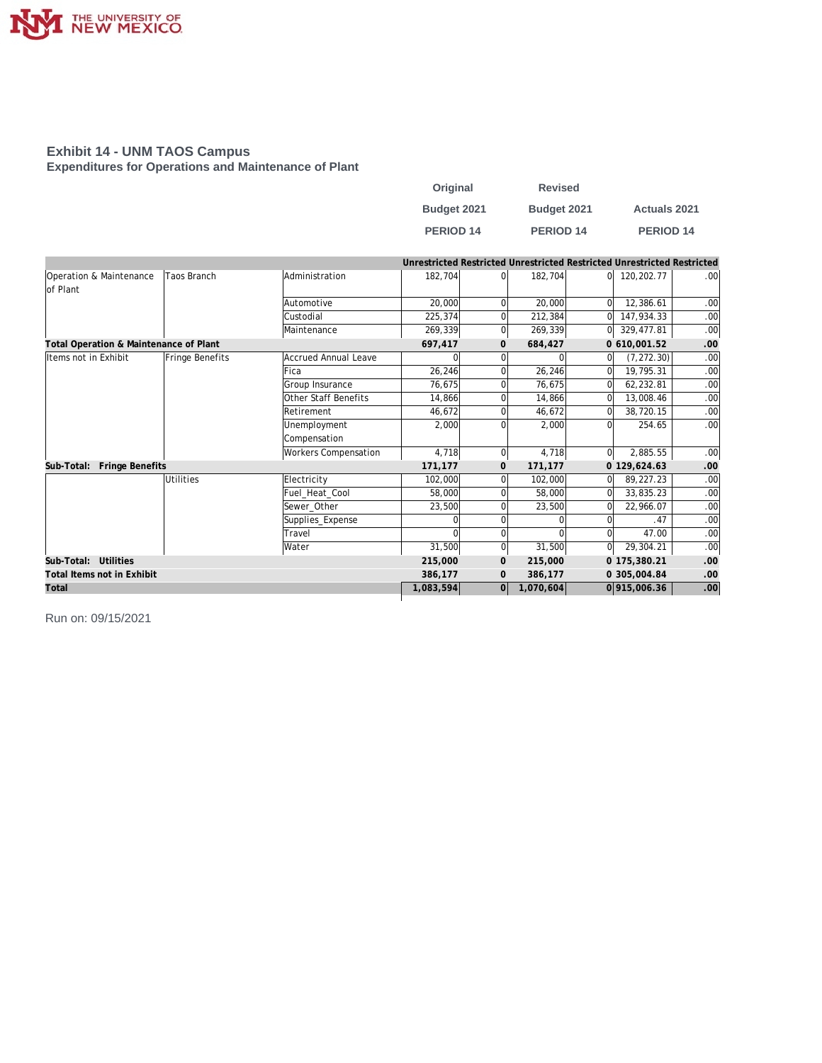# Exhibit 14 - UNM TAOS Campus

## Expenditures for Operations and Maintenance of Plant

| | | | Original Budget 2021 PERIOD 14 | | Revised Budget 2021 PERIOD 14 | | Actuals 2021 PERIOD 14 | |
|---|---|---|---|---|---|---|---|---|
| | | | Unrestricted | Restricted | Unrestricted | Restricted | Unrestricted | Restricted |
| Operation & Maintenance of Plant | Taos Branch | Administration | 182,704 | 0 | 182,704 | 0 | 120,202.77 | .00 |
| | | Automotive | 20,000 | 0 | 20,000 | 0 | 12,386.61 | .00 |
| | | Custodial | 225,374 | 0 | 212,384 | 0 | 147,934.33 | .00 |
| | | Maintenance | 269,339 | 0 | 269,339 | 0 | 329,477.81 | .00 |
| **Total Operation & Maintenance of Plant** | | | **697,417** | **0** | **684,427** | **0** | **610,001.52** | **.00** |
| Items not in Exhibit | Fringe Benefits | Accrued Annual Leave | 0 | 0 | 0 | 0 | (7,272.30) | .00 |
| | | Fica | 26,246 | 0 | 26,246 | 0 | 19,795.31 | .00 |
| | | Group Insurance | 76,675 | 0 | 76,675 | 0 | 62,232.81 | .00 |
| | | Other Staff Benefits | 14,866 | 0 | 14,866 | 0 | 13,008.46 | .00 |
| | | Retirement | 46,672 | 0 | 46,672 | 0 | 38,720.15 | .00 |
| | | Unemployment Compensation | 2,000 | 0 | 2,000 | 0 | 254.65 | .00 |
| | | Workers Compensation | 4,718 | 0 | 4,718 | 0 | 2,885.55 | .00 |
| **Sub-Total: Fringe Benefits** | | | **171,177** | **0** | **171,177** | **0** | **129,624.63** | **.00** |
| | Utilities | Electricity | 102,000 | 0 | 102,000 | 0 | 89,227.23 | .00 |
| | | Fuel_Heat_Cool | 58,000 | 0 | 58,000 | 0 | 33,835.23 | .00 |
| | | Sewer_Other | 23,500 | 0 | 23,500 | 0 | 22,966.07 | .00 |
| | | Supplies_Expense | 0 | 0 | 0 | 0 | .47 | .00 |
| | | Travel | 0 | 0 | 0 | 0 | 47.00 | .00 |
| | | Water | 31,500 | 0 | 31,500 | 0 | 29,304.21 | .00 |
| **Sub-Total: Utilities** | | | **215,000** | **0** | **215,000** | **0** | **175,380.21** | **.00** |
| **Total Items not in Exhibit** | | | **386,177** | **0** | **386,177** | **0** | **305,004.84** | **.00** |
| **Total** | | | **1,083,594** | **0** | **1,070,604** | **0** | **915,006.36** | **.00** |

Run on: 09/15/2021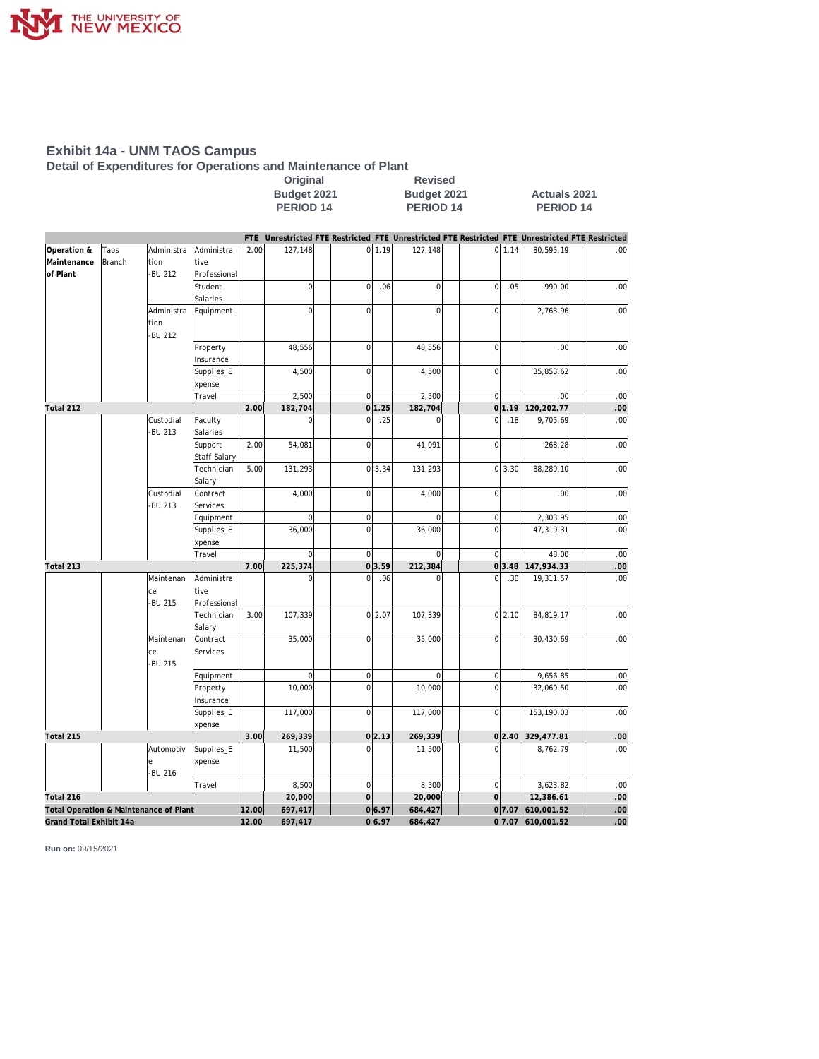# Exhibit 14a - UNM TAOS Campus

## Detail of Expenditures for Operations and Maintenance of Plant

| | | | | Original Budget 2021 PERIOD 14 | | | | Revised Budget 2021 PERIOD 14 | | | | Actuals 2021 PERIOD 14 | | | |
|---|---|---|---|---|---|---|---|---|---|---|---|---|---|---|---|
| | | | | FTE | Unrestricted | FTE | Restricted | FTE | Unrestricted | FTE | Restricted | FTE | Unrestricted | FTE | Restricted |
| Operation & Maintenance of Plant | Taos Branch | Administration -BU 212 | Administrative Professional | 2.00 | 127,148 | | 0 | 1.19 | 127,148 | | 0 | 1.14 | 80,595.19 | | .00 |
| | | | Student Salaries | | 0 | | 0 | .06 | 0 | | 0 | .05 | 990.00 | | .00 |
| | | Administration -BU 212 | Equipment | | 0 | | 0 | | 0 | | 0 | | 2,763.96 | | .00 |
| | | | Property Insurance | | 48,556 | | 0 | | 48,556 | | 0 | | .00 | | .00 |
| | | | Supplies_Expense | | 4,500 | | 0 | | 4,500 | | 0 | | 35,853.62 | | .00 |
| | | | Travel | | 2,500 | | 0 | | 2,500 | | 0 | | .00 | | .00 |
| **Total 212** | | | | **2.00** | **182,704** | | **0** | **1.25** | **182,704** | | **0** | **1.19** | **120,202.77** | | **.00** |
| | | Custodial -BU 213 | Faculty Salaries | | 0 | | 0 | .25 | 0 | | 0 | .18 | 9,705.69 | | .00 |
| | | | Support Staff Salary | 2.00 | 54,081 | | 0 | | 41,091 | | 0 | | 268.28 | | .00 |
| | | | Technician Salary | 5.00 | 131,293 | | 0 | 3.34 | 131,293 | | 0 | 3.30 | 88,289.10 | | .00 |
| | | Custodial -BU 213 | Contract Services | | 4,000 | | 0 | | 4,000 | | 0 | | .00 | | .00 |
| | | | Equipment | | 0 | | 0 | | 0 | | 0 | | 2,303.95 | | .00 |
| | | | Supplies_Expense | | 36,000 | | 0 | | 36,000 | | 0 | | 47,319.31 | | .00 |
| | | | Travel | | 0 | | 0 | | 0 | | 0 | | 48.00 | | .00 |
| **Total 213** | | | | **7.00** | **225,374** | | **0** | **3.59** | **212,384** | | **0** | **3.48** | **147,934.33** | | **.00** |
| | | Maintenance -BU 215 | Administrative Professional | | 0 | | 0 | .06 | 0 | | 0 | .30 | 19,311.57 | | .00 |
| | | | Technician Salary | 3.00 | 107,339 | | 0 | 2.07 | 107,339 | | 0 | 2.10 | 84,819.17 | | .00 |
| | | Maintenance -BU 215 | Contract Services | | 35,000 | | 0 | | 35,000 | | 0 | | 30,430.69 | | .00 |
| | | | Equipment | | 0 | | 0 | | 0 | | 0 | | 9,656.85 | | .00 |
| | | | Property Insurance | | 10,000 | | 0 | | 10,000 | | 0 | | 32,069.50 | | .00 |
| | | | Supplies_Expense | | 117,000 | | 0 | | 117,000 | | 0 | | 153,190.03 | | .00 |
| **Total 215** | | | | **3.00** | **269,339** | | **0** | **2.13** | **269,339** | | **0** | **2.40** | **329,477.81** | | **.00** |
| | | Automotive -BU 216 | Supplies_Expense | | 11,500 | | 0 | | 11,500 | | 0 | | 8,762.79 | | .00 |
| | | | Travel | | 8,500 | | 0 | | 8,500 | | 0 | | 3,623.82 | | .00 |
| **Total 216** | | | | | **20,000** | | **0** | | **20,000** | | **0** | | **12,386.61** | | **.00** |
| **Total Operation & Maintenance of Plant** | | | | **12.00** | **697,417** | | **0** | **6.97** | **684,427** | | **0** | **7.07** | **610,001.52** | | **.00** |
| **Grand Total Exhibit 14a** | | | | **12.00** | **697,417** | | **0** | **6.97** | **684,427** | | **0** | **7.07** | **610,001.52** | | **.00** |

**Run on:** 09/15/2021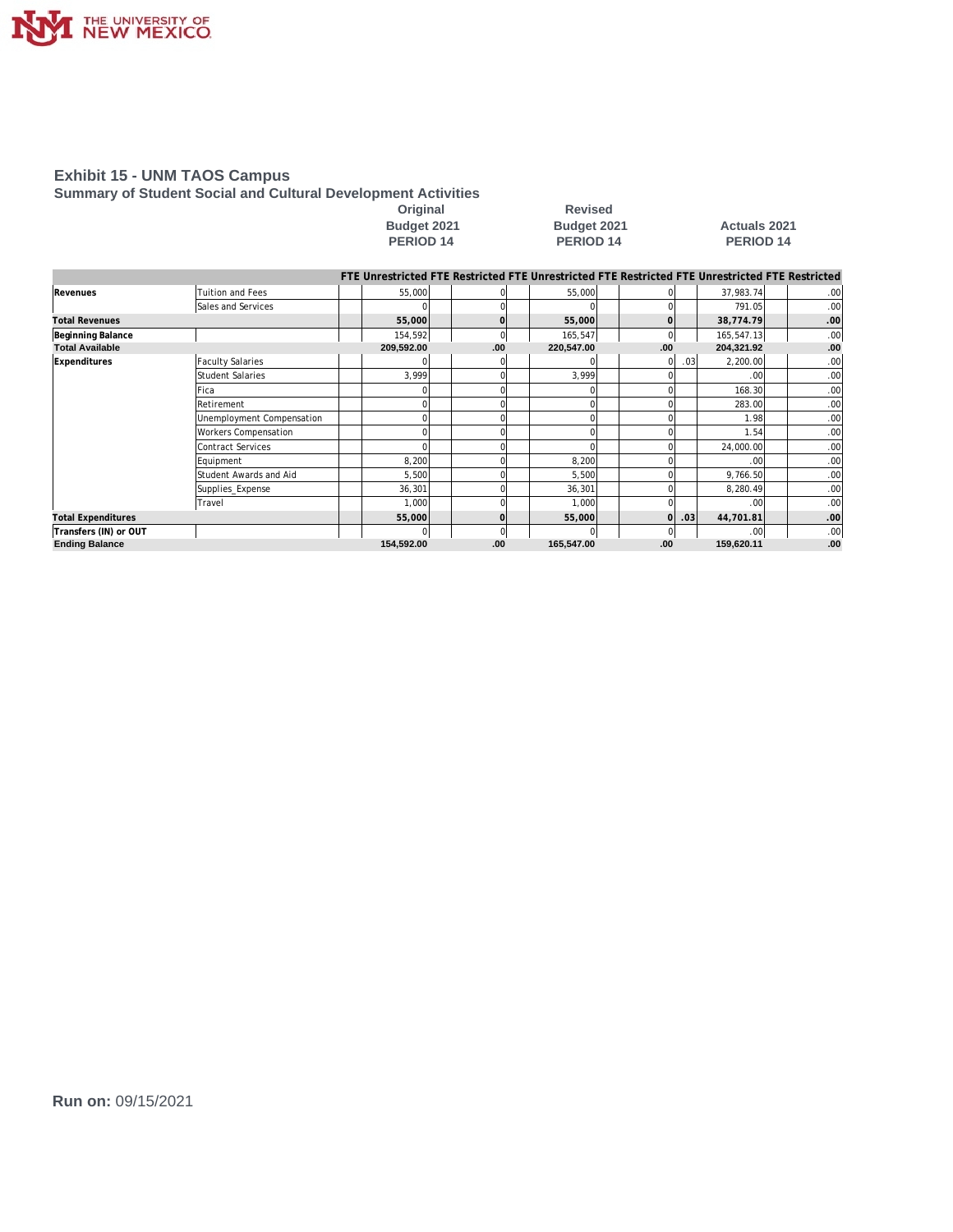THE UNIVERSITY OF NEW MEXICO

## Exhibit 15 - UNM TAOS Campus

### Summary of Student Social and Cultural Development Activities

| | | Original Budget 2021 PERIOD 14 | | | | Revised Budget 2021 PERIOD 14 | | | | Actuals 2021 PERIOD 14 | | | |
|---|---|---|---|---|---|---|---|---|---|---|---|---|---|
| | | FTE | Unrestricted | FTE | Restricted | FTE | Unrestricted | FTE | Restricted | FTE | Unrestricted | FTE | Restricted |
| Revenues | Tuition and Fees | | 55,000 | | 0 | | 55,000 | | 0 | | 37,983.74 | | .00 |
| | Sales and Services | | 0 | | 0 | | 0 | | 0 | | 791.05 | | .00 |
| Total Revenues | | | 55,000 | | 0 | | 55,000 | | 0 | | 38,774.79 | | .00 |
| Beginning Balance | | | 154,592 | | 0 | | 165,547 | | 0 | | 165,547.13 | | .00 |
| Total Available | | | 209,592.00 | | .00 | | 220,547.00 | | .00 | | 204,321.92 | | .00 |
| Expenditures | Faculty Salaries | | 0 | | 0 | | 0 | | 0 | .03 | 2,200.00 | | .00 |
| | Student Salaries | | 3,999 | | 0 | | 3,999 | | 0 | | .00 | | .00 |
| | Fica | | 0 | | 0 | | 0 | | 0 | | 168.30 | | .00 |
| | Retirement | | 0 | | 0 | | 0 | | 0 | | 283.00 | | .00 |
| | Unemployment Compensation | | 0 | | 0 | | 0 | | 0 | | 1.98 | | .00 |
| | Workers Compensation | | 0 | | 0 | | 0 | | 0 | | 1.54 | | .00 |
| | Contract Services | | 0 | | 0 | | 0 | | 0 | | 24,000.00 | | .00 |
| | Equipment | | 8,200 | | 0 | | 8,200 | | 0 | | .00 | | .00 |
| | Student Awards and Aid | | 5,500 | | 0 | | 5,500 | | 0 | | 9,766.50 | | .00 |
| | Supplies_Expense | | 36,301 | | 0 | | 36,301 | | 0 | | 8,280.49 | | .00 |
| | Travel | | 1,000 | | 0 | | 1,000 | | 0 | | .00 | | .00 |
| Total Expenditures | | | 55,000 | | 0 | | 55,000 | | 0 | .03 | 44,701.81 | | .00 |
| Transfers (IN) or OUT | | | 0 | | 0 | | 0 | | 0 | | .00 | | .00 |
| Ending Balance | | | 154,592.00 | | .00 | | 165,547.00 | | .00 | | 159,620.11 | | .00 |

**Run on:** 09/15/2021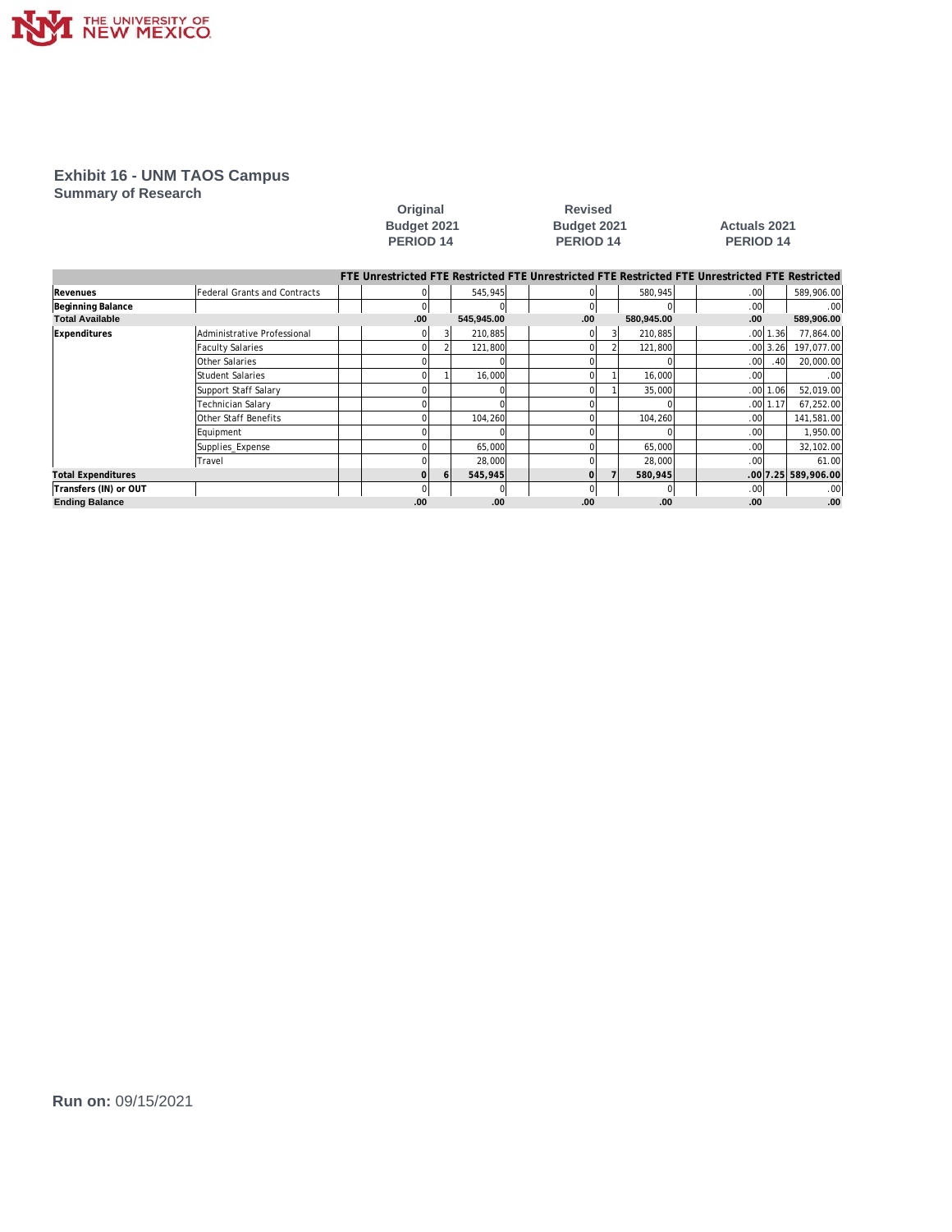## Exhibit 16 - UNM TAOS Campus
### Summary of Research

| | | Original Budget 2021 PERIOD 14 | | | | Revised Budget 2021 PERIOD 14 | | | | Actuals 2021 PERIOD 14 | | | |
|---|---|---|---|---|---|---|---|---|---|---|---|---|---|
| | | FTE | Unrestricted | FTE | Restricted | FTE | Unrestricted | FTE | Restricted | FTE | Unrestricted | FTE | Restricted |
| **Revenues** | Federal Grants and Contracts | | 0 | | 545,945 | | 0 | | 580,945 | | .00 | | 589,906.00 |
| **Beginning Balance** | | | 0 | | 0 | | 0 | | 0 | | .00 | | .00 |
| **Total Available** | | | **.00** | | **545,945.00** | | **.00** | | **580,945.00** | | **.00** | | **589,906.00** |
| **Expenditures** | Administrative Professional | | 0 | 3 | 210,885 | | 0 | 3 | 210,885 | | .00 | 1.36 | 77,864.00 |
| | Faculty Salaries | | 0 | 2 | 121,800 | | 0 | 2 | 121,800 | | .00 | 3.26 | 197,077.00 |
| | Other Salaries | | 0 | | 0 | | 0 | | 0 | | .00 | .40 | 20,000.00 |
| | Student Salaries | | 0 | 1 | 16,000 | | 0 | 1 | 16,000 | | .00 | | .00 |
| | Support Staff Salary | | 0 | | 0 | | 0 | 1 | 35,000 | | .00 | 1.06 | 52,019.00 |
| | Technician Salary | | 0 | | 0 | | 0 | | 0 | | .00 | 1.17 | 67,252.00 |
| | Other Staff Benefits | | 0 | | 104,260 | | 0 | | 104,260 | | .00 | | 141,581.00 |
| | Equipment | | 0 | | 0 | | 0 | | 0 | | .00 | | 1,950.00 |
| | Supplies_Expense | | 0 | | 65,000 | | 0 | | 65,000 | | .00 | | 32,102.00 |
| | Travel | | 0 | | 28,000 | | 0 | | 28,000 | | .00 | | 61.00 |
| **Total Expenditures** | | | **0** | **6** | **545,945** | | **0** | **7** | **580,945** | | **.00** | **7.25** | **589,906.00** |
| **Transfers (IN) or OUT** | | | 0 | | 0 | | 0 | | 0 | | .00 | | .00 |
| **Ending Balance** | | | **.00** | | **.00** | | **.00** | | **.00** | | **.00** | | **.00** |

**Run on:** 09/15/2021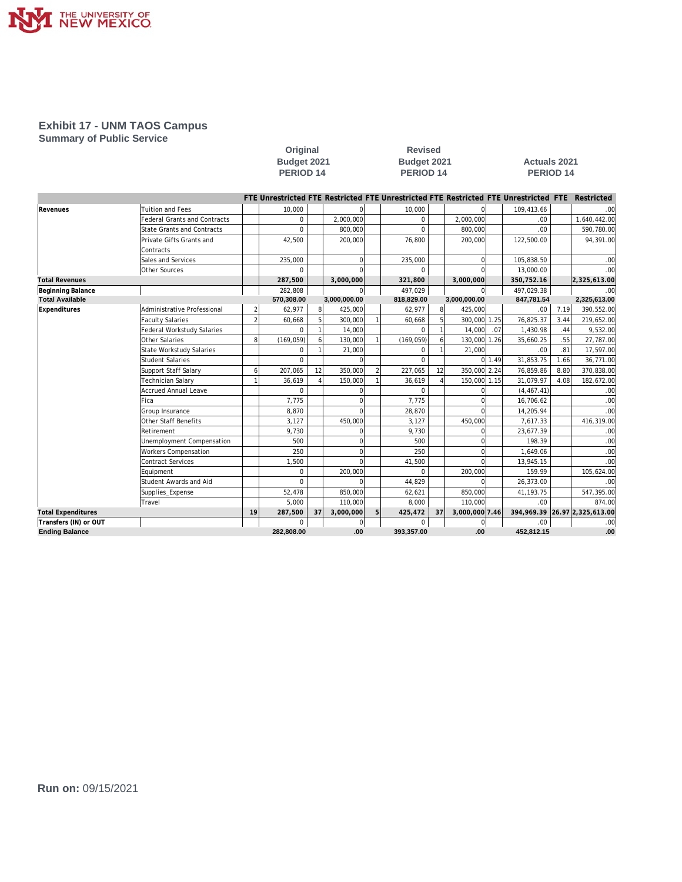## Exhibit 17 - UNM TAOS Campus
### Summary of Public Service

| | | Original Budget 2021 PERIOD 14 | | | | Revised Budget 2021 PERIOD 14 | | | | Actuals 2021 PERIOD 14 | | | |
|---|---|---|---|---|---|---|---|---|---|---|---|---|---|
| | | FTE | Unrestricted | FTE | Restricted | FTE | Unrestricted | FTE | Restricted | FTE | Unrestricted | FTE | Restricted |
| Revenues | Tuition and Fees | | 10,000 | | 0 | | 10,000 | | 0 | | 109,413.66 | | .00 |
| | Federal Grants and Contracts | | 0 | | 2,000,000 | | 0 | | 2,000,000 | | .00 | | 1,640,442.00 |
| | State Grants and Contracts | | 0 | | 800,000 | | 0 | | 800,000 | | .00 | | 590,780.00 |
| | Private Gifts Grants and Contracts | | 42,500 | | 200,000 | | 76,800 | | 200,000 | | 122,500.00 | | 94,391.00 |
| | Sales and Services | | 235,000 | | 0 | | 235,000 | | 0 | | 105,838.50 | | .00 |
| | Other Sources | | 0 | | 0 | | 0 | | 0 | | 13,000.00 | | .00 |
| **Total Revenues** | | | **287,500** | | **3,000,000** | | **321,800** | | **3,000,000** | | **350,752.16** | | **2,325,613.00** |
| **Beginning Balance** | | | 282,808 | | 0 | | 497,029 | | 0 | | 497,029.38 | | .00 |
| **Total Available** | | | 570,308.00 | | 3,000,000.00 | | 818,829.00 | | 3,000,000.00 | | 847,781.54 | | 2,325,613.00 |
| Expenditures | Administrative Professional | 2 | 62,977 | 8 | 425,000 | | 62,977 | 8 | 425,000 | | .00 | 7.19 | 390,552.00 |
| | Faculty Salaries | 2 | 60,668 | 5 | 300,000 | 1 | 60,668 | 5 | 300,000 | 1.25 | 76,825.37 | 3.44 | 219,652.00 |
| | Federal Workstudy Salaries | | 0 | 1 | 14,000 | | 0 | 1 | 14,000 | .07 | 1,430.98 | .44 | 9,532.00 |
| | Other Salaries | 8 | (169,059) | 6 | 130,000 | 1 | (169,059) | 6 | 130,000 | 1.26 | 35,660.25 | .55 | 27,787.00 |
| | State Workstudy Salaries | | 0 | 1 | 21,000 | | 0 | 1 | 21,000 | | .00 | .81 | 17,597.00 |
| | Student Salaries | | 0 | | 0 | | 0 | | 0 | 1.49 | 31,853.75 | 1.66 | 36,771.00 |
| | Support Staff Salary | 6 | 207,065 | 12 | 350,000 | 2 | 227,065 | 12 | 350,000 | 2.24 | 76,859.86 | 8.80 | 370,838.00 |
| | Technician Salary | 1 | 36,619 | 4 | 150,000 | 1 | 36,619 | 4 | 150,000 | 1.15 | 31,079.97 | 4.08 | 182,672.00 |
| | Accrued Annual Leave | | 0 | | 0 | | 0 | | 0 | | (4,467.41) | | .00 |
| | Fica | | 7,775 | | 0 | | 7,775 | | 0 | | 16,706.62 | | .00 |
| | Group Insurance | | 8,870 | | 0 | | 28,870 | | 0 | | 14,205.94 | | .00 |
| | Other Staff Benefits | | 3,127 | | 450,000 | | 3,127 | | 450,000 | | 7,617.33 | | 416,319.00 |
| | Retirement | | 9,730 | | 0 | | 9,730 | | 0 | | 23,677.39 | | .00 |
| | Unemployment Compensation | | 500 | | 0 | | 500 | | 0 | | 198.39 | | .00 |
| | Workers Compensation | | 250 | | 0 | | 250 | | 0 | | 1,649.06 | | .00 |
| | Contract Services | | 1,500 | | 0 | | 41,500 | | 0 | | 13,945.15 | | .00 |
| | Equipment | | 0 | | 200,000 | | 0 | | 200,000 | | 159.99 | | 105,624.00 |
| | Student Awards and Aid | | 0 | | 0 | | 44,829 | | 0 | | 26,373.00 | | .00 |
| | Supplies_Expense | | 52,478 | | 850,000 | | 62,621 | | 850,000 | | 41,193.75 | | 547,395.00 |
| | Travel | | 5,000 | | 110,000 | | 8,000 | | 110,000 | | .00 | | 874.00 |
| **Total Expenditures** | | **19** | **287,500** | **37** | **3,000,000** | **5** | **425,472** | **37** | **3,000,000** | **7.46** | **394,969.39** | **26.97** | **2,325,613.00** |
| **Transfers (IN) or OUT** | | | 0 | | 0 | | 0 | | 0 | | .00 | | .00 |
| **Ending Balance** | | | **282,808.00** | | **.00** | | **393,357.00** | | **.00** | | **452,812.15** | | **.00** |

**Run on:** 09/15/2021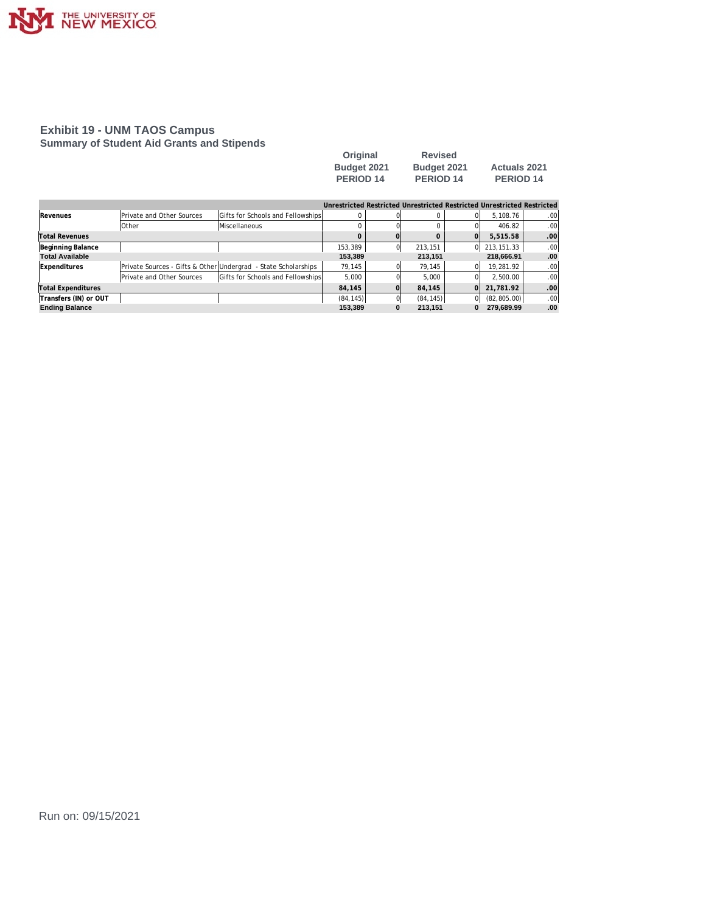## Exhibit 19 - UNM TAOS Campus

### Summary of Student Aid Grants and Stipends

| | | | Original Budget 2021 PERIOD 14 | | Revised Budget 2021 PERIOD 14 | | Actuals 2021 PERIOD 14 | |
|---|---|---|---|---|---|---|---|---|
| | | | Unrestricted | Restricted | Unrestricted | Restricted | Unrestricted | Restricted |
| **Revenues** | Private and Other Sources | Gifts for Schools and Fellowships | 0 | 0 | 0 | 0 | 5,108.76 | .00 |
| | Other | Miscellaneous | 0 | 0 | 0 | 0 | 406.82 | .00 |
| **Total Revenues** | | | **0** | **0** | **0** | **0** | **5,515.58** | **.00** |
| **Beginning Balance** | | | 153,389 | 0 | 213,151 | 0 | 213,151.33 | .00 |
| **Total Available** | | | **153,389** | | **213,151** | | **218,666.91** | **.00** |
| **Expenditures** | Private Sources - Gifts & Other | Undergrad - State Scholarships | 79,145 | 0 | 79,145 | 0 | 19,281.92 | .00 |
| | Private and Other Sources | Gifts for Schools and Fellowships | 5,000 | 0 | 5,000 | 0 | 2,500.00 | .00 |
| **Total Expenditures** | | | **84,145** | **0** | **84,145** | **0** | **21,781.92** | **.00** |
| **Transfers (IN) or OUT** | | | (84,145) | 0 | (84,145) | 0 | (82,805.00) | .00 |
| **Ending Balance** | | | **153,389** | **0** | **213,151** | **0** | **279,689.99** | **.00** |

Run on: 09/15/2021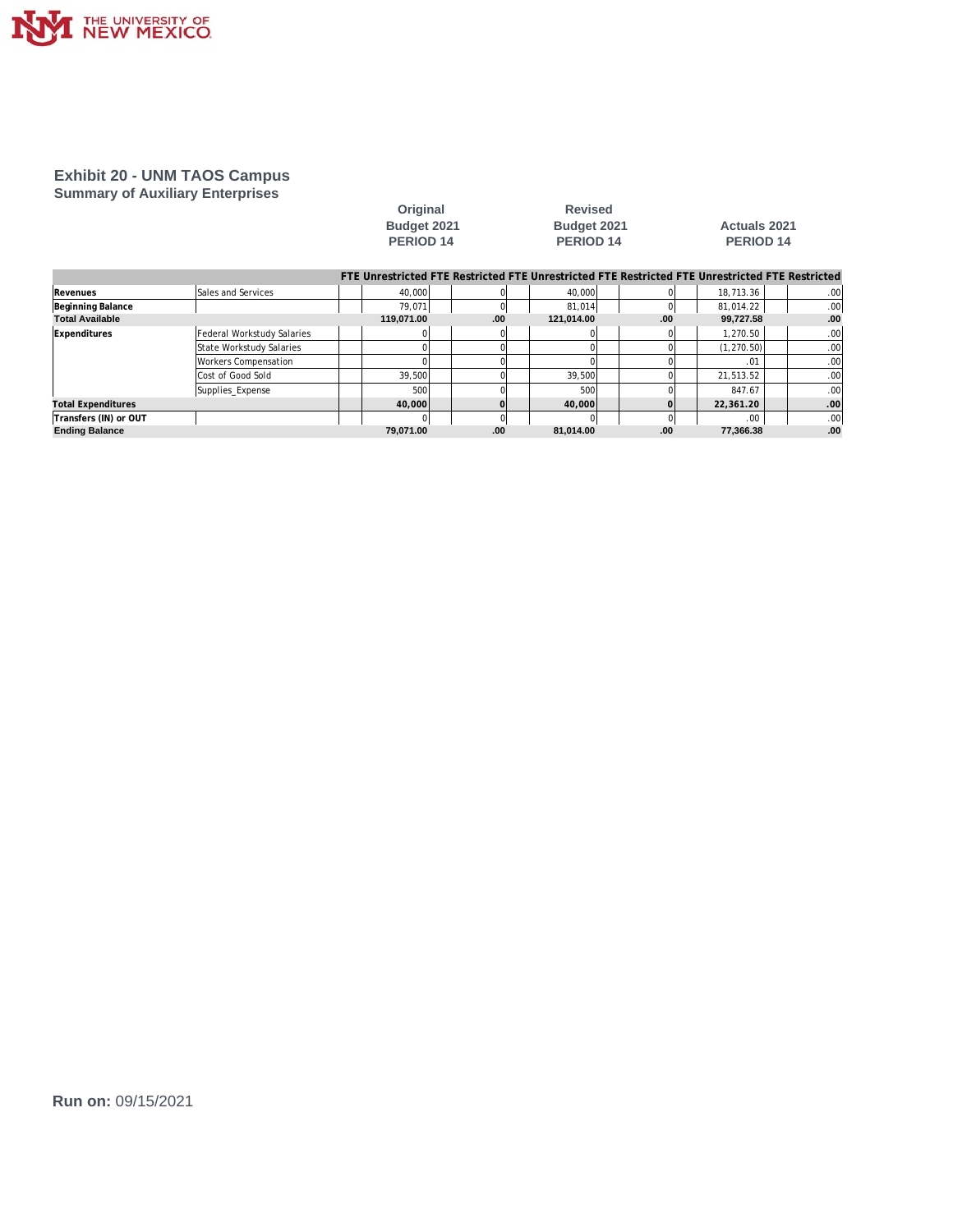# Exhibit 20 - UNM TAOS Campus

## Summary of Auxiliary Enterprises

| | | Original Budget 2021 PERIOD 14 | | | | Revised Budget 2021 PERIOD 14 | | | | Actuals 2021 PERIOD 14 | | | |
|---|---|---|---|---|---|---|---|---|---|---|---|---|---|
| | | FTE | Unrestricted | FTE | Restricted | FTE | Unrestricted | FTE | Restricted | FTE | Unrestricted | FTE | Restricted |
| **Revenues** | Sales and Services | | 40,000 | | 0 | | 40,000 | | 0 | | 18,713.36 | | .00 |
| **Beginning Balance** | | | 79,071 | | 0 | | 81,014 | | 0 | | 81,014.22 | | .00 |
| **Total Available** | | | **119,071.00** | | **.00** | | **121,014.00** | | **.00** | | **99,727.58** | | **.00** |
| **Expenditures** | Federal Workstudy Salaries | | 0 | | 0 | | 0 | | 0 | | 1,270.50 | | .00 |
| | State Workstudy Salaries | | 0 | | 0 | | 0 | | 0 | | (1,270.50) | | .00 |
| | Workers Compensation | | 0 | | 0 | | 0 | | 0 | | .01 | | .00 |
| | Cost of Good Sold | | 39,500 | | 0 | | 39,500 | | 0 | | 21,513.52 | | .00 |
| | Supplies_Expense | | 500 | | 0 | | 500 | | 0 | | 847.67 | | .00 |
| **Total Expenditures** | | | **40,000** | | **0** | | **40,000** | | **0** | | **22,361.20** | | **.00** |
| **Transfers (IN) or OUT** | | | 0 | | 0 | | 0 | | 0 | | .00 | | .00 |
| **Ending Balance** | | | **79,071.00** | | **.00** | | **81,014.00** | | **.00** | | **77,366.38** | | **.00** |

**Run on:** 09/15/2021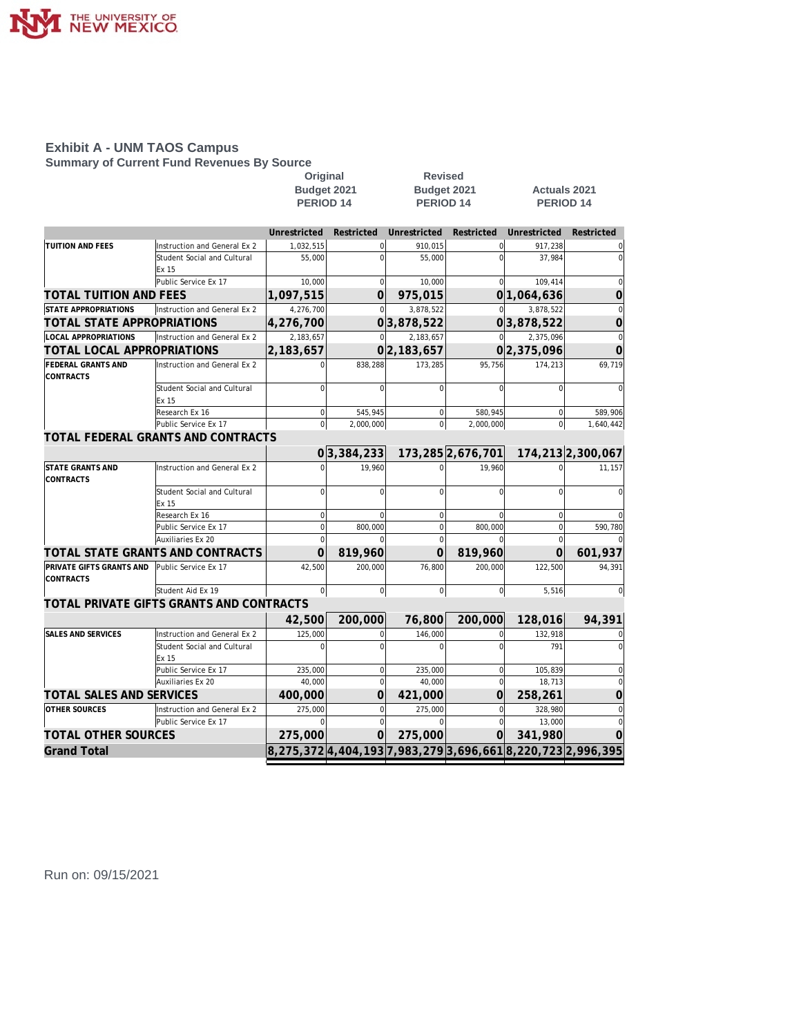## Exhibit A - UNM TAOS Campus

### Summary of Current Fund Revenues By Source

| | | Original Budget 2021 PERIOD 14 | | Revised Budget 2021 PERIOD 14 | | Actuals 2021 PERIOD 14 | |
|---|---|---|---|---|---|---|---|
| | | Unrestricted | Restricted | Unrestricted | Restricted | Unrestricted | Restricted |
| TUITION AND FEES | Instruction and General Ex 2 | 1,032,515 | 0 | 910,015 | 0 | 917,238 | 0 |
| | Student Social and Cultural Ex 15 | 55,000 | 0 | 55,000 | 0 | 37,984 | 0 |
| | Public Service Ex 17 | 10,000 | 0 | 10,000 | 0 | 109,414 | 0 |
| **TOTAL TUITION AND FEES** | | **1,097,515** | **0** | **975,015** | **0** | **1,064,636** | **0** |
| STATE APPROPRIATIONS | Instruction and General Ex 2 | 4,276,700 | 0 | 3,878,522 | 0 | 3,878,522 | 0 |
| **TOTAL STATE APPROPRIATIONS** | | **4,276,700** | **0** | **3,878,522** | **0** | **3,878,522** | **0** |
| LOCAL APPROPRIATIONS | Instruction and General Ex 2 | 2,183,657 | 0 | 2,183,657 | 0 | 2,375,096 | 0 |
| **TOTAL LOCAL APPROPRIATIONS** | | **2,183,657** | **0** | **2,183,657** | **0** | **2,375,096** | **0** |
| FEDERAL GRANTS AND CONTRACTS | Instruction and General Ex 2 | 0 | 838,288 | 173,285 | 95,756 | 174,213 | 69,719 |
| | Student Social and Cultural Ex 15 | 0 | 0 | 0 | 0 | 0 | 0 |
| | Research Ex 16 | 0 | 545,945 | 0 | 580,945 | 0 | 589,906 |
| | Public Service Ex 17 | 0 | 2,000,000 | 0 | 2,000,000 | 0 | 1,640,442 |
| **TOTAL FEDERAL GRANTS AND CONTRACTS** | | **0** | **3,384,233** | **173,285** | **2,676,701** | **174,213** | **2,300,067** |
| STATE GRANTS AND CONTRACTS | Instruction and General Ex 2 | 0 | 19,960 | 0 | 19,960 | 0 | 11,157 |
| | Student Social and Cultural Ex 15 | 0 | 0 | 0 | 0 | 0 | 0 |
| | Research Ex 16 | 0 | 0 | 0 | 0 | 0 | 0 |
| | Public Service Ex 17 | 0 | 800,000 | 0 | 800,000 | 0 | 590,780 |
| | Auxiliaries Ex 20 | 0 | 0 | 0 | 0 | 0 | 0 |
| **TOTAL STATE GRANTS AND CONTRACTS** | | **0** | **819,960** | **0** | **819,960** | **0** | **601,937** |
| PRIVATE GIFTS GRANTS AND CONTRACTS | Public Service Ex 17 | 42,500 | 200,000 | 76,800 | 200,000 | 122,500 | 94,391 |
| | Student Aid Ex 19 | 0 | 0 | 0 | 0 | 5,516 | 0 |
| **TOTAL PRIVATE GIFTS GRANTS AND CONTRACTS** | | **42,500** | **200,000** | **76,800** | **200,000** | **128,016** | **94,391** |
| SALES AND SERVICES | Instruction and General Ex 2 | 125,000 | 0 | 146,000 | 0 | 132,918 | 0 |
| | Student Social and Cultural Ex 15 | 0 | 0 | 0 | 0 | 791 | 0 |
| | Public Service Ex 17 | 235,000 | 0 | 235,000 | 0 | 105,839 | 0 |
| | Auxiliaries Ex 20 | 40,000 | 0 | 40,000 | 0 | 18,713 | 0 |
| **TOTAL SALES AND SERVICES** | | **400,000** | **0** | **421,000** | **0** | **258,261** | **0** |
| OTHER SOURCES | Instruction and General Ex 2 | 275,000 | 0 | 275,000 | 0 | 328,980 | 0 |
| | Public Service Ex 17 | 0 | 0 | 0 | 0 | 13,000 | 0 |
| **TOTAL OTHER SOURCES** | | **275,000** | **0** | **275,000** | **0** | **341,980** | **0** |
| **Grand Total** | | **8,275,372** | **4,404,193** | **7,983,279** | **3,696,661** | **8,220,723** | **2,996,395** |

Run on: 09/15/2021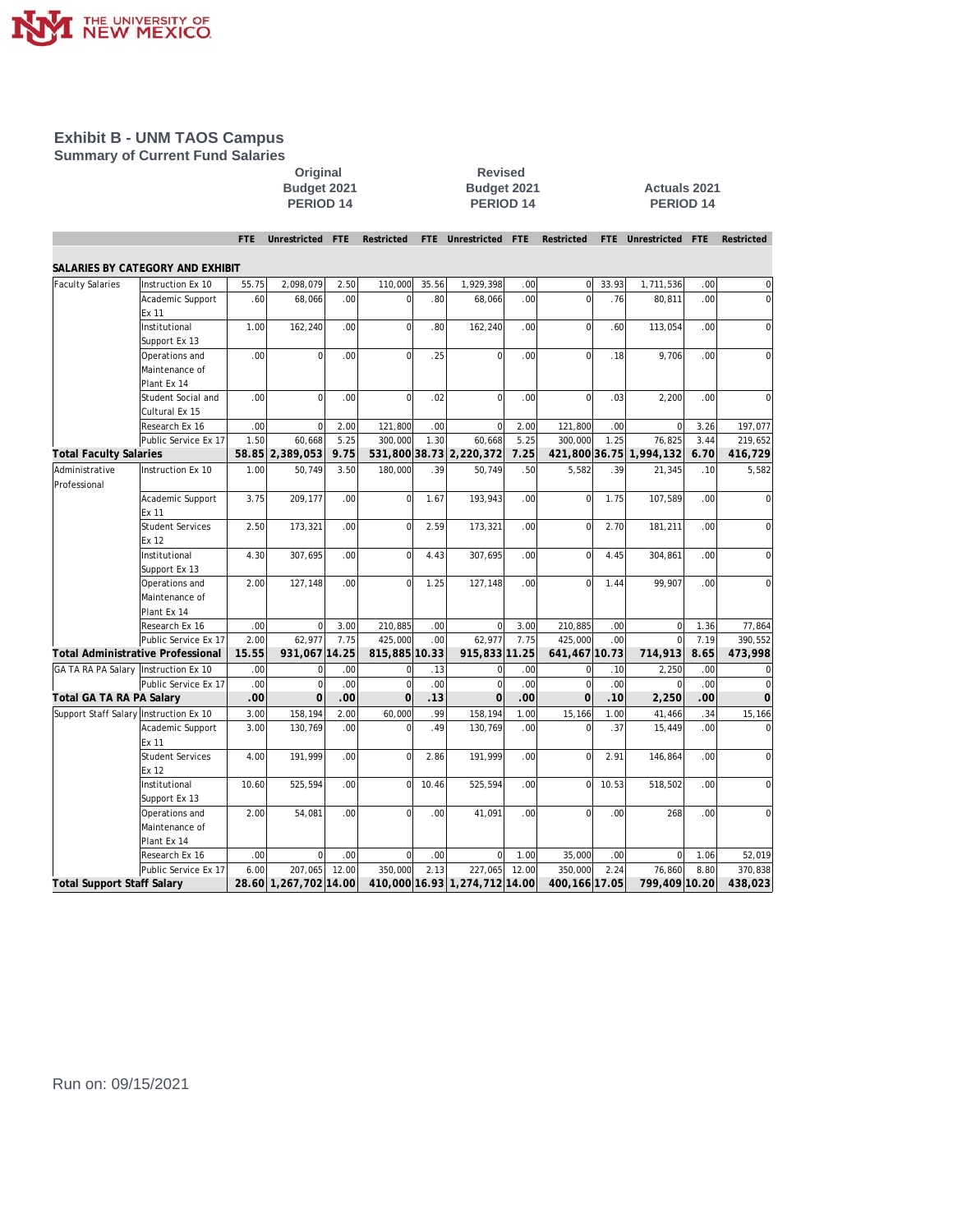# Exhibit B - UNM TAOS Campus

## Summary of Current Fund Salaries

| | | Original Budget 2021 PERIOD 14 | | | | Revised Budget 2021 PERIOD 14 | | | | Actuals 2021 PERIOD 14 | | | |
|---|---|---|---|---|---|---|---|---|---|---|---|---|---|
| | | FTE | Unrestricted | FTE | Restricted | FTE | Unrestricted | FTE | Restricted | FTE | Unrestricted | FTE | Restricted |
| **SALARIES BY CATEGORY AND EXHIBIT** | | | | | | | | | | | | | |
| Faculty Salaries | Instruction Ex 10 | 55.75 | 2,098,079 | 2.50 | 110,000 | 35.56 | 1,929,398 | .00 | 0 | 33.93 | 1,711,536 | .00 | 0 |
| | Academic Support Ex 11 | .60 | 68,066 | .00 | 0 | .80 | 68,066 | .00 | 0 | .76 | 80,811 | .00 | 0 |
| | Institutional Support Ex 13 | 1.00 | 162,240 | .00 | 0 | .80 | 162,240 | .00 | 0 | .60 | 113,054 | .00 | 0 |
| | Operations and Maintenance of Plant Ex 14 | .00 | 0 | .00 | 0 | .25 | 0 | .00 | 0 | .18 | 9,706 | .00 | 0 |
| | Student Social and Cultural Ex 15 | .00 | 0 | .00 | 0 | .02 | 0 | .00 | 0 | .03 | 2,200 | .00 | 0 |
| | Research Ex 16 | .00 | 0 | 2.00 | 121,800 | .00 | 0 | 2.00 | 121,800 | .00 | 0 | 3.26 | 197,077 |
| | Public Service Ex 17 | 1.50 | 60,668 | 5.25 | 300,000 | 1.30 | 60,668 | 5.25 | 300,000 | 1.25 | 76,825 | 3.44 | 219,652 |
| **Total Faculty Salaries** | | **58.85** | **2,389,053** | **9.75** | **531,800** | **38.73** | **2,220,372** | **7.25** | **421,800** | **36.75** | **1,994,132** | **6.70** | **416,729** |
| Administrative Professional | Instruction Ex 10 | 1.00 | 50,749 | 3.50 | 180,000 | .39 | 50,749 | .50 | 5,582 | .39 | 21,345 | .10 | 5,582 |
| | Academic Support Ex 11 | 3.75 | 209,177 | .00 | 0 | 1.67 | 193,943 | .00 | 0 | 1.75 | 107,589 | .00 | 0 |
| | Student Services Ex 12 | 2.50 | 173,321 | .00 | 0 | 2.59 | 173,321 | .00 | 0 | 2.70 | 181,211 | .00 | 0 |
| | Institutional Support Ex 13 | 4.30 | 307,695 | .00 | 0 | 4.43 | 307,695 | .00 | 0 | 4.45 | 304,861 | .00 | 0 |
| | Operations and Maintenance of Plant Ex 14 | 2.00 | 127,148 | .00 | 0 | 1.25 | 127,148 | .00 | 0 | 1.44 | 99,907 | .00 | 0 |
| | Research Ex 16 | .00 | 0 | 3.00 | 210,885 | .00 | 0 | 3.00 | 210,885 | .00 | 0 | 1.36 | 77,864 |
| | Public Service Ex 17 | 2.00 | 62,977 | 7.75 | 425,000 | .00 | 62,977 | 7.75 | 425,000 | .00 | 0 | 7.19 | 390,552 |
| **Total Administrative Professional** | | **15.55** | **931,067** | **14.25** | **815,885** | **10.33** | **915,833** | **11.25** | **641,467** | **10.73** | **714,913** | **8.65** | **473,998** |
| GA TA RA PA Salary | Instruction Ex 10 | .00 | 0 | .00 | 0 | .13 | 0 | .00 | 0 | .10 | 2,250 | .00 | 0 |
| | Public Service Ex 17 | .00 | 0 | .00 | 0 | .00 | 0 | .00 | 0 | .00 | 0 | .00 | 0 |
| **Total GA TA RA PA Salary** | | **.00** | **0** | **.00** | **0** | **.13** | **0** | **.00** | **0** | **.10** | **2,250** | **.00** | **0** |
| Support Staff Salary | Instruction Ex 10 | 3.00 | 158,194 | 2.00 | 60,000 | .99 | 158,194 | 1.00 | 15,166 | 1.00 | 41,466 | .34 | 15,166 |
| | Academic Support Ex 11 | 3.00 | 130,769 | .00 | 0 | .49 | 130,769 | .00 | 0 | .37 | 15,449 | .00 | 0 |
| | Student Services Ex 12 | 4.00 | 191,999 | .00 | 0 | 2.86 | 191,999 | .00 | 0 | 2.91 | 146,864 | .00 | 0 |
| | Institutional Support Ex 13 | 10.60 | 525,594 | .00 | 0 | 10.46 | 525,594 | .00 | 0 | 10.53 | 518,502 | .00 | 0 |
| | Operations and Maintenance of Plant Ex 14 | 2.00 | 54,081 | .00 | 0 | .00 | 41,091 | .00 | 0 | .00 | 268 | .00 | 0 |
| | Research Ex 16 | .00 | 0 | .00 | 0 | .00 | 0 | 1.00 | 35,000 | .00 | 0 | 1.06 | 52,019 |
| | Public Service Ex 17 | 6.00 | 207,065 | 12.00 | 350,000 | 2.13 | 227,065 | 12.00 | 350,000 | 2.24 | 76,860 | 8.80 | 370,838 |
| **Total Support Staff Salary** | | **28.60** | **1,267,702** | **14.00** | **410,000** | **16.93** | **1,274,712** | **14.00** | **400,166** | **17.05** | **799,409** | **10.20** | **438,023** |

Run on: 09/15/2021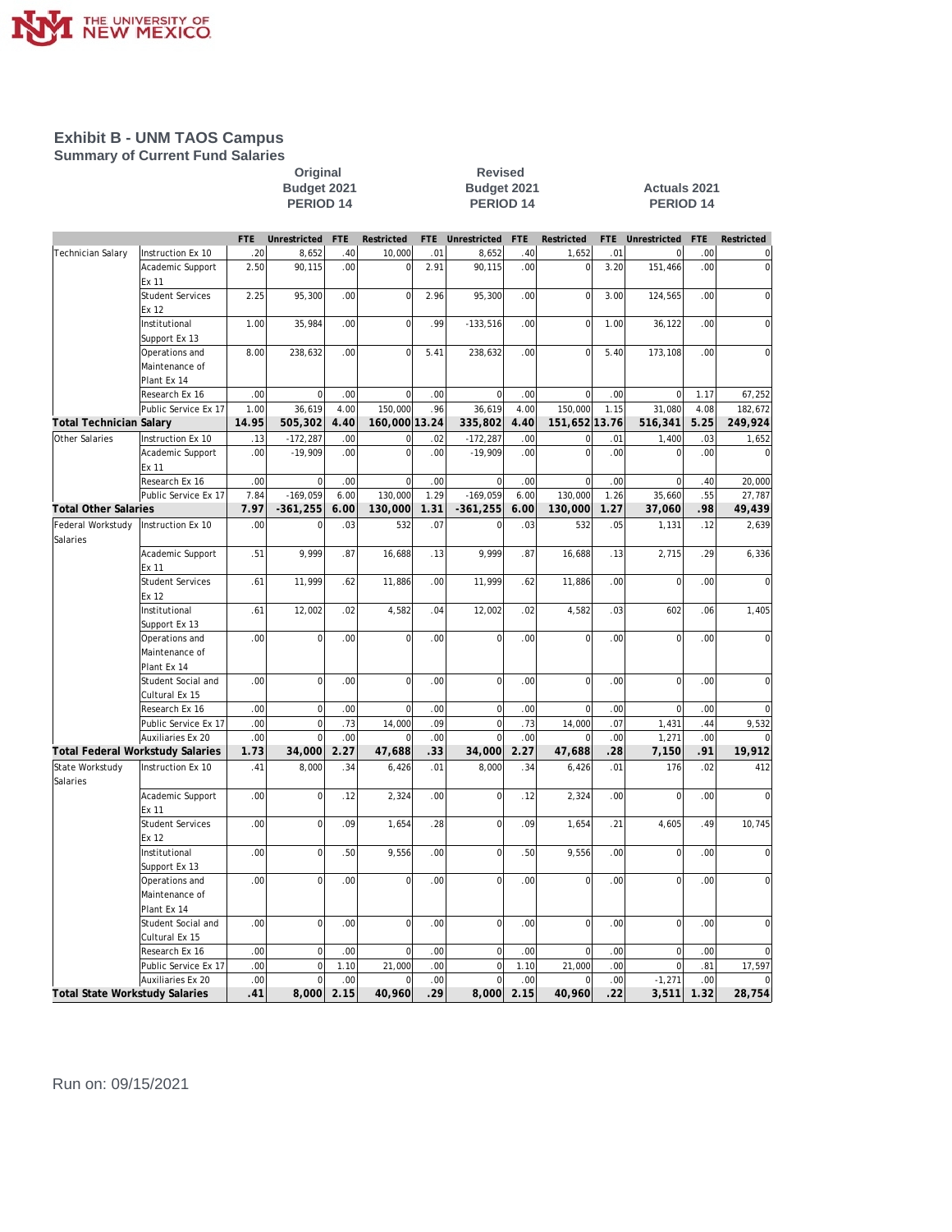# Exhibit B - UNM TAOS Campus

## Summary of Current Fund Salaries

| | | Original Budget 2021 PERIOD 14 | | | | Revised Budget 2021 PERIOD 14 | | | | Actuals 2021 PERIOD 14 | | | |
|---|---|---|---|---|---|---|---|---|---|---|---|---|---|
| | | FTE | Unrestricted | FTE | Restricted | FTE | Unrestricted | FTE | Restricted | FTE | Unrestricted | FTE | Restricted |
| Technician Salary | Instruction Ex 10 | .20 | 8,652 | .40 | 10,000 | .01 | 8,652 | .40 | 1,652 | .01 | 0 | .00 | 0 |
| | Academic Support Ex 11 | 2.50 | 90,115 | .00 | 0 | 2.91 | 90,115 | .00 | 0 | 3.20 | 151,466 | .00 | 0 |
| | Student Services Ex 12 | 2.25 | 95,300 | .00 | 0 | 2.96 | 95,300 | .00 | 0 | 3.00 | 124,565 | .00 | 0 |
| | Institutional Support Ex 13 | 1.00 | 35,984 | .00 | 0 | .99 | -133,516 | .00 | 0 | 1.00 | 36,122 | .00 | 0 |
| | Operations and Maintenance of Plant Ex 14 | 8.00 | 238,632 | .00 | 0 | 5.41 | 238,632 | .00 | 0 | 5.40 | 173,108 | .00 | 0 |
| | Research Ex 16 | .00 | 0 | .00 | 0 | .00 | 0 | .00 | 0 | .00 | 0 | 1.17 | 67,252 |
| | Public Service Ex 17 | 1.00 | 36,619 | 4.00 | 150,000 | .96 | 36,619 | 4.00 | 150,000 | 1.15 | 31,080 | 4.08 | 182,672 |
| **Total Technician Salary** | | **14.95** | **505,302** | **4.40** | **160,000** | **13.24** | **335,802** | **4.40** | **151,652** | **13.76** | **516,341** | **5.25** | **249,924** |
| Other Salaries | Instruction Ex 10 | .13 | -172,287 | .00 | 0 | .02 | -172,287 | .00 | 0 | .01 | 1,400 | .03 | 1,652 |
| | Academic Support Ex 11 | .00 | -19,909 | .00 | 0 | .00 | -19,909 | .00 | 0 | .00 | 0 | .00 | 0 |
| | Research Ex 16 | .00 | 0 | .00 | 0 | .00 | 0 | .00 | 0 | .00 | 0 | .40 | 20,000 |
| | Public Service Ex 17 | 7.84 | -169,059 | 6.00 | 130,000 | 1.29 | -169,059 | 6.00 | 130,000 | 1.26 | 35,660 | .55 | 27,787 |
| **Total Other Salaries** | | **7.97** | **-361,255** | **6.00** | **130,000** | **1.31** | **-361,255** | **6.00** | **130,000** | **1.27** | **37,060** | **.98** | **49,439** |
| Federal Workstudy Salaries | Instruction Ex 10 | .00 | 0 | .03 | 532 | .07 | 0 | .03 | 532 | .05 | 1,131 | .12 | 2,639 |
| | Academic Support Ex 11 | .51 | 9,999 | .87 | 16,688 | .13 | 9,999 | .87 | 16,688 | .13 | 2,715 | .29 | 6,336 |
| | Student Services Ex 12 | .61 | 11,999 | .62 | 11,886 | .00 | 11,999 | .62 | 11,886 | .00 | 0 | .00 | 0 |
| | Institutional Support Ex 13 | .61 | 12,002 | .02 | 4,582 | .04 | 12,002 | .02 | 4,582 | .03 | 602 | .06 | 1,405 |
| | Operations and Maintenance of Plant Ex 14 | .00 | 0 | .00 | 0 | .00 | 0 | .00 | 0 | .00 | 0 | .00 | 0 |
| | Student Social and Cultural Ex 15 | .00 | 0 | .00 | 0 | .00 | 0 | .00 | 0 | .00 | 0 | .00 | 0 |
| | Research Ex 16 | .00 | 0 | .00 | 0 | .00 | 0 | .00 | 0 | .00 | 0 | .00 | 0 |
| | Public Service Ex 17 | .00 | 0 | .73 | 14,000 | .09 | 0 | .73 | 14,000 | .07 | 1,431 | .44 | 9,532 |
| | Auxiliaries Ex 20 | .00 | 0 | .00 | 0 | .00 | 0 | .00 | 0 | .00 | 1,271 | .00 | 0 |
| **Total Federal Workstudy Salaries** | | **1.73** | **34,000** | **2.27** | **47,688** | **.33** | **34,000** | **2.27** | **47,688** | **.28** | **7,150** | **.91** | **19,912** |
| State Workstudy Salaries | Instruction Ex 10 | .41 | 8,000 | .34 | 6,426 | .01 | 8,000 | .34 | 6,426 | .01 | 176 | .02 | 412 |
| | Academic Support Ex 11 | .00 | 0 | .12 | 2,324 | .00 | 0 | .12 | 2,324 | .00 | 0 | .00 | 0 |
| | Student Services Ex 12 | .00 | 0 | .09 | 1,654 | .28 | 0 | .09 | 1,654 | .21 | 4,605 | .49 | 10,745 |
| | Institutional Support Ex 13 | .00 | 0 | .50 | 9,556 | .00 | 0 | .50 | 9,556 | .00 | 0 | .00 | 0 |
| | Operations and Maintenance of Plant Ex 14 | .00 | 0 | .00 | 0 | .00 | 0 | .00 | 0 | .00 | 0 | .00 | 0 |
| | Student Social and Cultural Ex 15 | .00 | 0 | .00 | 0 | .00 | 0 | .00 | 0 | .00 | 0 | .00 | 0 |
| | Research Ex 16 | .00 | 0 | .00 | 0 | .00 | 0 | .00 | 0 | .00 | 0 | .00 | 0 |
| | Public Service Ex 17 | .00 | 0 | 1.10 | 21,000 | .00 | 0 | 1.10 | 21,000 | .00 | 0 | .81 | 17,597 |
| | Auxiliaries Ex 20 | .00 | 0 | .00 | 0 | .00 | 0 | .00 | 0 | .00 | -1,271 | .00 | 0 |
| **Total State Workstudy Salaries** | | **.41** | **8,000** | **2.15** | **40,960** | **.29** | **8,000** | **2.15** | **40,960** | **.22** | **3,511** | **1.32** | **28,754** |

Run on: 09/15/2021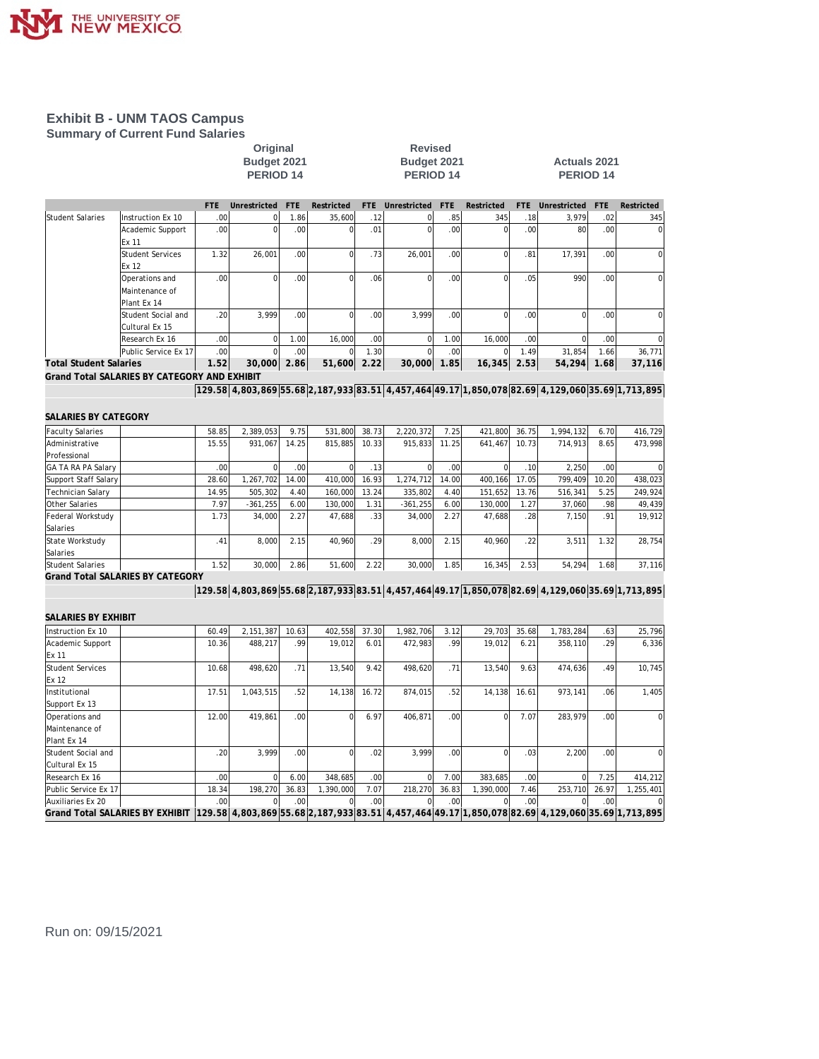# Exhibit B - UNM TAOS Campus

## Summary of Current Fund Salaries

| | | Original Budget 2021 PERIOD 14 | | | | Revised Budget 2021 PERIOD 14 | | | | Actuals 2021 PERIOD 14 | | | |
|---|---|---|---|---|---|---|---|---|---|---|---|---|---|
| | | FTE | Unrestricted | FTE | Restricted | FTE | Unrestricted | FTE | Restricted | FTE | Unrestricted | FTE | Restricted |
| Student Salaries | Instruction Ex 10 | .00 | 0 | 1.86 | 35,600 | .12 | 0 | .85 | 345 | .18 | 3,979 | .02 | 345 |
| | Academic Support Ex 11 | .00 | 0 | .00 | 0 | .01 | 0 | .00 | 0 | .00 | 80 | .00 | 0 |
| | Student Services Ex 12 | 1.32 | 26,001 | .00 | 0 | .73 | 26,001 | .00 | 0 | .81 | 17,391 | .00 | 0 |
| | Operations and Maintenance of Plant Ex 14 | .00 | 0 | .00 | 0 | .06 | 0 | .00 | 0 | .05 | 990 | .00 | 0 |
| | Student Social and Cultural Ex 15 | .20 | 3,999 | .00 | 0 | .00 | 3,999 | .00 | 0 | .00 | 0 | .00 | 0 |
| | Research Ex 16 | .00 | 0 | 1.00 | 16,000 | .00 | 0 | 1.00 | 16,000 | .00 | 0 | .00 | 0 |
| | Public Service Ex 17 | .00 | 0 | .00 | 0 | 1.30 | 0 | .00 | 0 | 1.49 | 31,854 | 1.66 | 36,771 |
| **Total Student Salaries** | | **1.52** | **30,000** | **2.86** | **51,600** | **2.22** | **30,000** | **1.85** | **16,345** | **2.53** | **54,294** | **1.68** | **37,116** |
| **Grand Total SALARIES BY CATEGORY AND EXHIBIT** | | **129.58** | **4,803,869** | **55.68** | **2,187,933** | **83.51** | **4,457,464** | **49.17** | **1,850,078** | **82.69** | **4,129,060** | **35.69** | **1,713,895** |

**SALARIES BY CATEGORY**

| | | FTE | Unrestricted | FTE | Restricted | FTE | Unrestricted | FTE | Restricted | FTE | Unrestricted | FTE | Restricted |
|---|---|---|---|---|---|---|---|---|---|---|---|---|---|
| Faculty Salaries | | 58.85 | 2,389,053 | 9.75 | 531,800 | 38.73 | 2,220,372 | 7.25 | 421,800 | 36.75 | 1,994,132 | 6.70 | 416,729 |
| Administrative Professional | | 15.55 | 931,067 | 14.25 | 815,885 | 10.33 | 915,833 | 11.25 | 641,467 | 10.73 | 714,913 | 8.65 | 473,998 |
| GA TA RA PA Salary | | .00 | 0 | .00 | 0 | .13 | 0 | .00 | 0 | .10 | 2,250 | .00 | 0 |
| Support Staff Salary | | 28.60 | 1,267,702 | 14.00 | 410,000 | 16.93 | 1,274,712 | 14.00 | 400,166 | 17.05 | 799,409 | 10.20 | 438,023 |
| Technician Salary | | 14.95 | 505,302 | 4.40 | 160,000 | 13.24 | 335,802 | 4.40 | 151,652 | 13.76 | 516,341 | 5.25 | 249,924 |
| Other Salaries | | 7.97 | -361,255 | 6.00 | 130,000 | 1.31 | -361,255 | 6.00 | 130,000 | 1.27 | 37,060 | .98 | 49,439 |
| Federal Workstudy Salaries | | 1.73 | 34,000 | 2.27 | 47,688 | .33 | 34,000 | 2.27 | 47,688 | .28 | 7,150 | .91 | 19,912 |
| State Workstudy Salaries | | .41 | 8,000 | 2.15 | 40,960 | .29 | 8,000 | 2.15 | 40,960 | .22 | 3,511 | 1.32 | 28,754 |
| Student Salaries | | 1.52 | 30,000 | 2.86 | 51,600 | 2.22 | 30,000 | 1.85 | 16,345 | 2.53 | 54,294 | 1.68 | 37,116 |
| **Grand Total SALARIES BY CATEGORY** | | **129.58** | **4,803,869** | **55.68** | **2,187,933** | **83.51** | **4,457,464** | **49.17** | **1,850,078** | **82.69** | **4,129,060** | **35.69** | **1,713,895** |

**SALARIES BY EXHIBIT**

| | | FTE | Unrestricted | FTE | Restricted | FTE | Unrestricted | FTE | Restricted | FTE | Unrestricted | FTE | Restricted |
|---|---|---|---|---|---|---|---|---|---|---|---|---|---|
| Instruction Ex 10 | | 60.49 | 2,151,387 | 10.63 | 402,558 | 37.30 | 1,982,706 | 3.12 | 29,703 | 35.68 | 1,783,284 | .63 | 25,796 |
| Academic Support Ex 11 | | 10.36 | 488,217 | .99 | 19,012 | 6.01 | 472,983 | .99 | 19,012 | 6.21 | 358,110 | .29 | 6,336 |
| Student Services Ex 12 | | 10.68 | 498,620 | .71 | 13,540 | 9.42 | 498,620 | .71 | 13,540 | 9.63 | 474,636 | .49 | 10,745 |
| Institutional Support Ex 13 | | 17.51 | 1,043,515 | .52 | 14,138 | 16.72 | 874,015 | .52 | 14,138 | 16.61 | 973,141 | .06 | 1,405 |
| Operations and Maintenance of Plant Ex 14 | | 12.00 | 419,861 | .00 | 0 | 6.97 | 406,871 | .00 | 0 | 7.07 | 283,979 | .00 | 0 |
| Student Social and Cultural Ex 15 | | .20 | 3,999 | .00 | 0 | .02 | 3,999 | .00 | 0 | .03 | 2,200 | .00 | 0 |
| Research Ex 16 | | .00 | 0 | 6.00 | 348,685 | .00 | 0 | 7.00 | 383,685 | .00 | 0 | 7.25 | 414,212 |
| Public Service Ex 17 | | 18.34 | 198,270 | 36.83 | 1,390,000 | 7.07 | 218,270 | 36.83 | 1,390,000 | 7.46 | 253,710 | 26.97 | 1,255,401 |
| Auxiliaries Ex 20 | | .00 | 0 | .00 | 0 | .00 | 0 | .00 | 0 | .00 | 0 | .00 | 0 |
| **Grand Total SALARIES BY EXHIBIT** | | **129.58** | **4,803,869** | **55.68** | **2,187,933** | **83.51** | **4,457,464** | **49.17** | **1,850,078** | **82.69** | **4,129,060** | **35.69** | **1,713,895** |

Run on: 09/15/2021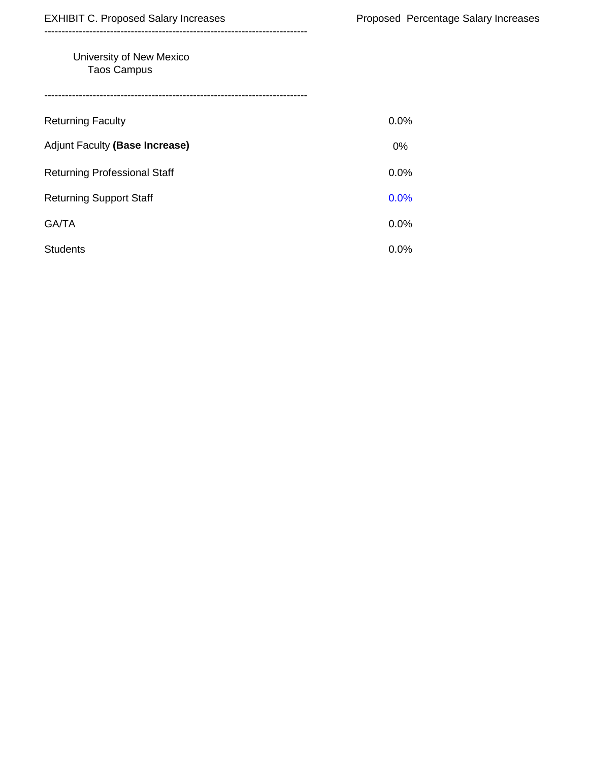| EXHIBIT C. Proposed Salary Increases | Proposed Percentage Salary Increases |
|---|---|
| University of New Mexico Taos Campus | |
| Returning Faculty | 0.0% |
| Adjunt Faculty **(Base Increase)** | 0% |
| Returning Professional Staff | 0.0% |
| Returning Support Staff | 0.0% |
| GA/TA | 0.0% |
| Students | 0.0% |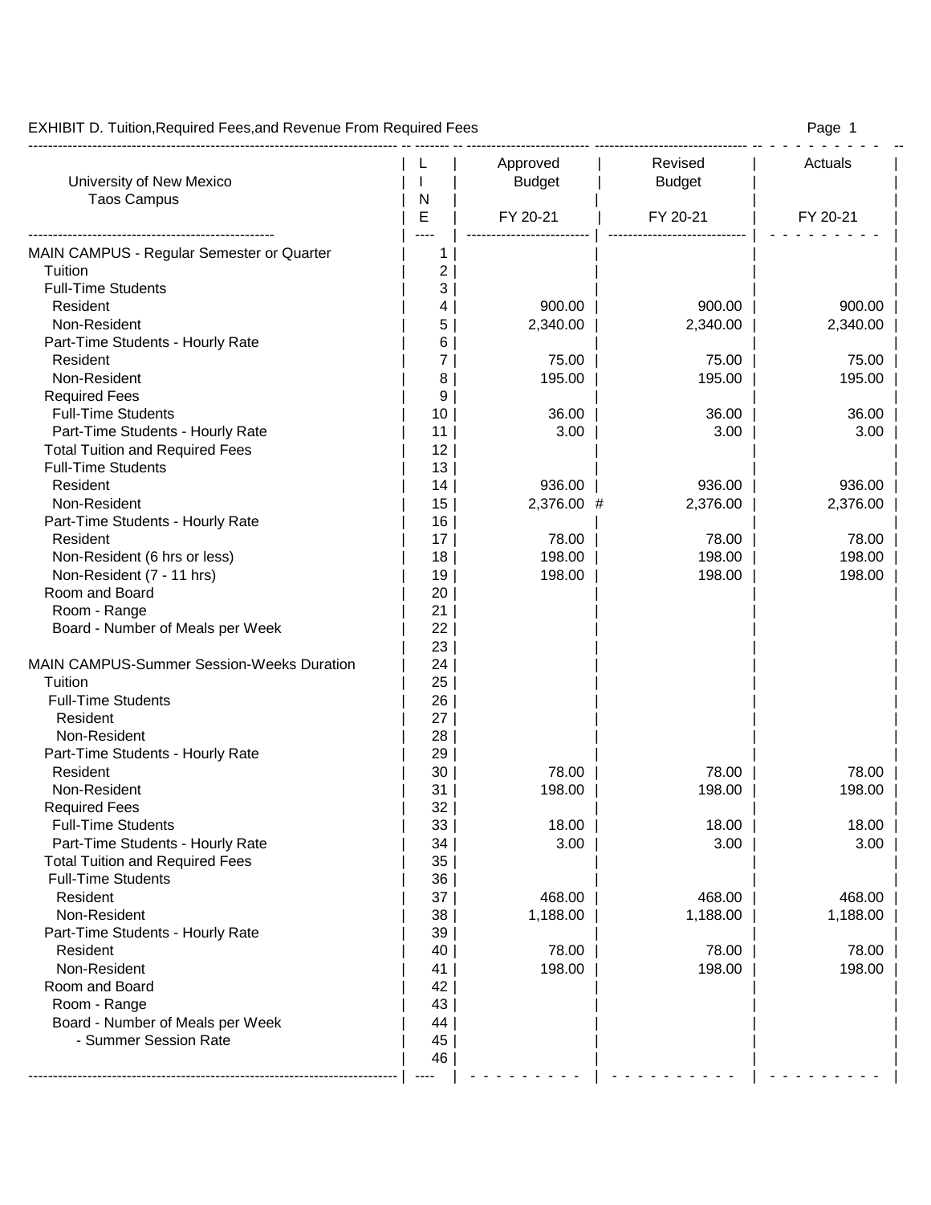EXHIBIT D. Tuition,Required Fees,and Revenue From Required Fees

| University of New Mexico<br>Taos Campus | LINE | Approved Budget<br>FY 20-21 | Revised Budget<br>FY 20-21 | Actuals<br>FY 20-21 |
|---|---|---|---|---|
| MAIN CAMPUS - Regular Semester or Quarter | 1 | | | |
| Tuition | 2 | | | |
| Full-Time Students | 3 | | | |
| Resident | 4 | 900.00 | 900.00 | 900.00 |
| Non-Resident | 5 | 2,340.00 | 2,340.00 | 2,340.00 |
| Part-Time Students - Hourly Rate | 6 | | | |
| Resident | 7 | 75.00 | 75.00 | 75.00 |
| Non-Resident | 8 | 195.00 | 195.00 | 195.00 |
| Required Fees | 9 | | | |
| Full-Time Students | 10 | 36.00 | 36.00 | 36.00 |
| Part-Time Students - Hourly Rate | 11 | 3.00 | 3.00 | 3.00 |
| Total Tuition and Required Fees | 12 | | | |
| Full-Time Students | 13 | | | |
| Resident | 14 | 936.00 | 936.00 | 936.00 |
| Non-Resident | 15 | 2,376.00 # | 2,376.00 | 2,376.00 |
| Part-Time Students - Hourly Rate | 16 | | | |
| Resident | 17 | 78.00 | 78.00 | 78.00 |
| Non-Resident (6 hrs or less) | 18 | 198.00 | 198.00 | 198.00 |
| Non-Resident (7 - 11 hrs) | 19 | 198.00 | 198.00 | 198.00 |
| Room and Board | 20 | | | |
| Room - Range | 21 | | | |
| Board - Number of Meals per Week | 22 | | | |
| | 23 | | | |
| MAIN CAMPUS-Summer Session-Weeks Duration | 24 | | | |
| Tuition | 25 | | | |
| Full-Time Students | 26 | | | |
| Resident | 27 | | | |
| Non-Resident | 28 | | | |
| Part-Time Students - Hourly Rate | 29 | | | |
| Resident | 30 | 78.00 | 78.00 | 78.00 |
| Non-Resident | 31 | 198.00 | 198.00 | 198.00 |
| Required Fees | 32 | | | |
| Full-Time Students | 33 | 18.00 | 18.00 | 18.00 |
| Part-Time Students - Hourly Rate | 34 | 3.00 | 3.00 | 3.00 |
| Total Tuition and Required Fees | 35 | | | |
| Full-Time Students | 36 | | | |
| Resident | 37 | 468.00 | 468.00 | 468.00 |
| Non-Resident | 38 | 1,188.00 | 1,188.00 | 1,188.00 |
| Part-Time Students - Hourly Rate | 39 | | | |
| Resident | 40 | 78.00 | 78.00 | 78.00 |
| Non-Resident | 41 | 198.00 | 198.00 | 198.00 |
| Room and Board | 42 | | | |
| Room - Range | 43 | | | |
| Board - Number of Meals per Week | 44 | | | |
| - Summer Session Rate | 45 | | | |
| | 46 | | | |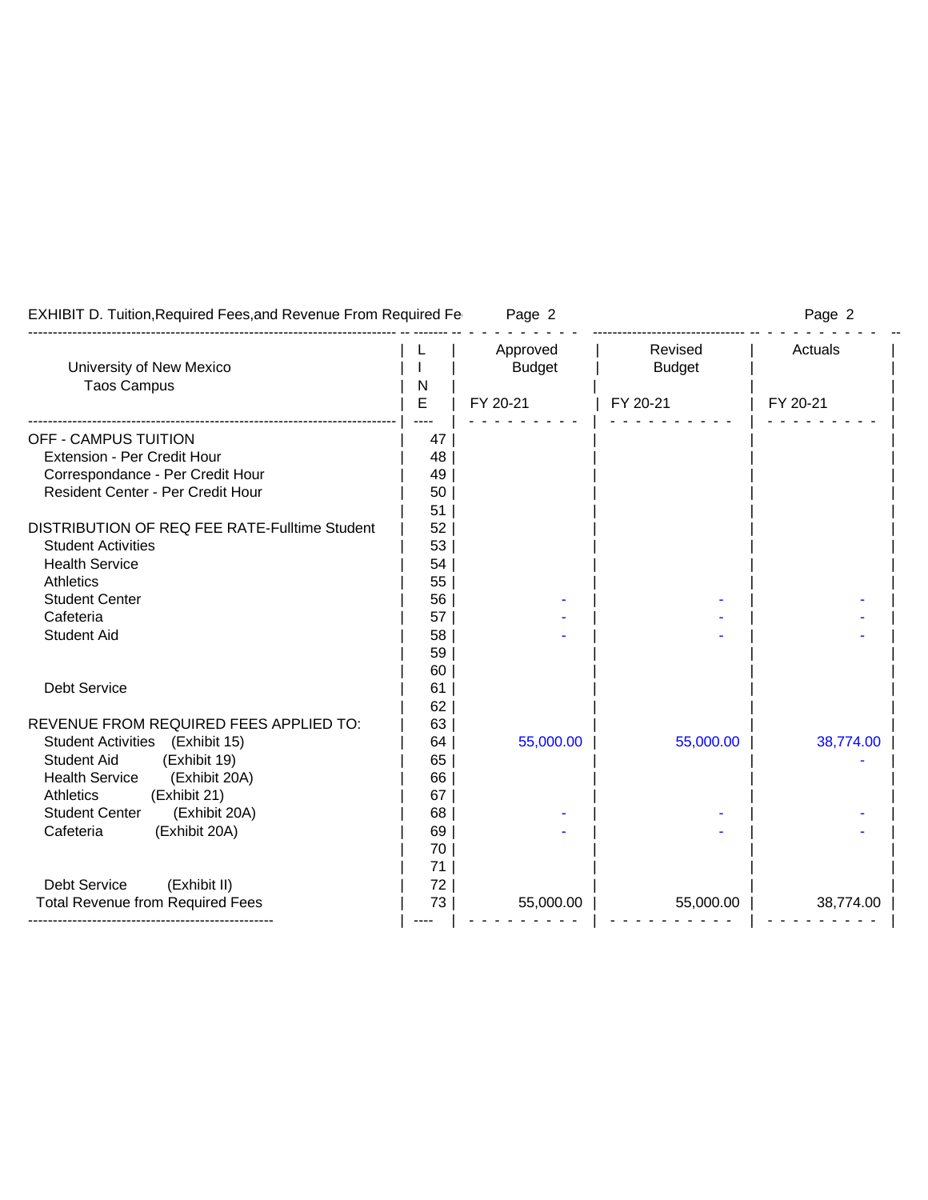EXHIBIT D. Tuition,Required Fees,and Revenue From Required Fe

| University of New Mexico<br>Taos Campus | LINE | Approved Budget<br>FY 20-21 | Revised Budget<br>FY 20-21 | Actuals<br>FY 20-21 |
|---|---|---|---|---|
| OFF - CAMPUS TUITION | 47 | | | |
| Extension - Per Credit Hour | 48 | | | |
| Correspondance - Per Credit Hour | 49 | | | |
| Resident Center - Per Credit Hour | 50 | | | |
| | 51 | | | |
| DISTRIBUTION OF REQ FEE RATE-Fulltime Student | 52 | | | |
| Student Activities | 53 | | | |
| Health Service | 54 | | | |
| Athletics | 55 | | | |
| Student Center | 56 | - | - | - |
| Cafeteria | 57 | - | - | - |
| Student Aid | 58 | - | - | - |
| | 59 | | | |
| | 60 | | | |
| Debt Service | 61 | | | |
| | 62 | | | |
| REVENUE FROM REQUIRED FEES APPLIED TO: | 63 | | | |
| Student Activities (Exhibit 15) | 64 | 55,000.00 | 55,000.00 | 38,774.00 |
| Student Aid (Exhibit 19) | 65 | | | - |
| Health Service (Exhibit 20A) | 66 | | | |
| Athletics (Exhibit 21) | 67 | | | |
| Student Center (Exhibit 20A) | 68 | - | - | - |
| Cafeteria (Exhibit 20A) | 69 | - | - | - |
| | 70 | | | |
| | 71 | | | |
| Debt Service (Exhibit II) | 72 | | | |
| Total Revenue from Required Fees | 73 | 55,000.00 | 55,000.00 | 38,774.00 |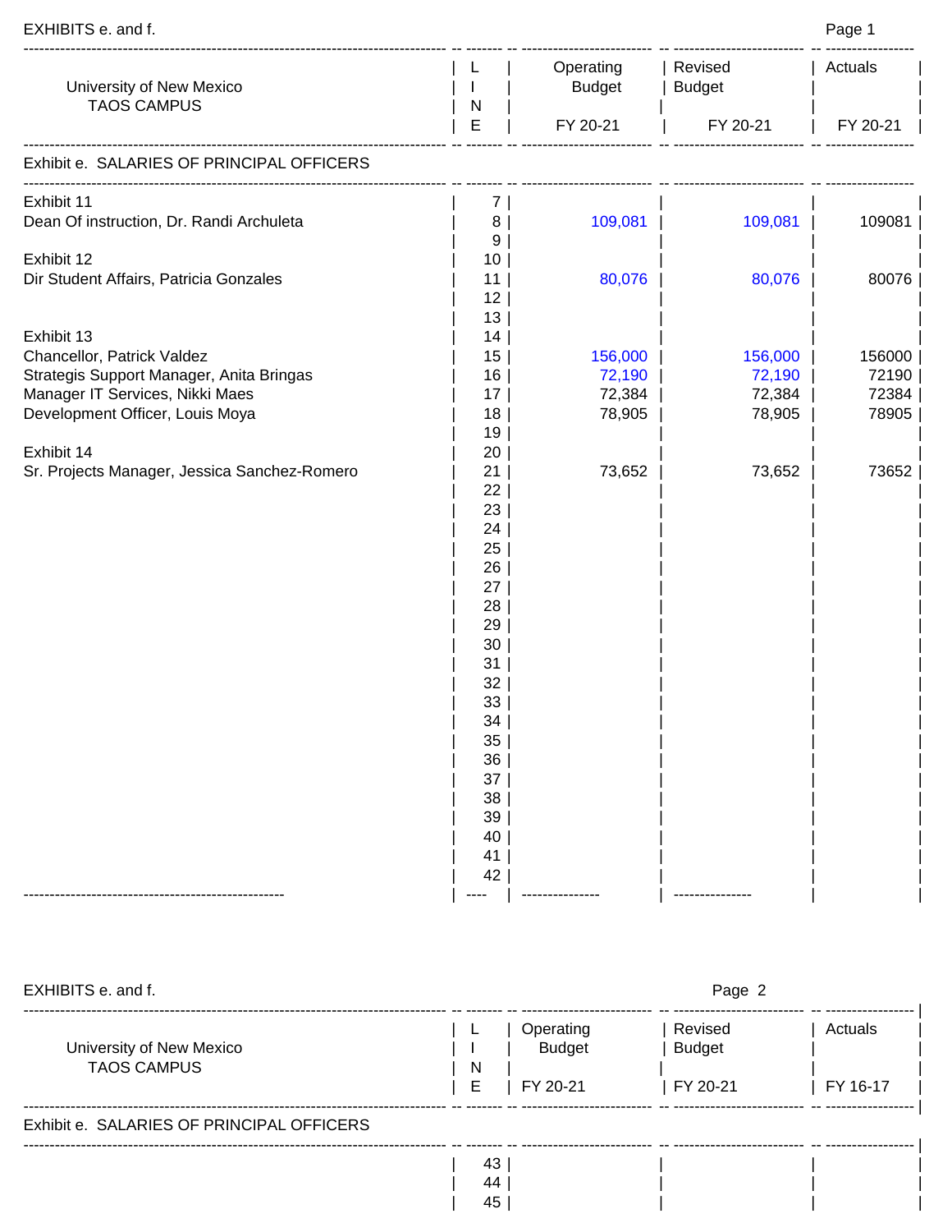EXHIBITS e. and f.

| University of New Mexico TAOS CAMPUS | LINE | Operating Budget FY 20-21 | Revised Budget FY 20-21 | Actuals FY 20-21 |
|---|---|---|---|---|
| **Exhibit e. SALARIES OF PRINCIPAL OFFICERS** | | | | |
| Exhibit 11 | 7 | | | |
| Dean Of instruction, Dr. Randi Archuleta | 8 | 109,081 | 109,081 | 109081 |
| | 9 | | | |
| Exhibit 12 | 10 | | | |
| Dir Student Affairs, Patricia Gonzales | 11 | 80,076 | 80,076 | 80076 |
| | 12 | | | |
| | 13 | | | |
| Exhibit 13 | 14 | | | |
| Chancellor, Patrick Valdez | 15 | 156,000 | 156,000 | 156000 |
| Strategis Support Manager, Anita Bringas | 16 | 72,190 | 72,190 | 72190 |
| Manager IT Services, Nikki Maes | 17 | 72,384 | 72,384 | 72384 |
| Development Officer, Louis Moya | 18 | 78,905 | 78,905 | 78905 |
| | 19 | | | |
| Exhibit 14 | 20 | | | |
| Sr. Projects Manager, Jessica Sanchez-Romero | 21 | 73,652 | 73,652 | 73652 |
| | 22 | | | |
| | 23 | | | |
| | 24 | | | |
| | 25 | | | |
| | 26 | | | |
| | 27 | | | |
| | 28 | | | |
| | 29 | | | |
| | 30 | | | |
| | 31 | | | |
| | 32 | | | |
| | 33 | | | |
| | 34 | | | |
| | 35 | | | |
| | 36 | | | |
| | 37 | | | |
| | 38 | | | |
| | 39 | | | |
| | 40 | | | |
| | 41 | | | |
| | 42 | | | |

EXHIBITS e. and f.

| University of New Mexico TAOS CAMPUS | LINE | Operating Budget FY 20-21 | Revised Budget FY 20-21 | Actuals FY 16-17 |
|---|---|---|---|---|
| **Exhibit e. SALARIES OF PRINCIPAL OFFICERS** | | | | |
| | 43 | | | |
| | 44 | | | |
| | 45 | | | |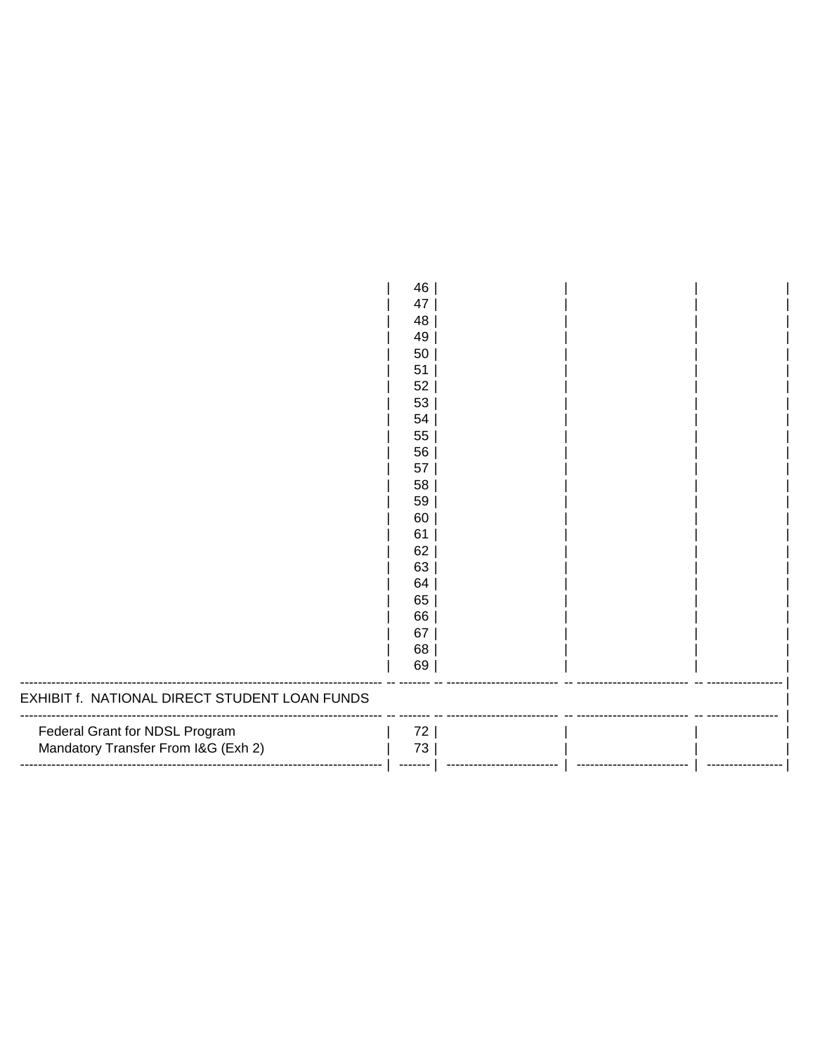| | | | | |
|---|---|---|---|---|
| | 46 | | | |
| | 47 | | | |
| | 48 | | | |
| | 49 | | | |
| | 50 | | | |
| | 51 | | | |
| | 52 | | | |
| | 53 | | | |
| | 54 | | | |
| | 55 | | | |
| | 56 | | | |
| | 57 | | | |
| | 58 | | | |
| | 59 | | | |
| | 60 | | | |
| | 61 | | | |
| | 62 | | | |
| | 63 | | | |
| | 64 | | | |
| | 65 | | | |
| | 66 | | | |
| | 67 | | | |
| | 68 | | | |
| | 69 | | | |
| **EXHIBIT f. NATIONAL DIRECT STUDENT LOAN FUNDS** | | | | |
| Federal Grant for NDSL Program | 72 | | | |
| Mandatory Transfer From I&G (Exh 2) | 73 | | | |